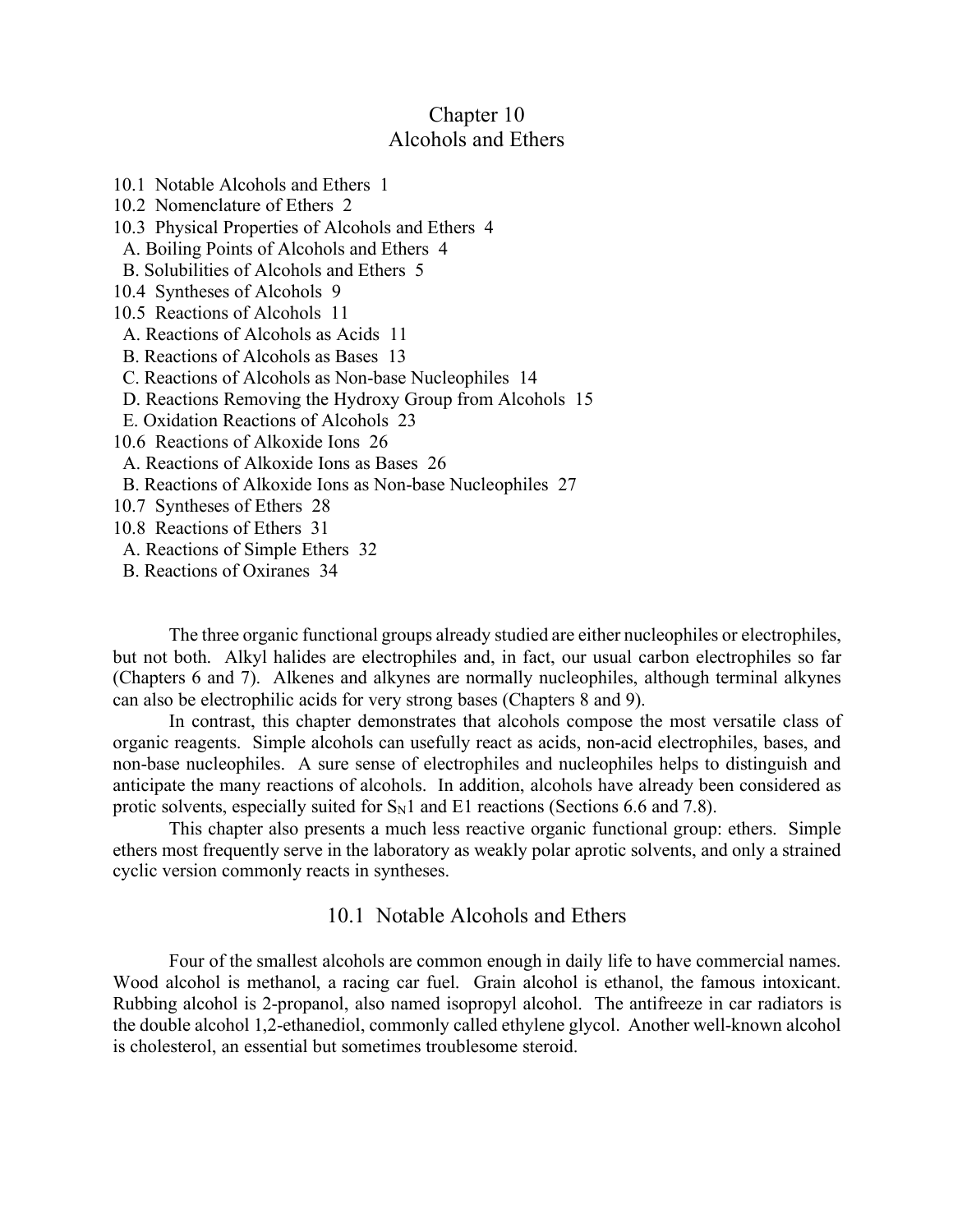# Chapter 10
# Alcohols and Ethers

10.1 Notable Alcohols and Ethers 1
10.2 Nomenclature of Ethers 2
10.3 Physical Properties of Alcohols and Ethers 4
  A. Boiling Points of Alcohols and Ethers 4
  B. Solubilities of Alcohols and Ethers 5
10.4 Syntheses of Alcohols 9
10.5 Reactions of Alcohols 11
  A. Reactions of Alcohols as Acids 11
  B. Reactions of Alcohols as Bases 13
  C. Reactions of Alcohols as Non-base Nucleophiles 14
  D. Reactions Removing the Hydroxy Group from Alcohols 15
  E. Oxidation Reactions of Alcohols 23
10.6 Reactions of Alkoxide Ions 26
  A. Reactions of Alkoxide Ions as Bases 26
  B. Reactions of Alkoxide Ions as Non-base Nucleophiles 27
10.7 Syntheses of Ethers 28
10.8 Reactions of Ethers 31
  A. Reactions of Simple Ethers 32
  B. Reactions of Oxiranes 34

The three organic functional groups already studied are either nucleophiles or electrophiles, but not both. Alkyl halides are electrophiles and, in fact, our usual carbon electrophiles so far (Chapters 6 and 7). Alkenes and alkynes are normally nucleophiles, although terminal alkynes can also be electrophilic acids for very strong bases (Chapters 8 and 9).

In contrast, this chapter demonstrates that alcohols compose the most versatile class of organic reagents. Simple alcohols can usefully react as acids, non-acid electrophiles, bases, and non-base nucleophiles. A sure sense of electrophiles and nucleophiles helps to distinguish and anticipate the many reactions of alcohols. In addition, alcohols have already been considered as protic solvents, especially suited for $S_N1$ and E1 reactions (Sections 6.6 and 7.8).

This chapter also presents a much less reactive organic functional group: ethers. Simple ethers most frequently serve in the laboratory as weakly polar aprotic solvents, and only a strained cyclic version commonly reacts in syntheses.

## 10.1 Notable Alcohols and Ethers

Four of the smallest alcohols are common enough in daily life to have commercial names. Wood alcohol is methanol, a racing car fuel. Grain alcohol is ethanol, the famous intoxicant. Rubbing alcohol is 2-propanol, also named isopropyl alcohol. The antifreeze in car radiators is the double alcohol 1,2-ethanediol, commonly called ethylene glycol. Another well-known alcohol is cholesterol, an essential but sometimes troublesome steroid.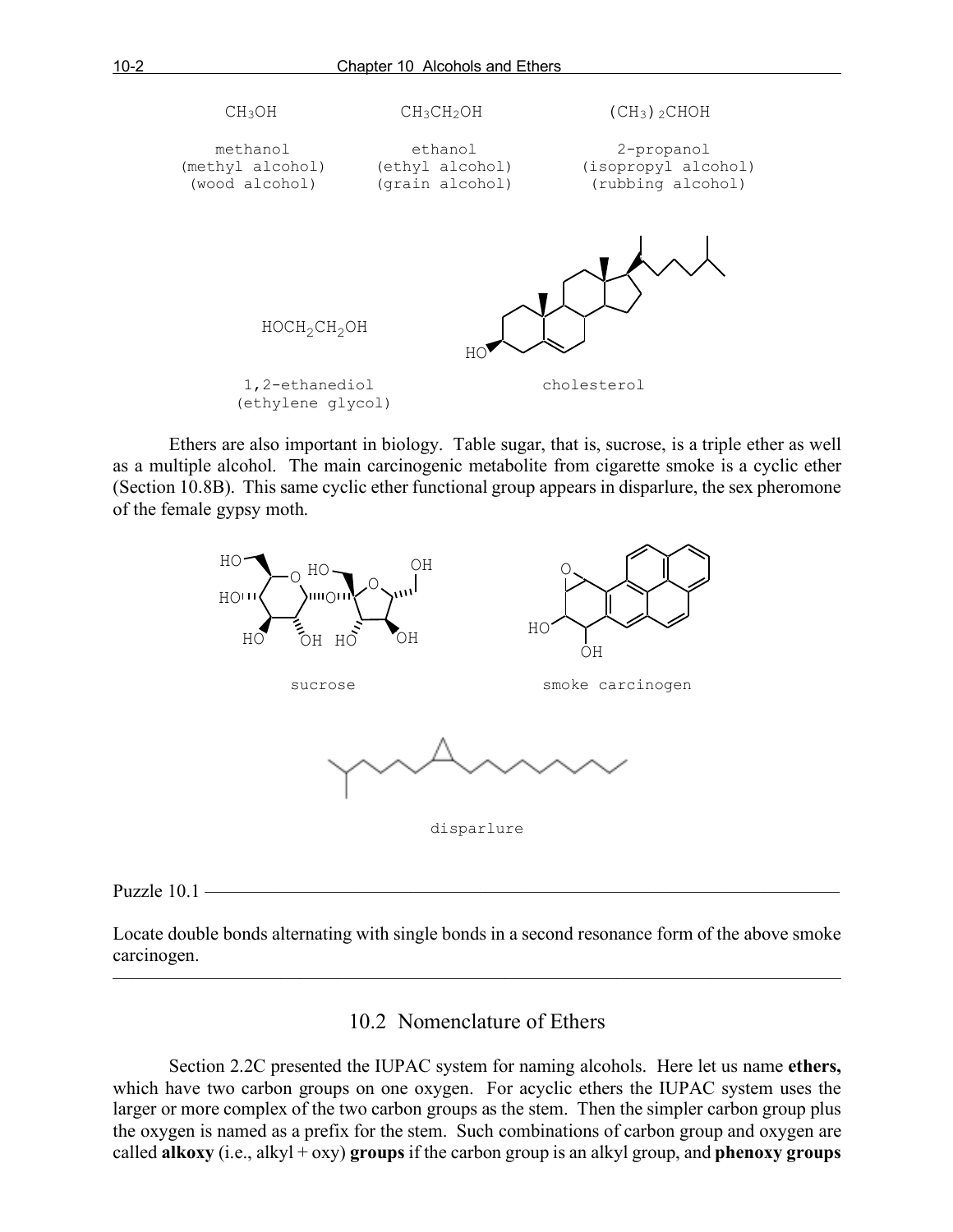$CH_3OH$

methanol
(methyl alcohol)
(wood alcohol)

$CH_3CH_2OH$

ethanol
(ethyl alcohol)
(grain alcohol)

$(CH_3)_2CHOH$

2-propanol
(isopropyl alcohol)
(rubbing alcohol)

$HOCH_2CH_2OH$

1,2-ethanediol
(ethylene glycol)

cholesterol

Ethers are also important in biology. Table sugar, that is, sucrose, is a triple ether as well as a multiple alcohol. The main carcinogenic metabolite from cigarette smoke is a cyclic ether (Section 10.8B). This same cyclic ether functional group appears in disparlure, the sex pheromone of the female gypsy moth.

sucrose

smoke carcinogen

disparlure

Puzzle 10.1

Locate double bonds alternating with single bonds in a second resonance form of the above smoke carcinogen.

## 10.2 Nomenclature of Ethers

Section 2.2C presented the IUPAC system for naming alcohols. Here let us name **ethers,** which have two carbon groups on one oxygen. For acyclic ethers the IUPAC system uses the larger or more complex of the two carbon groups as the stem. Then the simpler carbon group plus the oxygen is named as a prefix for the stem. Such combinations of carbon group and oxygen are called **alkoxy** (i.e., alkyl + oxy) **groups** if the carbon group is an alkyl group, and **phenoxy groups**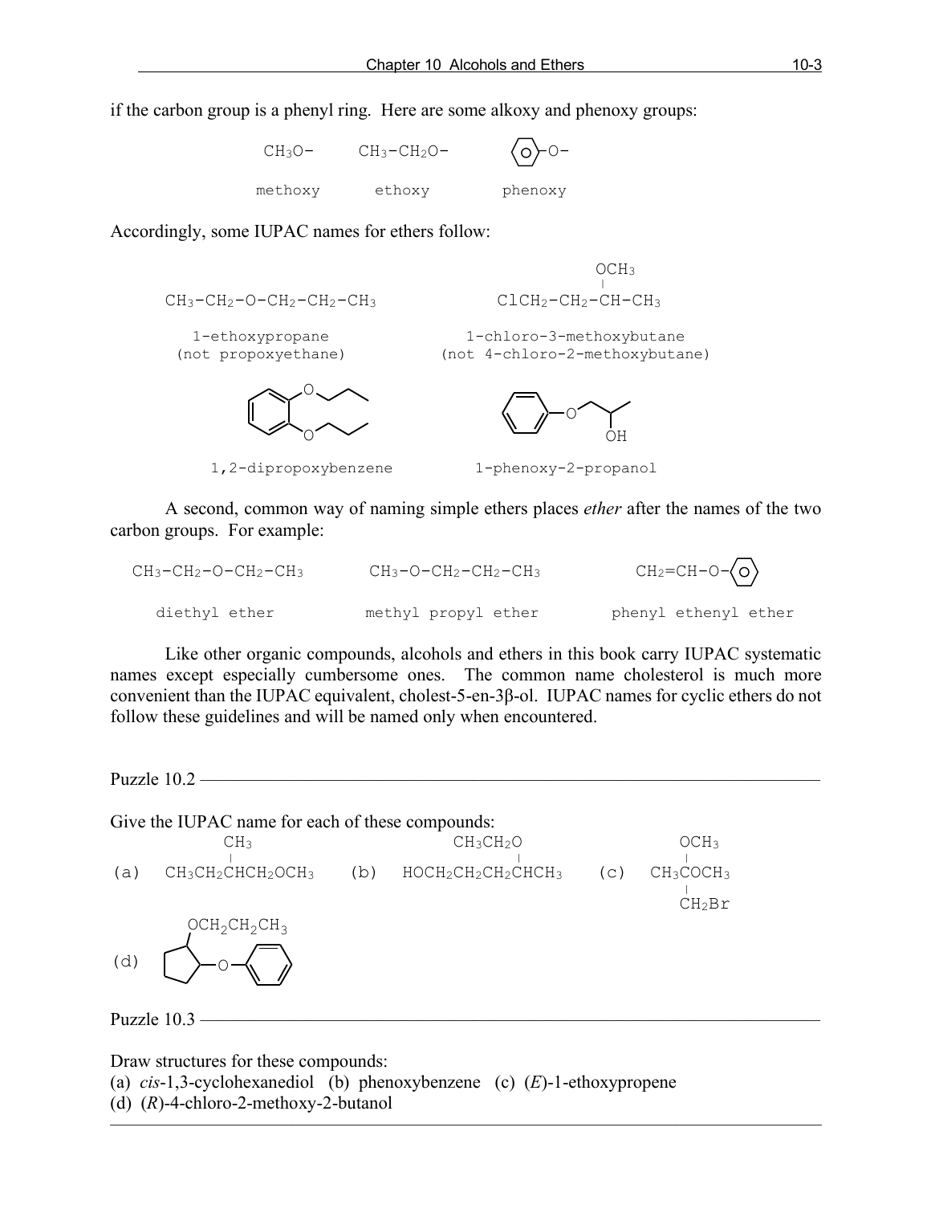if the carbon group is a phenyl ring. Here are some alkoxy and phenoxy groups:

$CH_3O-$ methoxy  $CH_3-CH_2O-$ ethoxy  $C_6H_5-O-$ phenoxy

Accordingly, some IUPAC names for ethers follow:

$CH_3-CH_2-O-CH_2-CH_2-CH_3$
1-ethoxypropane
(not propoxyethane)

$ClCH_2-CH_2-CH(OCH_3)-CH_3$
1-chloro-3-methoxybutane
(not 4-chloro-2-methoxybutane)

1,2-dipropoxybenzene

1-phenoxy-2-propanol

A second, common way of naming simple ethers places *ether* after the names of the two carbon groups. For example:

$CH_3-CH_2-O-CH_2-CH_3$
diethyl ether

$CH_3-O-CH_2-CH_2-CH_3$
methyl propyl ether

$CH_2=CH-O-C_6H_5$
phenyl ethenyl ether

Like other organic compounds, alcohols and ethers in this book carry IUPAC systematic names except especially cumbersome ones. The common name cholesterol is much more convenient than the IUPAC equivalent, cholest-5-en-3β-ol. IUPAC names for cyclic ethers do not follow these guidelines and will be named only when encountered.

---

Puzzle 10.2

Give the IUPAC name for each of these compounds:

(a) $CH_3CH_2CH(CH_3)CH_2OCH_3$  (b) $HOCH_2CH_2CH_2CH(OCH_2CH_3)CH_3$  (c) $CH_3C(OCH_3)(CH_2Br)CH_3$

(d) cyclopentane bearing $OCH_2CH_2CH_3$ and $O-C_6H_5$ on adjacent carbons

Puzzle 10.3

Draw structures for these compounds:

(a) *cis*-1,3-cyclohexanediol (b) phenoxybenzene (c) (*E*)-1-ethoxypropene
(d) (*R*)-4-chloro-2-methoxy-2-butanol

---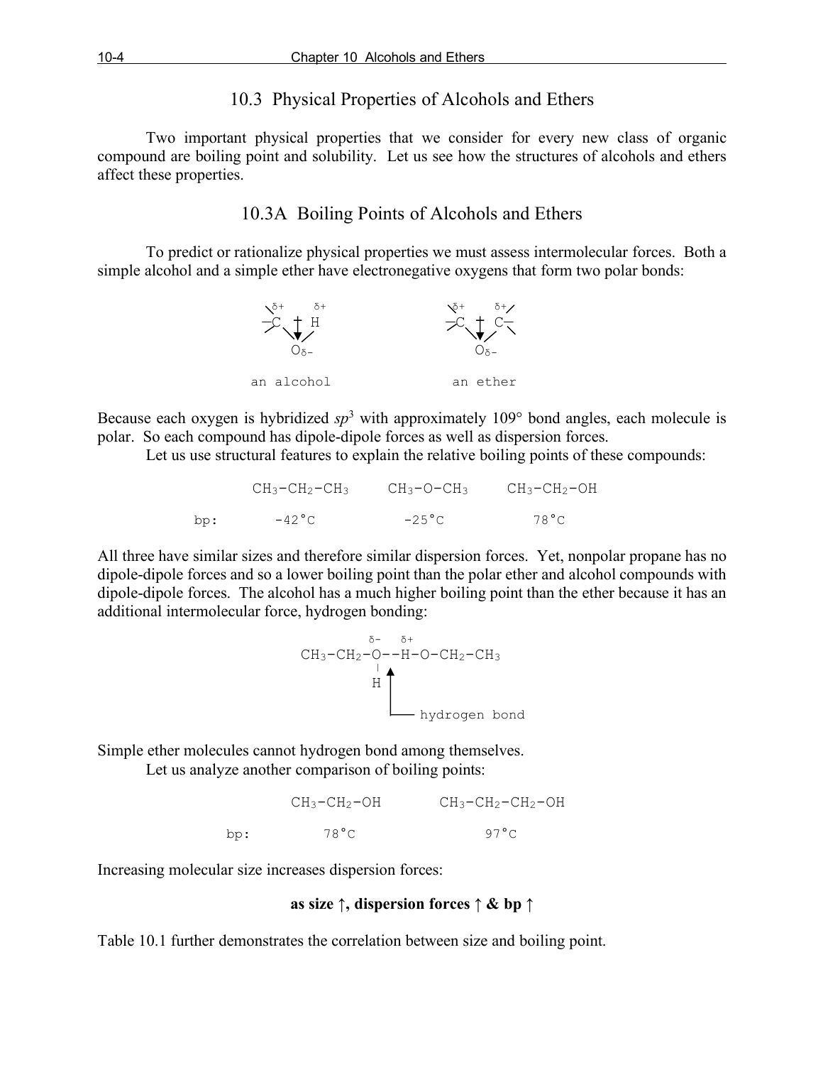## 10.3 Physical Properties of Alcohols and Ethers

Two important physical properties that we consider for every new class of organic compound are boiling point and solubility. Let us see how the structures of alcohols and ethers affect these properties.

### 10.3A Boiling Points of Alcohols and Ethers

To predict or rationalize physical properties we must assess intermolecular forces. Both a simple alcohol and a simple ether have electronegative oxygens that form two polar bonds:

```
 \δ+     δ+            \δ+     δ+/
 -C  +  H              -C  +  C-
 /  \  /               /  \  /  \
     Oδ-                   Oδ-

an alcohol             an ether
```

Because each oxygen is hybridized *sp*$^3$ with approximately 109° bond angles, each molecule is polar. So each compound has dipole-dipole forces as well as dispersion forces.

Let us use structural features to explain the relative boiling points of these compounds:

| | $CH_3-CH_2-CH_3$ | $CH_3-O-CH_3$ | $CH_3-CH_2-OH$ |
|---|---|---|---|
| bp: | -42°C | -25°C | 78°C |

All three have similar sizes and therefore similar dispersion forces. Yet, nonpolar propane has no dipole-dipole forces and so a lower boiling point than the polar ether and alcohol compounds with dipole-dipole forces. The alcohol has a much higher boiling point than the ether because it has an additional intermolecular force, hydrogen bonding:

```
               δ-  δ+
CH3-CH2-O--H-O-CH2-CH3
           |
           H  ↑
              └── hydrogen bond
```

Simple ether molecules cannot hydrogen bond among themselves.

Let us analyze another comparison of boiling points:

| | $CH_3-CH_2-OH$ | $CH_3-CH_2-CH_2-OH$ |
|---|---|---|
| bp: | 78°C | 97°C |

Increasing molecular size increases dispersion forces:

**as size ↑, dispersion forces ↑ & bp ↑**

Table 10.1 further demonstrates the correlation between size and boiling point.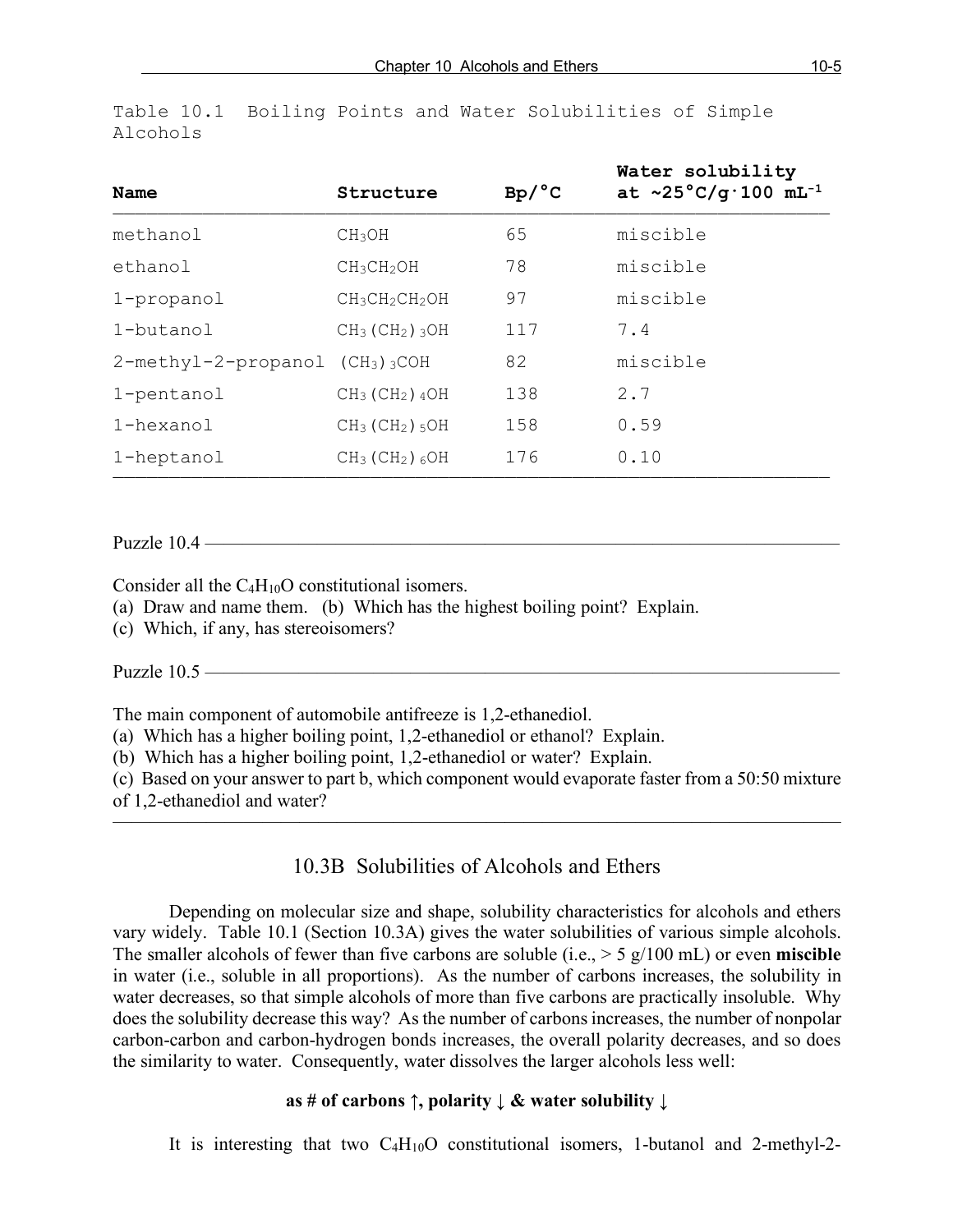Table 10.1 Boiling Points and Water Solubilities of Simple Alcohols

| Name | Structure | Bp/°C | Water solubility at ~25°C/g·100 mL$^{-1}$ |
|---|---|---|---|
| methanol | $CH_3OH$ | 65 | miscible |
| ethanol | $CH_3CH_2OH$ | 78 | miscible |
| 1-propanol | $CH_3CH_2CH_2OH$ | 97 | miscible |
| 1-butanol | $CH_3(CH_2)_3OH$ | 117 | 7.4 |
| 2-methyl-2-propanol | $(CH_3)_3COH$ | 82 | miscible |
| 1-pentanol | $CH_3(CH_2)_4OH$ | 138 | 2.7 |
| 1-hexanol | $CH_3(CH_2)_5OH$ | 158 | 0.59 |
| 1-heptanol | $CH_3(CH_2)_6OH$ | 176 | 0.10 |

Puzzle 10.4

Consider all the $C_4H_{10}O$ constitutional isomers.
(a) Draw and name them. (b) Which has the highest boiling point? Explain.
(c) Which, if any, has stereoisomers?

Puzzle 10.5

The main component of automobile antifreeze is 1,2-ethanediol.
(a) Which has a higher boiling point, 1,2-ethanediol or ethanol? Explain.
(b) Which has a higher boiling point, 1,2-ethanediol or water? Explain.
(c) Based on your answer to part b, which component would evaporate faster from a 50:50 mixture of 1,2-ethanediol and water?

## 10.3B Solubilities of Alcohols and Ethers

Depending on molecular size and shape, solubility characteristics for alcohols and ethers vary widely. Table 10.1 (Section 10.3A) gives the water solubilities of various simple alcohols. The smaller alcohols of fewer than five carbons are soluble (i.e., > 5 g/100 mL) or even **miscible** in water (i.e., soluble in all proportions). As the number of carbons increases, the solubility in water decreases, so that simple alcohols of more than five carbons are practically insoluble. Why does the solubility decrease this way? As the number of carbons increases, the number of nonpolar carbon-carbon and carbon-hydrogen bonds increases, the overall polarity decreases, and so does the similarity to water. Consequently, water dissolves the larger alcohols less well:

**as # of carbons ↑, polarity ↓ & water solubility ↓**

It is interesting that two $C_4H_{10}O$ constitutional isomers, 1-butanol and 2-methyl-2-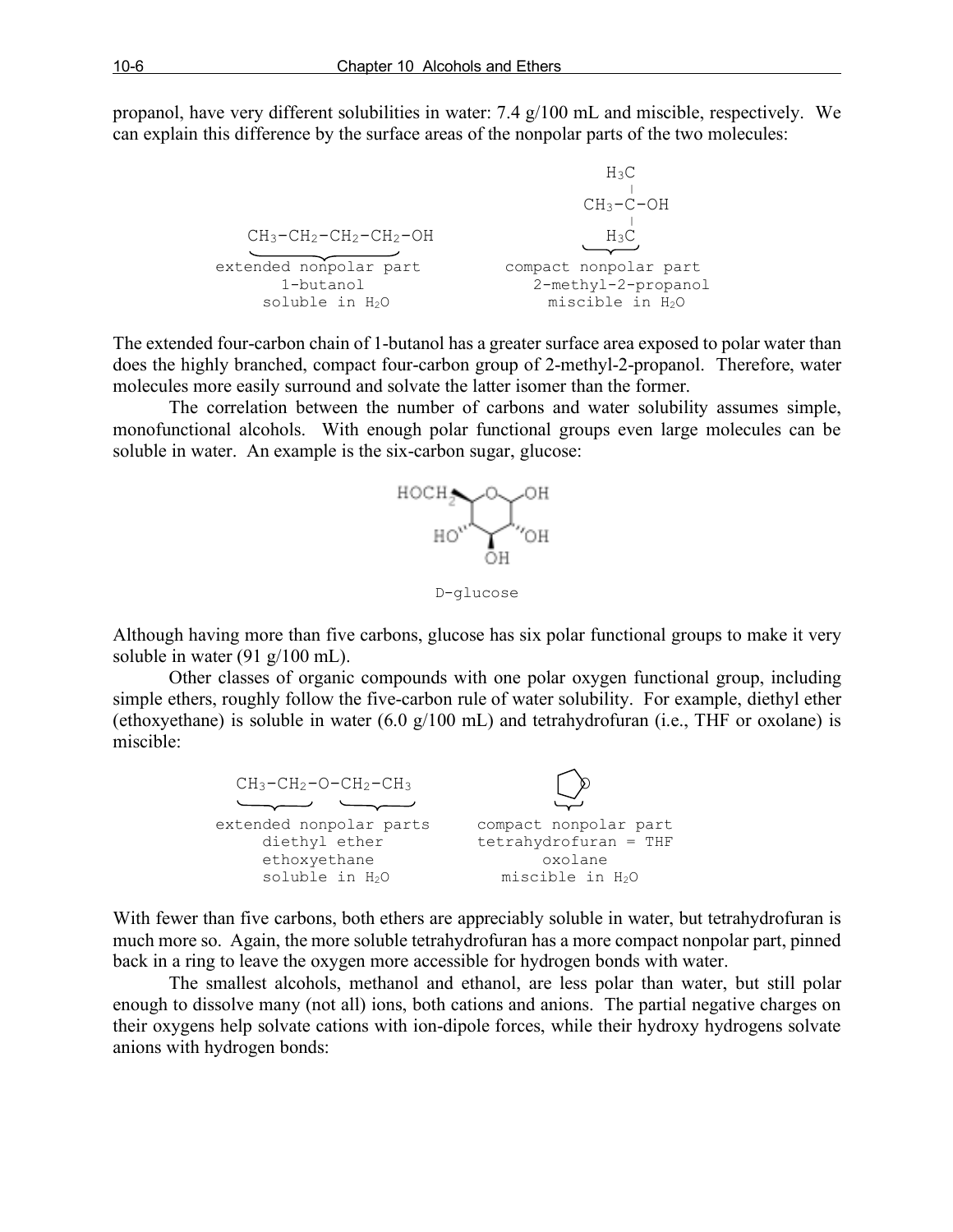propanol, have very different solubilities in water: 7.4 g/100 mL and miscible, respectively. We can explain this difference by the surface areas of the nonpolar parts of the two molecules:

```
                                                   H3C
                                                    |
                                                CH3-C-OH
                                                    |
   CH3-CH2-CH2-CH2-OH                              H3C
   \_______________/                               \___/
extended nonpolar part                     compact nonpolar part
       1-butanol                              2-methyl-2-propanol
    soluble in H2O                              miscible in H2O
```

The extended four-carbon chain of 1-butanol has a greater surface area exposed to polar water than does the highly branched, compact four-carbon group of 2-methyl-2-propanol. Therefore, water molecules more easily surround and solvate the latter isomer than the former.

The correlation between the number of carbons and water solubility assumes simple, monofunctional alcohols. With enough polar functional groups even large molecules can be soluble in water. An example is the six-carbon sugar, glucose:

D-glucose

Although having more than five carbons, glucose has six polar functional groups to make it very soluble in water (91 g/100 mL).

Other classes of organic compounds with one polar oxygen functional group, including simple ethers, roughly follow the five-carbon rule of water solubility. For example, diethyl ether (ethoxyethane) is soluble in water (6.0 g/100 mL) and tetrahydrofuran (i.e., THF or oxolane) is miscible:

```
   CH3-CH2-O-CH2-CH3
   \_____/   \_____/
extended nonpolar parts       compact nonpolar part
     diethyl ether            tetrahydrofuran = THF
     ethoxyethane                    oxolane
     soluble in H2O              miscible in H2O
```

With fewer than five carbons, both ethers are appreciably soluble in water, but tetrahydrofuran is much more so. Again, the more soluble tetrahydrofuran has a more compact nonpolar part, pinned back in a ring to leave the oxygen more accessible for hydrogen bonds with water.

The smallest alcohols, methanol and ethanol, are less polar than water, but still polar enough to dissolve many (not all) ions, both cations and anions. The partial negative charges on their oxygens help solvate cations with ion-dipole forces, while their hydroxy hydrogens solvate anions with hydrogen bonds: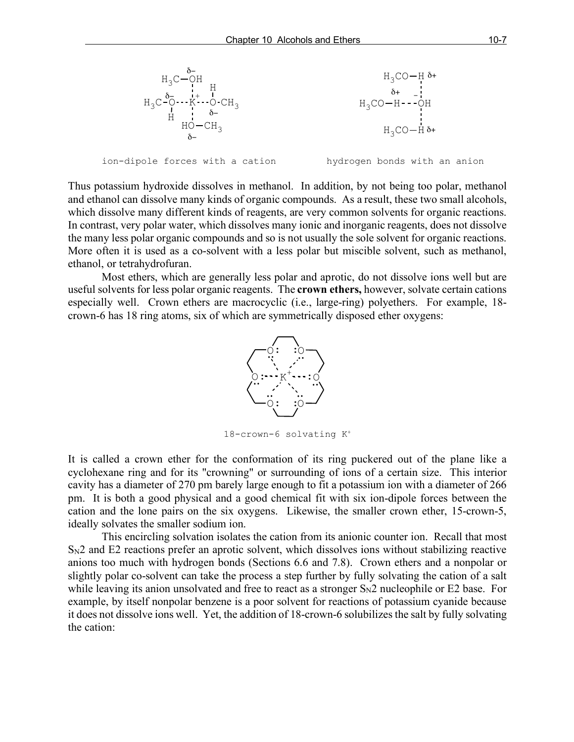ion-dipole forces with a cation

hydrogen bonds with an anion

Thus potassium hydroxide dissolves in methanol. In addition, by not being too polar, methanol and ethanol can dissolve many kinds of organic compounds. As a result, these two small alcohols, which dissolve many different kinds of reagents, are very common solvents for organic reactions. In contrast, very polar water, which dissolves many ionic and inorganic reagents, does not dissolve the many less polar organic compounds and so is not usually the sole solvent for organic reactions. More often it is used as a co-solvent with a less polar but miscible solvent, such as methanol, ethanol, or tetrahydrofuran.

Most ethers, which are generally less polar and aprotic, do not dissolve ions well but are useful solvents for less polar organic reagents. The **crown ethers,** however, solvate certain cations especially well. Crown ethers are macrocyclic (i.e., large-ring) polyethers. For example, 18-crown-6 has 18 ring atoms, six of which are symmetrically disposed ether oxygens:

18-crown-6 solvating $K^+$

It is called a crown ether for the conformation of its ring puckered out of the plane like a cyclohexane ring and for its "crowning" or surrounding of ions of a certain size. This interior cavity has a diameter of 270 pm barely large enough to fit a potassium ion with a diameter of 266 pm. It is both a good physical and a good chemical fit with six ion-dipole forces between the cation and the lone pairs on the six oxygens. Likewise, the smaller crown ether, 15-crown-5, ideally solvates the smaller sodium ion.

This encircling solvation isolates the cation from its anionic counter ion. Recall that most $S_N2$ and E2 reactions prefer an aprotic solvent, which dissolves ions without stabilizing reactive anions too much with hydrogen bonds (Sections 6.6 and 7.8). Crown ethers and a nonpolar or slightly polar co-solvent can take the process a step further by fully solvating the cation of a salt while leaving its anion unsolvated and free to react as a stronger $S_N2$ nucleophile or E2 base. For example, by itself nonpolar benzene is a poor solvent for reactions of potassium cyanide because it does not dissolve ions well. Yet, the addition of 18-crown-6 solubilizes the salt by fully solvating the cation: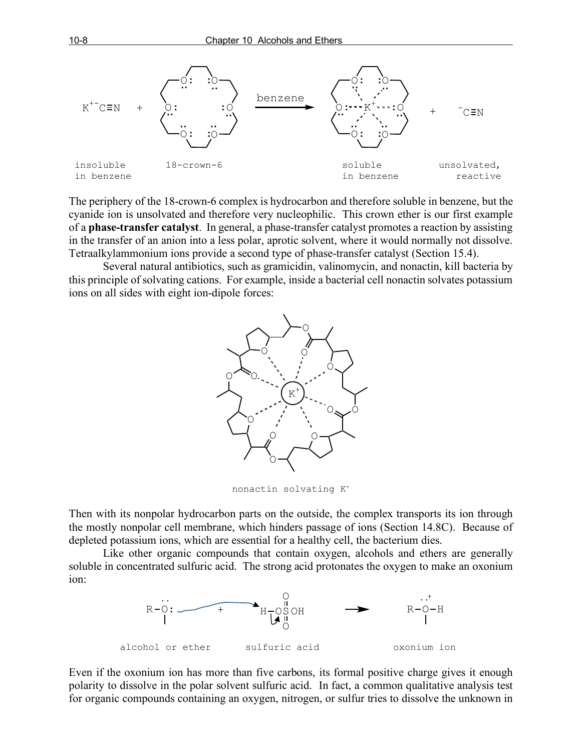$K^{+-}C{\equiv}N$ + 18-crown-6 $\xrightarrow{\text{benzene}}$ [18-crown-6·$K^+$ complex] + $^-C{\equiv}N$

insoluble in benzene | 18-crown-6 | soluble in benzene | unsolvated, reactive

The periphery of the 18-crown-6 complex is hydrocarbon and therefore soluble in benzene, but the cyanide ion is unsolvated and therefore very nucleophilic. This crown ether is our first example of a **phase-transfer catalyst**. In general, a phase-transfer catalyst promotes a reaction by assisting in the transfer of an anion into a less polar, aprotic solvent, where it would normally not dissolve. Tetraalkylammonium ions provide a second type of phase-transfer catalyst (Section 15.4).

Several natural antibiotics, such as gramicidin, valinomycin, and nonactin, kill bacteria by this principle of solvating cations. For example, inside a bacterial cell nonactin solvates potassium ions on all sides with eight ion-dipole forces:

nonactin solvating $K^+$

Then with its nonpolar hydrocarbon parts on the outside, the complex transports its ion through the mostly nonpolar cell membrane, which hinders passage of ions (Section 14.8C). Because of depleted potassium ions, which are essential for a healthy cell, the bacterium dies.

Like other organic compounds that contain oxygen, alcohols and ethers are generally soluble in concentrated sulfuric acid. The strong acid protonates the oxygen to make an oxonium ion:

$$R{-}\ddot{O}{:}\ + \ H{-}OSO_2OH \longrightarrow R{-}\overset{+}{\ddot{O}}{-}H$$

alcohol or ether | sulfuric acid | oxonium ion

Even if the oxonium ion has more than five carbons, its formal positive charge gives it enough polarity to dissolve in the polar solvent sulfuric acid. In fact, a common qualitative analysis test for organic compounds containing an oxygen, nitrogen, or sulfur tries to dissolve the unknown in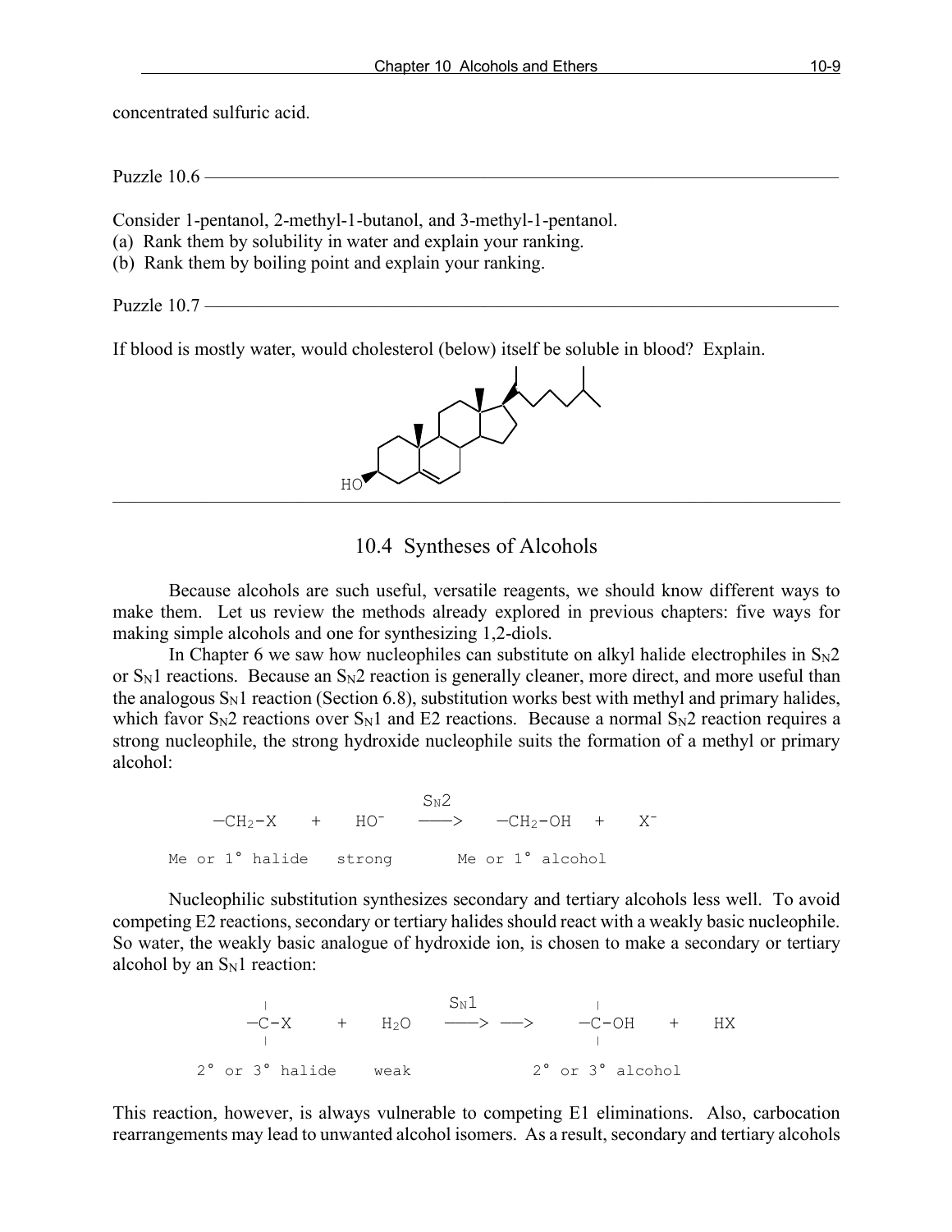concentrated sulfuric acid.

Puzzle 10.6 ———————————————————————————————

Consider 1-pentanol, 2-methyl-1-butanol, and 3-methyl-1-pentanol.
(a) Rank them by solubility in water and explain your ranking.
(b) Rank them by boiling point and explain your ranking.

Puzzle 10.7 ———————————————————————————————

If blood is mostly water, would cholesterol (below) itself be soluble in blood? Explain.

———————————————————————————————————————

## 10.4 Syntheses of Alcohols

Because alcohols are such useful, versatile reagents, we should know different ways to make them. Let us review the methods already explored in previous chapters: five ways for making simple alcohols and one for synthesizing 1,2-diols.

In Chapter 6 we saw how nucleophiles can substitute on alkyl halide electrophiles in $S_N2$ or $S_N1$ reactions. Because an $S_N2$ reaction is generally cleaner, more direct, and more useful than the analogous $S_N1$ reaction (Section 6.8), substitution works best with methyl and primary halides, which favor $S_N2$ reactions over $S_N1$ and E2 reactions. Because a normal $S_N2$ reaction requires a strong nucleophile, the strong hydroxide nucleophile suits the formation of a methyl or primary alcohol:

$$\underset{\text{Me or 1° halide}}{-CH_2\text{-}X} \quad + \quad \underset{\text{strong}}{HO^-} \quad \xrightarrow{S_N2} \quad \underset{\text{Me or 1° alcohol}}{-CH_2\text{-}OH} \quad + \quad X^-$$

Nucleophilic substitution synthesizes secondary and tertiary alcohols less well. To avoid competing E2 reactions, secondary or tertiary halides should react with a weakly basic nucleophile. So water, the weakly basic analogue of hydroxide ion, is chosen to make a secondary or tertiary alcohol by an $S_N1$ reaction:

$$\underset{\text{2° or 3° halide}}{-\overset{|}{\underset{|}{C}}\text{-}X} \quad + \quad \underset{\text{weak}}{H_2O} \quad \xrightarrow{S_N1} \longrightarrow \quad \underset{\text{2° or 3° alcohol}}{-\overset{|}{\underset{|}{C}}\text{-}OH} \quad + \quad HX$$

This reaction, however, is always vulnerable to competing E1 eliminations. Also, carbocation rearrangements may lead to unwanted alcohol isomers. As a result, secondary and tertiary alcohols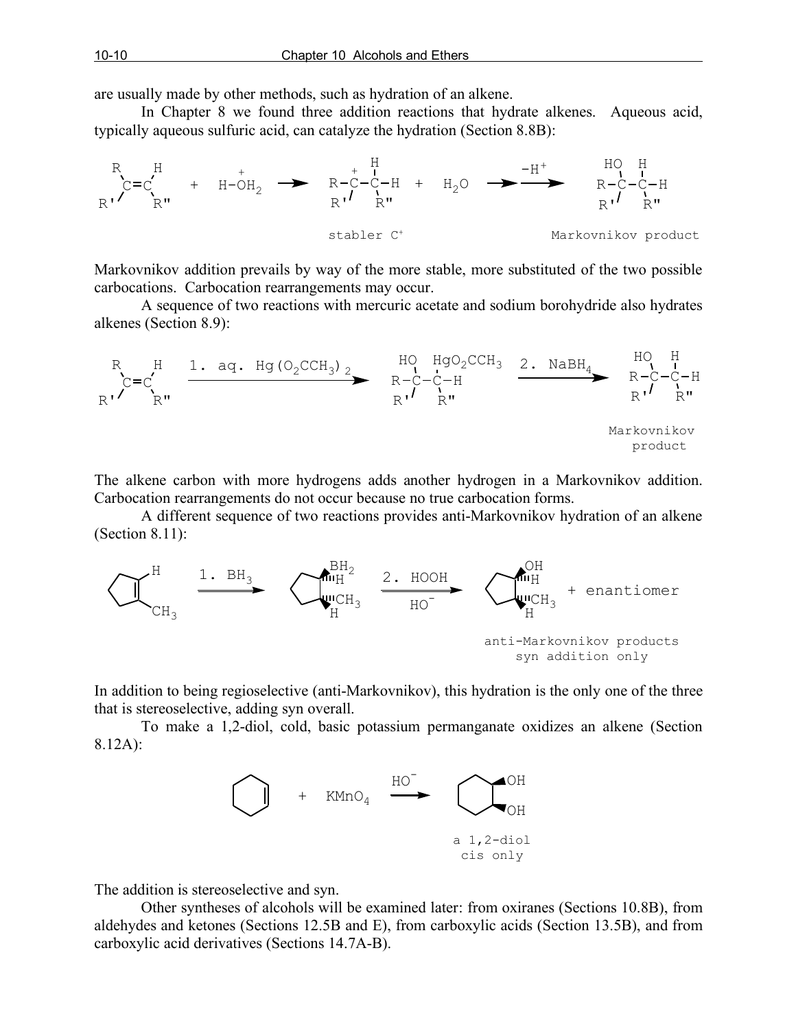are usually made by other methods, such as hydration of an alkene.

In Chapter 8 we found three addition reactions that hydrate alkenes. Aqueous acid, typically aqueous sulfuric acid, can catalyze the hydration (Section 8.8B):

stabler $C^+$ Markovnikov product

Markovnikov addition prevails by way of the more stable, more substituted of the two possible carbocations. Carbocation rearrangements may occur.

A sequence of two reactions with mercuric acetate and sodium borohydride also hydrates alkenes (Section 8.9):

1. aq. $Hg(O_2CCH_3)_2$ 2. $NaBH_4$

Markovnikov product

The alkene carbon with more hydrogens adds another hydrogen in a Markovnikov addition. Carbocation rearrangements do not occur because no true carbocation forms.

A different sequence of two reactions provides anti-Markovnikov hydration of an alkene (Section 8.11):

1. $BH_3$ 2. HOOH, $HO^-$ + enantiomer

anti-Markovnikov products syn addition only

In addition to being regioselective (anti-Markovnikov), this hydration is the only one of the three that is stereoselective, adding syn overall.

To make a 1,2-diol, cold, basic potassium permanganate oxidizes an alkene (Section 8.12A):

+ $KMnO_4$ $HO^-$

a 1,2-diol cis only

The addition is stereoselective and syn.

Other syntheses of alcohols will be examined later: from oxiranes (Sections 10.8B), from aldehydes and ketones (Sections 12.5B and E), from carboxylic acids (Section 13.5B), and from carboxylic acid derivatives (Sections 14.7A-B).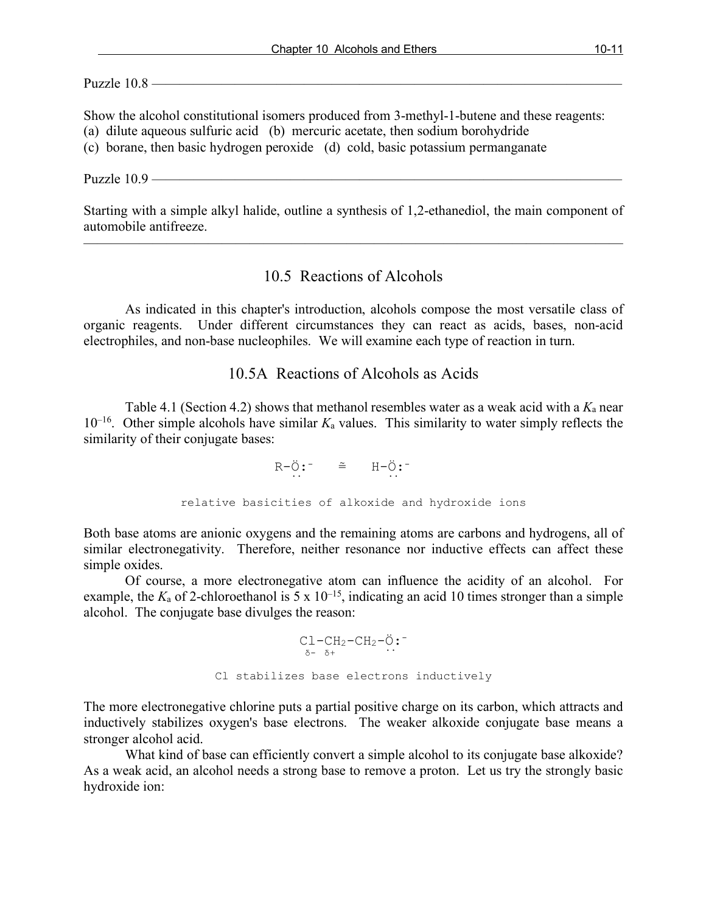Puzzle 10.8

Show the alcohol constitutional isomers produced from 3-methyl-1-butene and these reagents:
(a) dilute aqueous sulfuric acid (b) mercuric acetate, then sodium borohydride
(c) borane, then basic hydrogen peroxide (d) cold, basic potassium permanganate

Puzzle 10.9

Starting with a simple alkyl halide, outline a synthesis of 1,2-ethanediol, the main component of automobile antifreeze.

---

## 10.5 Reactions of Alcohols

As indicated in this chapter's introduction, alcohols compose the most versatile class of organic reagents. Under different circumstances they can react as acids, bases, non-acid electrophiles, and non-base nucleophiles. We will examine each type of reaction in turn.

### 10.5A Reactions of Alcohols as Acids

Table 4.1 (Section 4.2) shows that methanol resembles water as a weak acid with a $K_a$ near $10^{-16}$. Other simple alcohols have similar $K_a$ values. This similarity to water simply reflects the similarity of their conjugate bases:

$$R\text{-}\ddot{\underset{\cdot\cdot}{O}}\text{:}^- \quad \cong \quad H\text{-}\ddot{\underset{\cdot\cdot}{O}}\text{:}^-$$

relative basicities of alkoxide and hydroxide ions

Both base atoms are anionic oxygens and the remaining atoms are carbons and hydrogens, all of similar electronegativity. Therefore, neither resonance nor inductive effects can affect these simple oxides.

Of course, a more electronegative atom can influence the acidity of an alcohol. For example, the $K_a$ of 2-chloroethanol is $5 \times 10^{-15}$, indicating an acid 10 times stronger than a simple alcohol. The conjugate base divulges the reason:

$$\underset{\delta-}{Cl}\text{-}\underset{\delta+}{CH_2}\text{-}CH_2\text{-}\ddot{\underset{\cdot\cdot}{O}}\text{:}^-$$

Cl stabilizes base electrons inductively

The more electronegative chlorine puts a partial positive charge on its carbon, which attracts and inductively stabilizes oxygen's base electrons. The weaker alkoxide conjugate base means a stronger alcohol acid.

What kind of base can efficiently convert a simple alcohol to its conjugate base alkoxide? As a weak acid, an alcohol needs a strong base to remove a proton. Let us try the strongly basic hydroxide ion: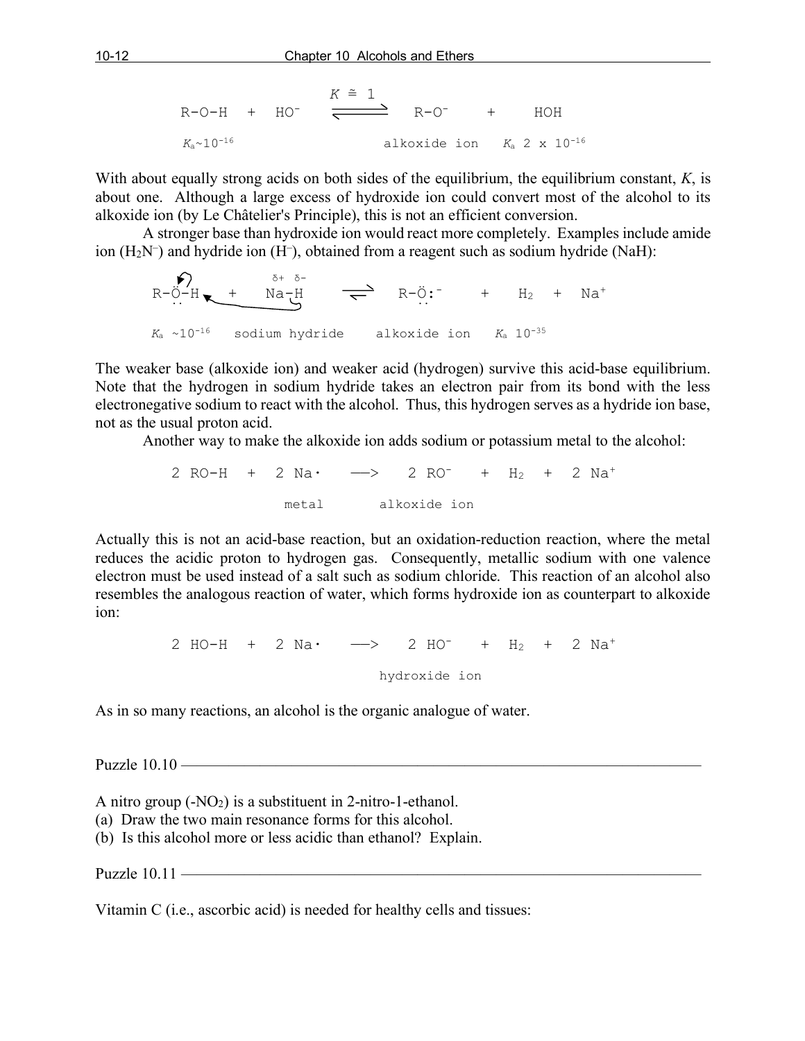$$\text{R-O-H} + \text{HO}^- \underset{}{\overset{K \cong 1}{\rightleftharpoons}} \text{R-O}^- + \text{HOH}$$

$K_a \sim 10^{-16}$ alkoxide ion $K_a$ 2 x $10^{-16}$

With about equally strong acids on both sides of the equilibrium, the equilibrium constant, $K$, is about one. Although a large excess of hydroxide ion could convert most of the alcohol to its alkoxide ion (by Le Châtelier's Principle), this is not an efficient conversion.

A stronger base than hydroxide ion would react more completely. Examples include amide ion ($H_2N^-$) and hydride ion ($H^-$), obtained from a reagent such as sodium hydride (NaH):

$$\text{R-}\ddot{\text{O}}\text{-H} + \overset{\delta+}{\text{Na}}\text{-}\overset{\delta-}{\text{H}} \rightleftharpoons \text{R-}\ddot{\text{O}}\text{:}^- + H_2 + Na^+$$

$K_a \sim 10^{-16}$ sodium hydride alkoxide ion $K_a$ $10^{-35}$

The weaker base (alkoxide ion) and weaker acid (hydrogen) survive this acid-base equilibrium. Note that the hydrogen in sodium hydride takes an electron pair from its bond with the less electronegative sodium to react with the alcohol. Thus, this hydrogen serves as a hydride ion base, not as the usual proton acid.

Another way to make the alkoxide ion adds sodium or potassium metal to the alcohol:

$$2\ \text{RO-H} + 2\ \text{Na}\cdot \longrightarrow 2\ \text{RO}^- + H_2 + 2\ Na^+$$

metal alkoxide ion

Actually this is not an acid-base reaction, but an oxidation-reduction reaction, where the metal reduces the acidic proton to hydrogen gas. Consequently, metallic sodium with one valence electron must be used instead of a salt such as sodium chloride. This reaction of an alcohol also resembles the analogous reaction of water, which forms hydroxide ion as counterpart to alkoxide ion:

$$2\ \text{HO-H} + 2\ \text{Na}\cdot \longrightarrow 2\ \text{HO}^- + H_2 + 2\ Na^+$$

hydroxide ion

As in so many reactions, an alcohol is the organic analogue of water.

Puzzle 10.10 ———

A nitro group ($-NO_2$) is a substituent in 2-nitro-1-ethanol.
(a) Draw the two main resonance forms for this alcohol.
(b) Is this alcohol more or less acidic than ethanol? Explain.

Puzzle 10.11 ———

Vitamin C (i.e., ascorbic acid) is needed for healthy cells and tissues: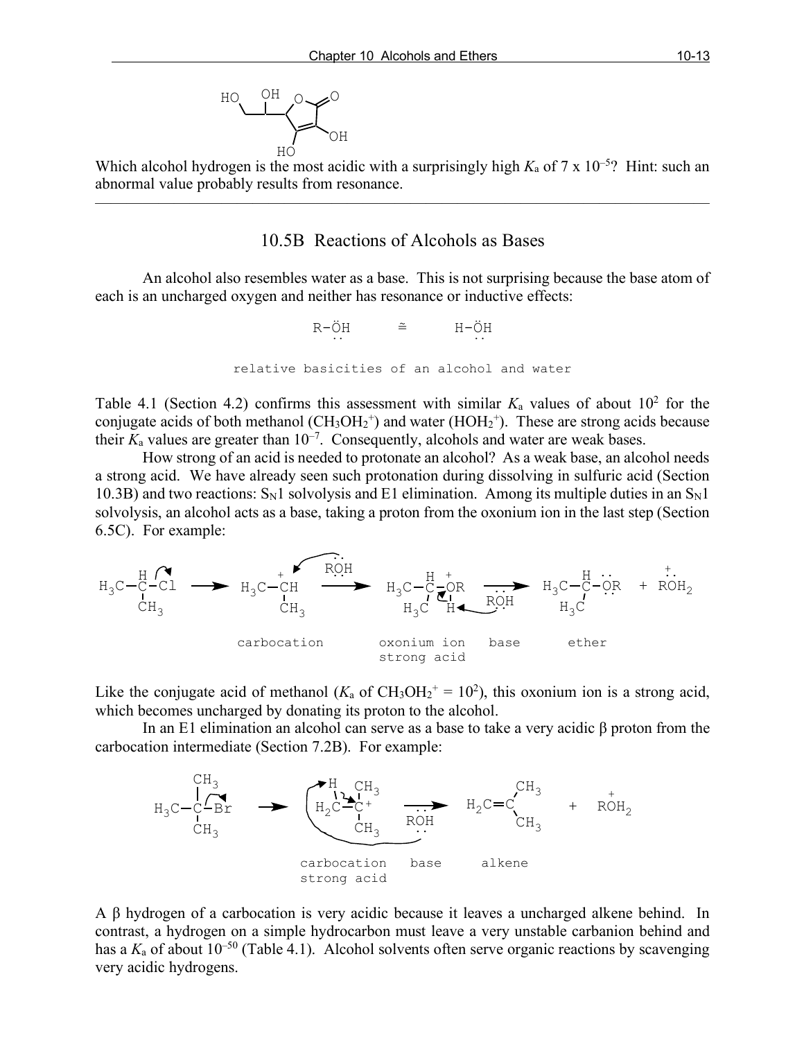Which alcohol hydrogen is the most acidic with a surprisingly high $K_a$ of 7 x $10^{-5}$? Hint: such an abnormal value probably results from resonance.

---

## 10.5B Reactions of Alcohols as Bases

An alcohol also resembles water as a base. This is not surprising because the base atom of each is an uncharged oxygen and neither has resonance or inductive effects:

R-ÖH ≅ H-ÖH

relative basicities of an alcohol and water

Table 4.1 (Section 4.2) confirms this assessment with similar $K_a$ values of about $10^2$ for the conjugate acids of both methanol ($CH_3OH_2^+$) and water ($HOH_2^+$). These are strong acids because their $K_a$ values are greater than $10^{-7}$. Consequently, alcohols and water are weak bases.

How strong of an acid is needed to protonate an alcohol? As a weak base, an alcohol needs a strong acid. We have already seen such protonation during dissolving in sulfuric acid (Section 10.3B) and two reactions: $S_N1$ solvolysis and E1 elimination. Among its multiple duties in an $S_N1$ solvolysis, an alcohol acts as a base, taking a proton from the oxonium ion in the last step (Section 6.5C). For example:

carbocation — oxonium ion strong acid — base — ether

Like the conjugate acid of methanol ($K_a$ of $CH_3OH_2^+ = 10^2$), this oxonium ion is a strong acid, which becomes uncharged by donating its proton to the alcohol.

In an E1 elimination an alcohol can serve as a base to take a very acidic β proton from the carbocation intermediate (Section 7.2B). For example:

carbocation strong acid — base — alkene

A β hydrogen of a carbocation is very acidic because it leaves a uncharged alkene behind. In contrast, a hydrogen on a simple hydrocarbon must leave a very unstable carbanion behind and has a $K_a$ of about $10^{-50}$ (Table 4.1). Alcohol solvents often serve organic reactions by scavenging very acidic hydrogens.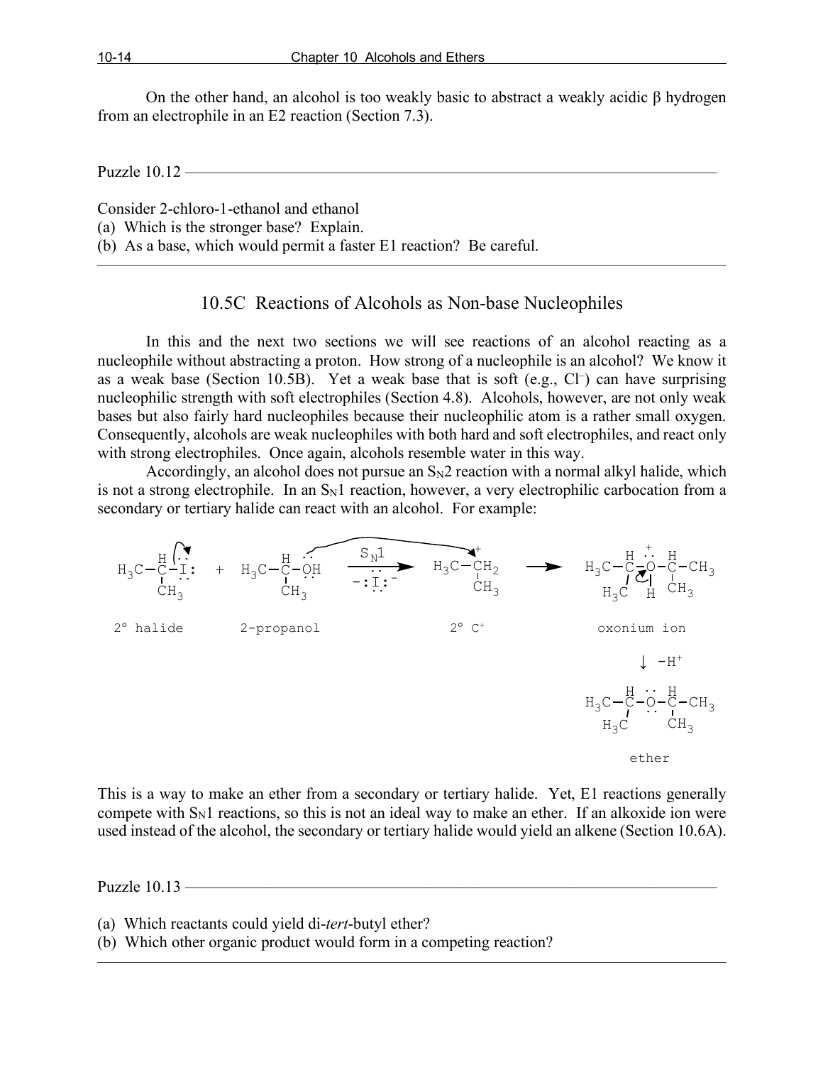On the other hand, an alcohol is too weakly basic to abstract a weakly acidic β hydrogen from an electrophile in an E2 reaction (Section 7.3).

---

Puzzle 10.12

Consider 2-chloro-1-ethanol and ethanol

(a) Which is the stronger base? Explain.

(b) As a base, which would permit a faster E1 reaction? Be careful.

---

## 10.5C Reactions of Alcohols as Non-base Nucleophiles

In this and the next two sections we will see reactions of an alcohol reacting as a nucleophile without abstracting a proton. How strong of a nucleophile is an alcohol? We know it as a weak base (Section 10.5B). Yet a weak base that is soft (e.g., $Cl^-$) can have surprising nucleophilic strength with soft electrophiles (Section 4.8). Alcohols, however, are not only weak bases but also fairly hard nucleophiles because their nucleophilic atom is a rather small oxygen. Consequently, alcohols are weak nucleophiles with both hard and soft electrophiles, and react only with strong electrophiles. Once again, alcohols resemble water in this way.

Accordingly, an alcohol does not pursue an $S_N2$ reaction with a normal alkyl halide, which is not a strong electrophile. In an $S_N1$ reaction, however, a very electrophilic carbocation from a secondary or tertiary halide can react with an alcohol. For example:

2° halide ($(CH_3)_2CH{-}I$) + 2-propanol ($(CH_3)_2CH{-}OH$) $\xrightarrow[-:I:^-]{S_N1}$ 2° $C^+$ ($H_3C{-}\overset{+}{C}H{-}CH_3$) ⟶ oxonium ion ($(CH_3)_2CH{-}\overset{+}{O}H{-}CH(CH_3)_2$) $\xrightarrow{-H^+}$ ether ($(CH_3)_2CH{-}O{-}CH(CH_3)_2$)

This is a way to make an ether from a secondary or tertiary halide. Yet, E1 reactions generally compete with $S_N1$ reactions, so this is not an ideal way to make an ether. If an alkoxide ion were used instead of the alcohol, the secondary or tertiary halide would yield an alkene (Section 10.6A).

---

Puzzle 10.13

(a) Which reactants could yield di-*tert*-butyl ether?

(b) Which other organic product would form in a competing reaction?

---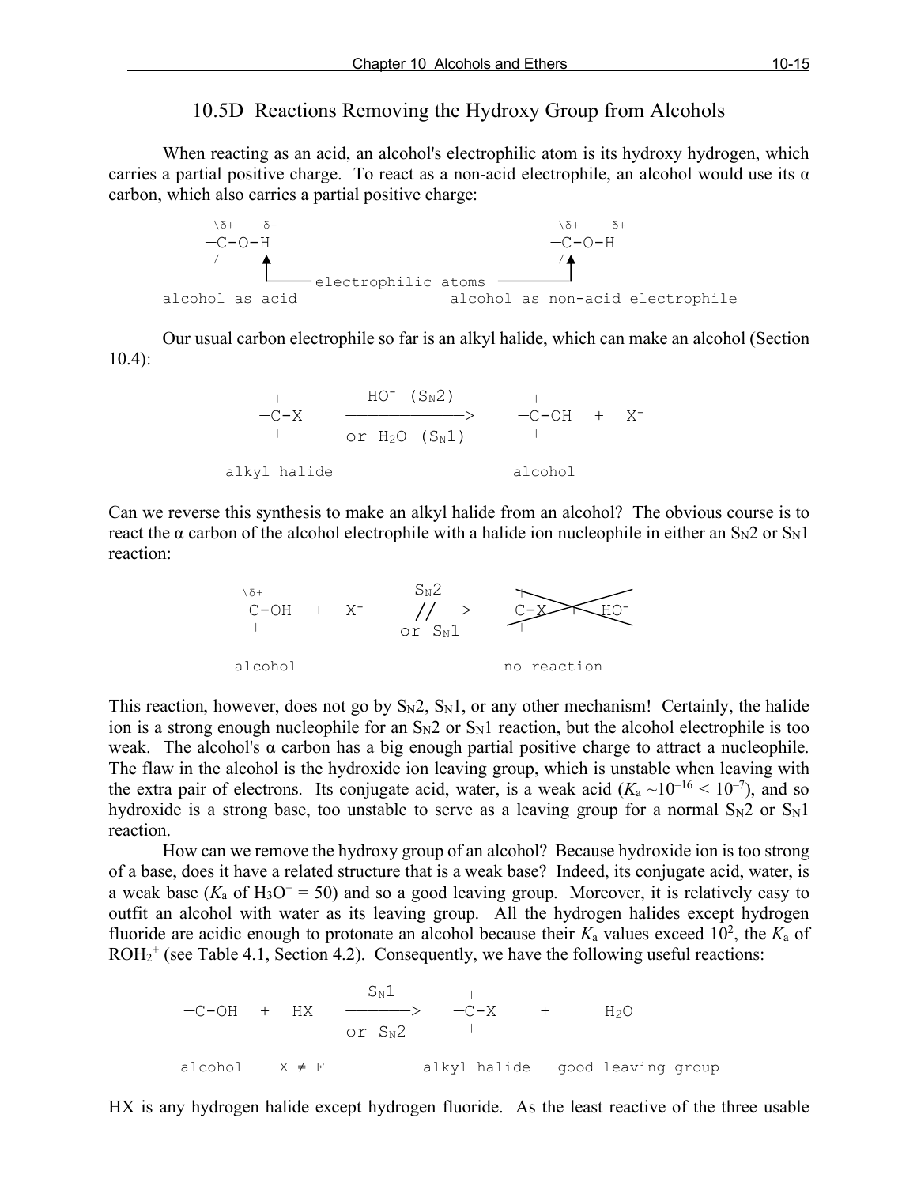## 10.5D Reactions Removing the Hydroxy Group from Alcohols

When reacting as an acid, an alcohol's electrophilic atom is its hydroxy hydrogen, which carries a partial positive charge. To react as a non-acid electrophile, an alcohol would use its α carbon, which also carries a partial positive charge:

```
   \δ+    δ+                                      \δ+    δ+
  —C-O-H                                          —C-O-H
   /     ▲                                         /   ▲
         └────── electrophilic atoms ──────────────────┘
alcohol as acid                      alcohol as non-acid electrophile
```

Our usual carbon electrophile so far is an alkyl halide, which can make an alcohol (Section 10.4):

```
   |          HO⁻  (SN2)            |
  —C-X     ──────────────>        —C-OH   +   X⁻
   |        or H2O  (SN1)           |

alkyl halide                      alcohol
```

Can we reverse this synthesis to make an alkyl halide from an alcohol? The obvious course is to react the α carbon of the alcohol electrophile with a halide ion nucleophile in either an $S_N2$ or $S_N1$ reaction:

```
   \δ+                SN2
  —C-OH   +   X⁻    ──//──>    —C-X  +  HO⁻   (crossed out)
   |                or SN1       |

  alcohol                       no reaction
```

This reaction, however, does not go by $S_N2$, $S_N1$, or any other mechanism! Certainly, the halide ion is a strong enough nucleophile for an $S_N2$ or $S_N1$ reaction, but the alcohol electrophile is too weak. The alcohol's α carbon has a big enough partial positive charge to attract a nucleophile. The flaw in the alcohol is the hydroxide ion leaving group, which is unstable when leaving with the extra pair of electrons. Its conjugate acid, water, is a weak acid ($K_a$ ~$10^{-16} < 10^{-7}$), and so hydroxide is a strong base, too unstable to serve as a leaving group for a normal $S_N2$ or $S_N1$ reaction.

How can we remove the hydroxy group of an alcohol? Because hydroxide ion is too strong of a base, does it have a related structure that is a weak base? Indeed, its conjugate acid, water, is a weak base ($K_a$ of $H_3O^+ = 50$) and so a good leaving group. Moreover, it is relatively easy to outfit an alcohol with water as its leaving group. All the hydrogen halides except hydrogen fluoride are acidic enough to protonate an alcohol because their $K_a$ values exceed $10^2$, the $K_a$ of $ROH_2^+$ (see Table 4.1, Section 4.2). Consequently, we have the following useful reactions:

```
   |                   SN1          |
  —C-OH   +   HX    ────────>     —C-X      +      H2O
   |                 or SN2         |

alcohol     X ≠ F              alkyl halide   good leaving group
```

HX is any hydrogen halide except hydrogen fluoride. As the least reactive of the three usable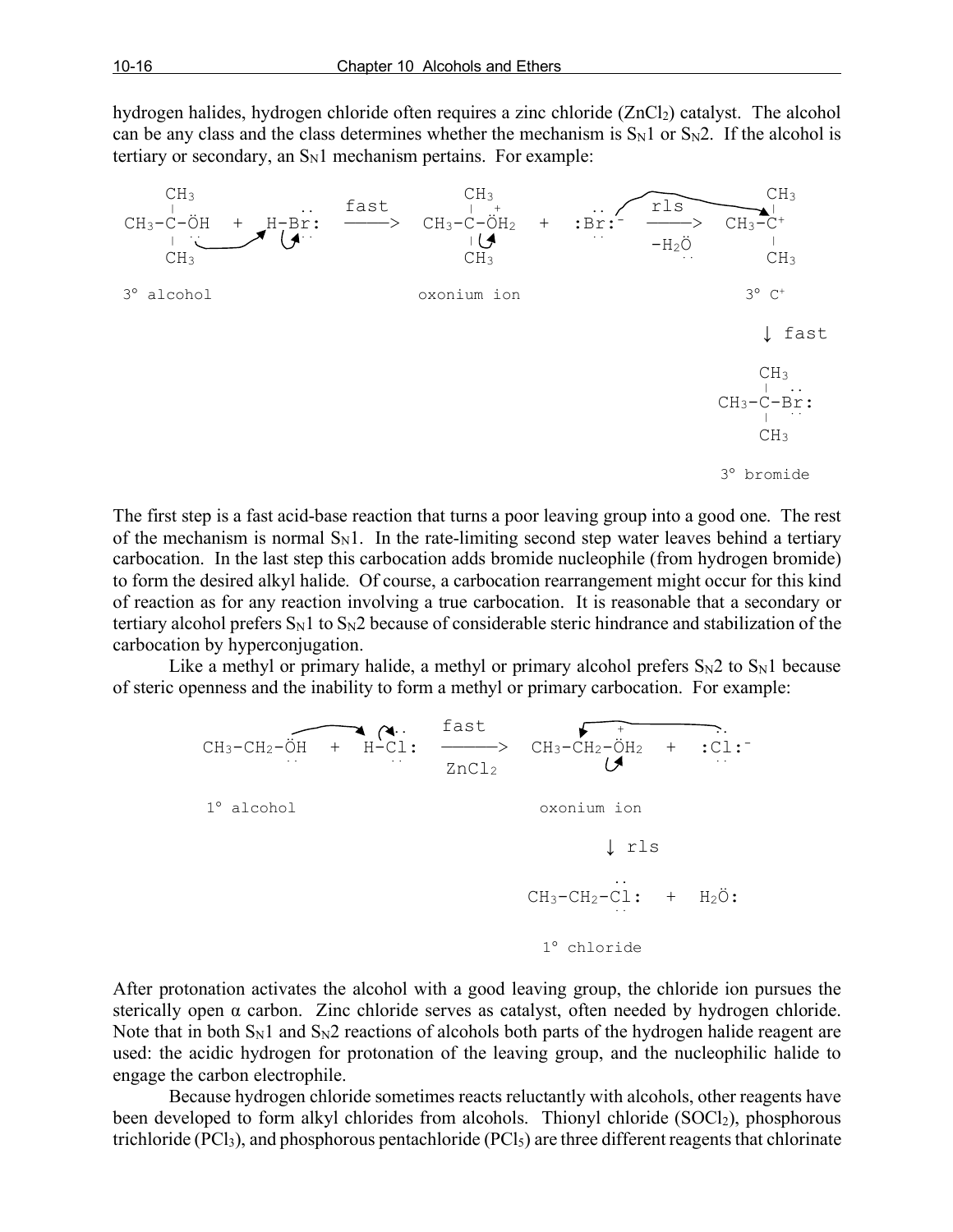hydrogen halides, hydrogen chloride often requires a zinc chloride ($ZnCl_2$) catalyst. The alcohol can be any class and the class determines whether the mechanism is $S_N1$ or $S_N2$. If the alcohol is tertiary or secondary, an $S_N1$ mechanism pertains. For example:

```
   CH3                          CH3                                   CH3
    |              ..   fast     |  +            ..       rls          |
CH3-C-ÖH   +   H-Br:   ----->  CH3-C-ÖH2   +   :Br:-    ----->   CH3-C+
    |  ..          ..            |               ..       -H2Ö         |
   CH3                          CH3                         ..        CH3

3° alcohol                    oxonium ion                             3° C+

                                                                      ↓ fast

                                                                      CH3
                                                                       |  ..
                                                                  CH3-C-Br:
                                                                       |  ..
                                                                      CH3

                                                                  3° bromide
```

The first step is a fast acid-base reaction that turns a poor leaving group into a good one. The rest of the mechanism is normal $S_N1$. In the rate-limiting second step water leaves behind a tertiary carbocation. In the last step this carbocation adds bromide nucleophile (from hydrogen bromide) to form the desired alkyl halide. Of course, a carbocation rearrangement might occur for this kind of reaction as for any reaction involving a true carbocation. It is reasonable that a secondary or tertiary alcohol prefers $S_N1$ to $S_N2$ because of considerable steric hindrance and stabilization of the carbocation by hyperconjugation.

Like a methyl or primary halide, a methyl or primary alcohol prefers $S_N2$ to $S_N1$ because of steric openness and the inability to form a methyl or primary carbocation. For example:

```
                             ..   fast                  +           ..
CH3-CH2-ÖH   +   H-Cl:   ------>   CH3-CH2-ÖH2   +   :Cl:-
        ..           ..   ZnCl2                         ..

1° alcohol                         oxonium ion

                                        ↓ rls
                                          ..
                                   CH3-CH2-Cl:   +   H2Ö:
                                          ..

                                     1° chloride
```

After protonation activates the alcohol with a good leaving group, the chloride ion pursues the sterically open α carbon. Zinc chloride serves as catalyst, often needed by hydrogen chloride. Note that in both $S_N1$ and $S_N2$ reactions of alcohols both parts of the hydrogen halide reagent are used: the acidic hydrogen for protonation of the leaving group, and the nucleophilic halide to engage the carbon electrophile.

Because hydrogen chloride sometimes reacts reluctantly with alcohols, other reagents have been developed to form alkyl chlorides from alcohols. Thionyl chloride ($SOCl_2$), phosphorous trichloride ($PCl_3$), and phosphorous pentachloride ($PCl_5$) are three different reagents that chlorinate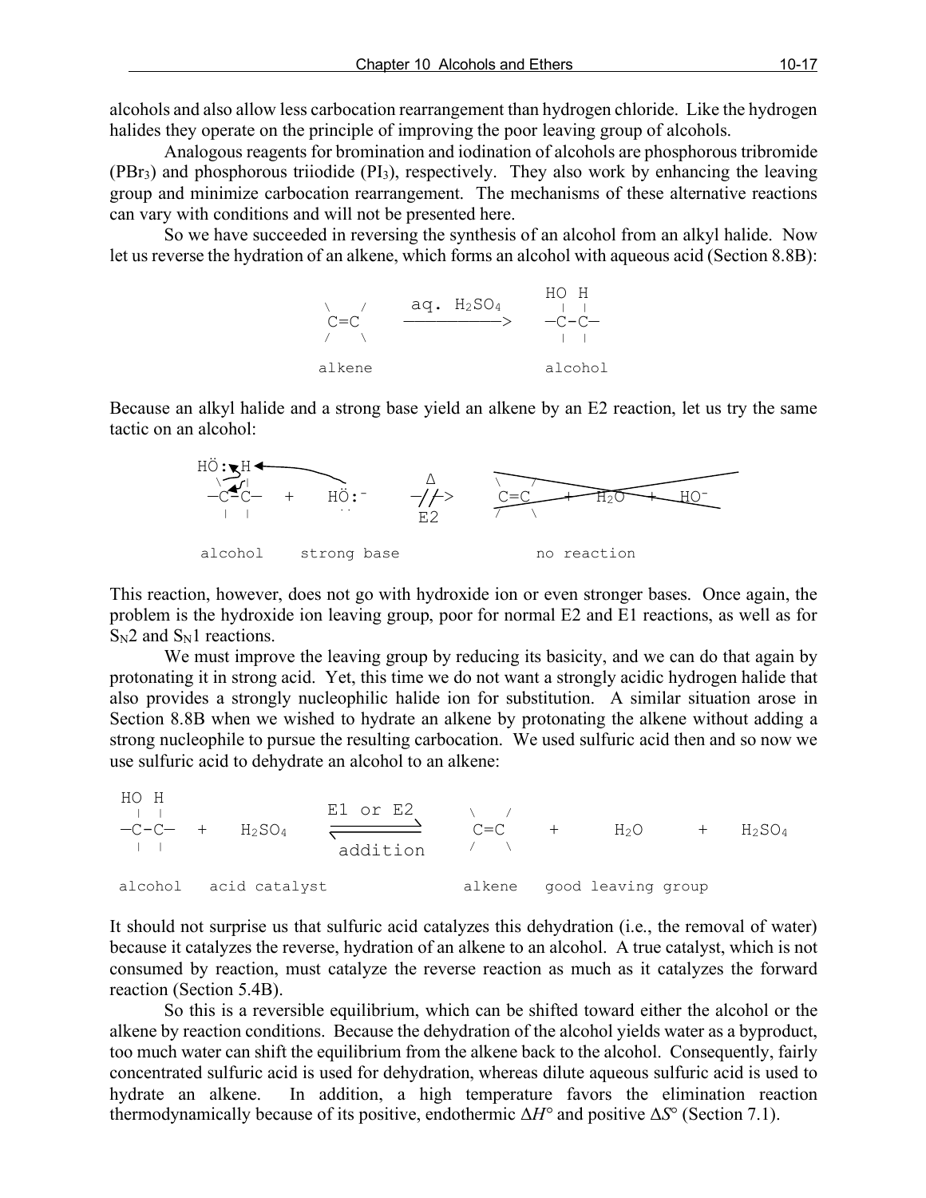alcohols and also allow less carbocation rearrangement than hydrogen chloride. Like the hydrogen halides they operate on the principle of improving the poor leaving group of alcohols.

Analogous reagents for bromination and iodination of alcohols are phosphorous tribromide ($PBr_3$) and phosphorous triiodide ($PI_3$), respectively. They also work by enhancing the leaving group and minimize carbocation rearrangement. The mechanisms of these alternative reactions can vary with conditions and will not be presented here.

So we have succeeded in reversing the synthesis of an alcohol from an alkyl halide. Now let us reverse the hydration of an alkene, which forms an alcohol with aqueous acid (Section 8.8B):

```
 \   /      aq. H2SO4        HO H
  C=C     ------------>      |  |
 /   \                      —C-C—
                             |  |

 alkene                     alcohol
```

Because an alkyl halide and a strong base yield an alkene by an E2 reaction, let us try the same tactic on an alcohol:

```
HÖ:  H                      Δ
  \  |                    -//->   \   /                        
 —C-C—    +    HÖ:⁻        E2      C=C    +   H2O   +   HO⁻   (crossed out)
  |  |                            /   \

alcohol     strong base                      no reaction
```

This reaction, however, does not go with hydroxide ion or even stronger bases. Once again, the problem is the hydroxide ion leaving group, poor for normal E2 and E1 reactions, as well as for $S_N2$ and $S_N1$ reactions.

We must improve the leaving group by reducing its basicity, and we can do that again by protonating it in strong acid. Yet, this time we do not want a strongly acidic hydrogen halide that also provides a strongly nucleophilic halide ion for substitution. A similar situation arose in Section 8.8B when we wished to hydrate an alkene by protonating the alkene without adding a strong nucleophile to pursue the resulting carbocation. We used sulfuric acid then and so now we use sulfuric acid to dehydrate an alcohol to an alkene:

```
HO H                 E1 or E2         \   /
 |  |              ===========>        C=C     +    H2O     +   H2SO4
—C-C—   +   H2SO4  <===========       /   \
 |  |                addition

alcohol   acid catalyst               alkene   good leaving group
```

It should not surprise us that sulfuric acid catalyzes this dehydration (i.e., the removal of water) because it catalyzes the reverse, hydration of an alkene to an alcohol. A true catalyst, which is not consumed by reaction, must catalyze the reverse reaction as much as it catalyzes the forward reaction (Section 5.4B).

So this is a reversible equilibrium, which can be shifted toward either the alcohol or the alkene by reaction conditions. Because the dehydration of the alcohol yields water as a byproduct, too much water can shift the equilibrium from the alkene back to the alcohol. Consequently, fairly concentrated sulfuric acid is used for dehydration, whereas dilute aqueous sulfuric acid is used to hydrate an alkene. In addition, a high temperature favors the elimination reaction thermodynamically because of its positive, endothermic $\Delta H°$ and positive $\Delta S°$ (Section 7.1).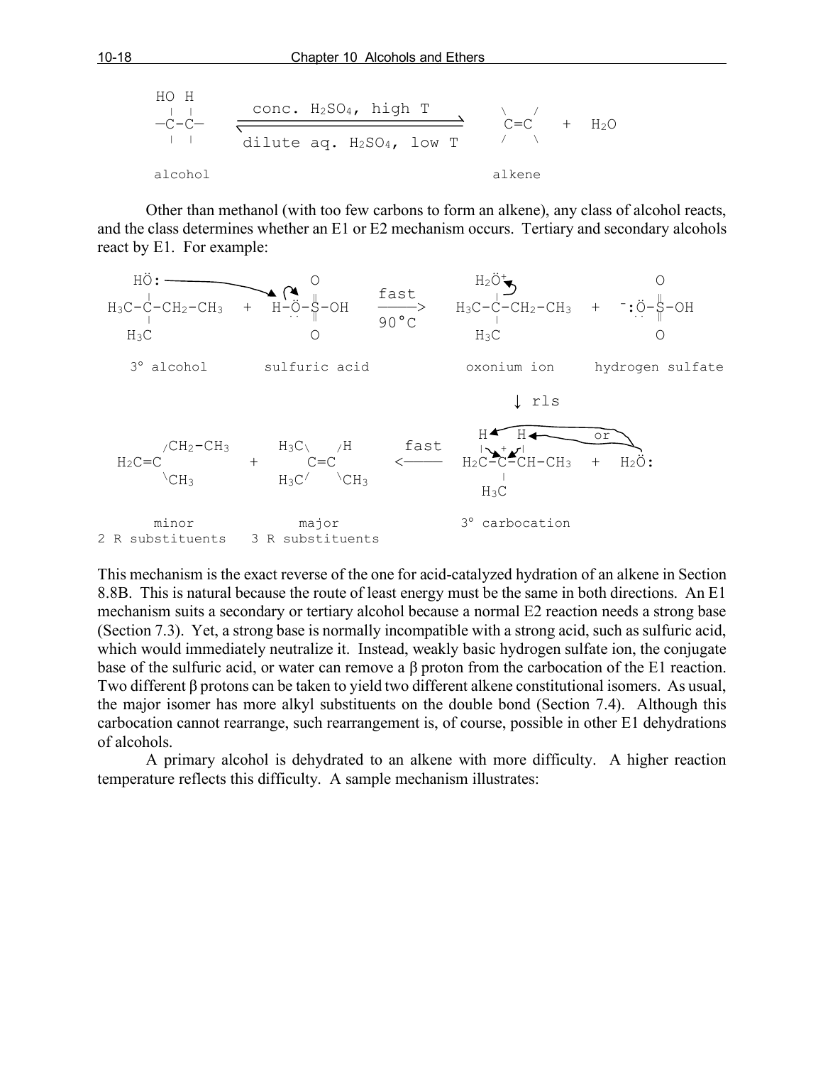```
   HO  H
    |  |        conc. H2SO4, high T          \    /
  —C-C—      ========================>        C=C      +   H2O
    |  |     <========================       /    \
              dilute aq. H2SO4, low T

  alcohol                                     alkene
```

Other than methanol (with too few carbons to form an alkene), any class of alcohol reacts, and the class determines whether an E1 or E2 mechanism occurs. Tertiary and secondary alcohols react by E1. For example:

```
     HÖ:                      O                    H2Ö+                  O
      |                       ‖        fast         |                    ‖
H3C-C-CH2-CH3   +   H-Ö-S-OH   ------>   H3C-C-CH2-CH3   +   -:Ö-S-OH
      |                       ‖        90°C         |                    ‖
     H3C                      O                    H3C                   O

  3° alcohol        sulfuric acid             oxonium ion     hydrogen sulfate

                                                    ↓ rls

      /CH2-CH3          H3C\    /H       fast     H    H           or
H2C=C            +          C=C         <-----    |  + |
      \CH3              H3C/    \CH3              H2C-C-CH-CH3   +   H2Ö:
                                                      |
                                                     H3C

     minor                 major                3° carbocation
2 R substituents     3 R substituents
```

This mechanism is the exact reverse of the one for acid-catalyzed hydration of an alkene in Section 8.8B. This is natural because the route of least energy must be the same in both directions. An E1 mechanism suits a secondary or tertiary alcohol because a normal E2 reaction needs a strong base (Section 7.3). Yet, a strong base is normally incompatible with a strong acid, such as sulfuric acid, which would immediately neutralize it. Instead, weakly basic hydrogen sulfate ion, the conjugate base of the sulfuric acid, or water can remove a β proton from the carbocation of the E1 reaction. Two different β protons can be taken to yield two different alkene constitutional isomers. As usual, the major isomer has more alkyl substituents on the double bond (Section 7.4). Although this carbocation cannot rearrange, such rearrangement is, of course, possible in other E1 dehydrations of alcohols.

A primary alcohol is dehydrated to an alkene with more difficulty. A higher reaction temperature reflects this difficulty. A sample mechanism illustrates: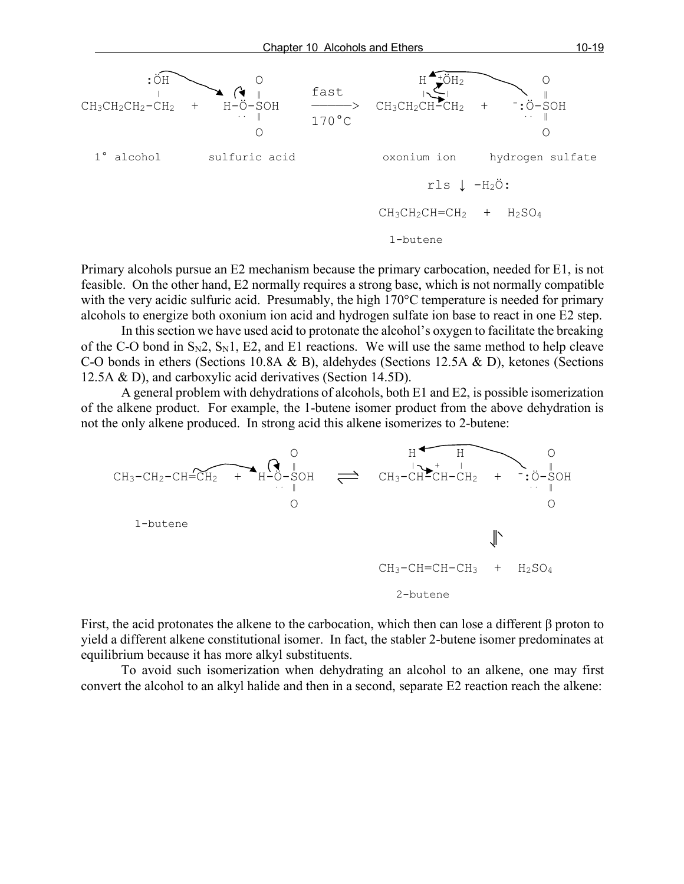```
        :ÖH                         O                              H  +ÖH2                O
         |                          ‖        fast                  |   |                  ‖
CH3CH2CH2-CH2    +     H-Ö-SOH     ------->  CH3CH2CH-CH2    +    -:Ö-SOH
                          ..  ‖     170°C                                   ..  ‖
                              O                                                 O

  1° alcohol         sulfuric acid            oxonium ion       hydrogen sulfate

                                                     rls ↓ -H2Ö:

                                              CH3CH2CH=CH2   +   H2SO4

                                                  1-butene
```

Primary alcohols pursue an E2 mechanism because the primary carbocation, needed for E1, is not feasible. On the other hand, E2 normally requires a strong base, which is not normally compatible with the very acidic sulfuric acid. Presumably, the high 170°C temperature is needed for primary alcohols to energize both oxonium ion acid and hydrogen sulfate ion base to react in one E2 step.

In this section we have used acid to protonate the alcohol's oxygen to facilitate the breaking of the C-O bond in $S_N2$, $S_N1$, E2, and E1 reactions. We will use the same method to help cleave C-O bonds in ethers (Sections 10.8A & B), aldehydes (Sections 12.5A & D), ketones (Sections 12.5A & D), and carboxylic acid derivatives (Section 14.5D).

A general problem with dehydrations of alcohols, both E1 and E2, is possible isomerization of the alkene product. For example, the 1-butene isomer product from the above dehydration is not the only alkene produced. In strong acid this alkene isomerizes to 2-butene:

```
                                    O                     H        H                  O
                                    ‖                     |   +    |                  ‖
CH3-CH2-CH=CH2    +    H-Ö-SOH    ⇌    CH3-CH-CH-CH2    +    -:Ö-SOH
                           ..  ‖                                             ..  ‖
                               O                                                 O

    1-butene
                                                                      ⇂↾

                                        CH3-CH=CH-CH3    +    H2SO4

                                           2-butene
```

First, the acid protonates the alkene to the carbocation, which then can lose a different β proton to yield a different alkene constitutional isomer. In fact, the stabler 2-butene isomer predominates at equilibrium because it has more alkyl substituents.

To avoid such isomerization when dehydrating an alcohol to an alkene, one may first convert the alcohol to an alkyl halide and then in a second, separate E2 reaction reach the alkene: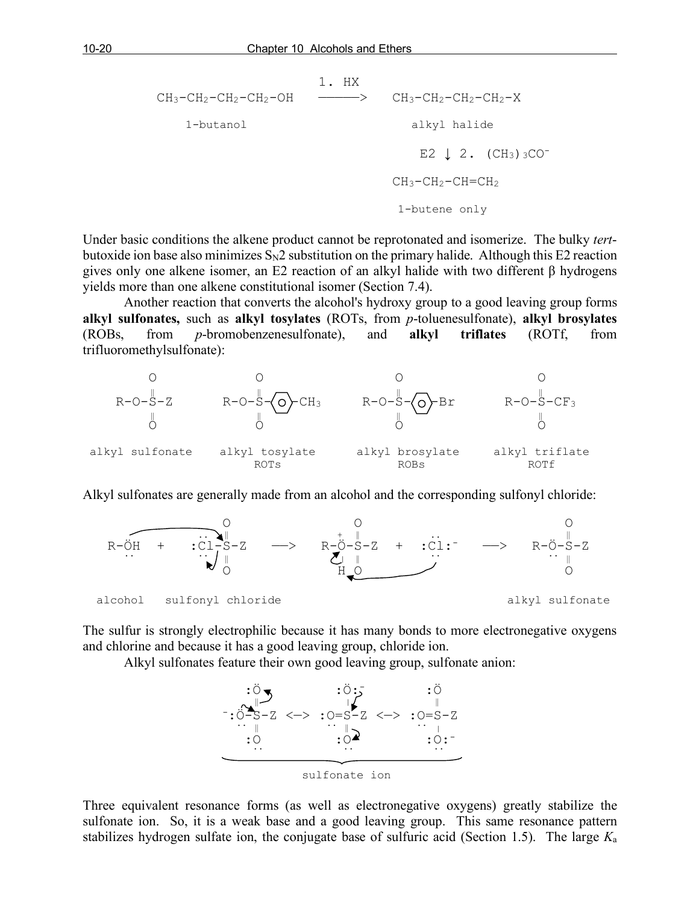```
                                 1. HX
CH3-CH2-CH2-CH2-OH    ———————>    CH3-CH2-CH2-CH2-X

    1-butanol                         alkyl halide

                                   E2 ↓ 2. (CH3)3CO⁻

                                  CH3-CH2-CH=CH2

                                   1-butene only
```

Under basic conditions the alkene product cannot be reprotonated and isomerize. The bulky *tert*-butoxide ion base also minimizes $S_N2$ substitution on the primary halide. Although this E2 reaction gives only one alkene isomer, an E2 reaction of an alkyl halide with two different β hydrogens yields more than one alkene constitutional isomer (Section 7.4).

Another reaction that converts the alcohol's hydroxy group to a good leaving group forms **alkyl sulfonates,** such as **alkyl tosylates** (ROTs, from *p*-toluenesulfonate), **alkyl brosylates** (ROBs, from *p*-bromobenzenesulfonate), and **alkyl triflates** (ROTf, from trifluoromethylsulfonate):

```
     O               O                   O                  O
     ‖               ‖                   ‖                  ‖
 R-O-S-Z         R-O-S-⟨○⟩-CH3       R-O-S-⟨○⟩-Br        R-O-S-CF3
     ‖               ‖                   ‖                  ‖
     O               O                   O                  O

alkyl sulfonate  alkyl tosylate     alkyl brosylate    alkyl triflate
                     ROTs                ROBs               ROTf
```

Alkyl sulfonates are generally made from an alcohol and the corresponding sulfonyl chloride:

```
                    O                   O                           O
                    ‖                 + ‖                           ‖
R-ÖH   +   :Cl-S-Z    —>   R-Ö-S-Z  +  :Cl:⁻    —>   R-Ö-S-Z
                    ‖                 | ‖                           ‖
                    O                 H O                           O

alcohol   sulfonyl chloride                               alkyl sulfonate
```

The sulfur is strongly electrophilic because it has many bonds to more electronegative oxygens and chlorine and because it has a good leaving group, chloride ion.

Alkyl sulfonates feature their own good leaving group, sulfonate anion:

```
     :Ö            :Ö:⁻           :Ö
      ‖             |              ‖
 ⁻:Ö-S-Z  <—>  :O=S-Z  <—>  :O=S-Z
      ‖             ‖              |
     :O            :O             :O:⁻

                sulfonate ion
```

Three equivalent resonance forms (as well as electronegative oxygens) greatly stabilize the sulfonate ion. So, it is a weak base and a good leaving group. This same resonance pattern stabilizes hydrogen sulfate ion, the conjugate base of sulfuric acid (Section 1.5). The large $K_a$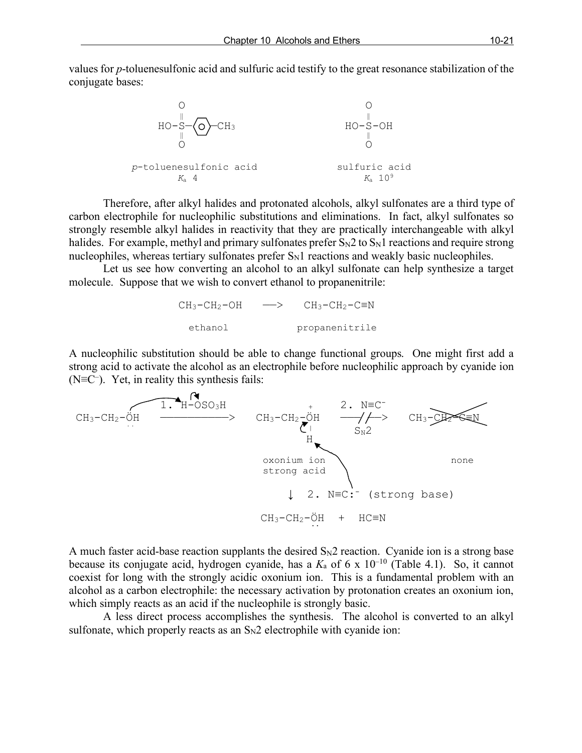values for *p*-toluenesulfonic acid and sulfuric acid testify to the great resonance stabilization of the conjugate bases:

```
        O                                  O
        ‖                                  ‖
   HO-S-⟨O⟩-CH3                       HO-S-OH
        ‖                                  ‖
        O                                  O

  p-toluenesulfonic acid             sulfuric acid
         Ka 4                            Ka 10^9
```

Therefore, after alkyl halides and protonated alcohols, alkyl sulfonates are a third type of carbon electrophile for nucleophilic substitutions and eliminations. In fact, alkyl sulfonates so strongly resemble alkyl halides in reactivity that they are practically interchangeable with alkyl halides. For example, methyl and primary sulfonates prefer $S_N2$ to $S_N1$ reactions and require strong nucleophiles, whereas tertiary sulfonates prefer $S_N1$ reactions and weakly basic nucleophiles.

Let us see how converting an alcohol to an alkyl sulfonate can help synthesize a target molecule. Suppose that we wish to convert ethanol to propanenitrile:

```
CH3-CH2-OH    —>    CH3-CH2-C≡N

  ethanol           propanenitrile
```

A nucleophilic substitution should be able to change functional groups. One might first add a strong acid to activate the alcohol as an electrophile before nucleophilic approach by cyanide ion ($N{\equiv}C^-$). Yet, in reality this synthesis fails:

```
              1. H-OSO3H                  +      2. N≡C⁻
CH3-CH2-ÖH  ————————————>   CH3-CH2-ÖH   ——//——>   CH3-CH2-C≡N  (crossed out)
                                     |        SN2
                                     H
                            oxonium ion                      none
                            strong acid

                                ↓  2. N≡C:⁻ (strong base)

                            CH3-CH2-ÖH   +   HC≡N
```

A much faster acid-base reaction supplants the desired $S_N2$ reaction. Cyanide ion is a strong base because its conjugate acid, hydrogen cyanide, has a $K_a$ of $6 \times 10^{-10}$ (Table 4.1). So, it cannot coexist for long with the strongly acidic oxonium ion. This is a fundamental problem with an alcohol as a carbon electrophile: the necessary activation by protonation creates an oxonium ion, which simply reacts as an acid if the nucleophile is strongly basic.

A less direct process accomplishes the synthesis. The alcohol is converted to an alkyl sulfonate, which properly reacts as an $S_N2$ electrophile with cyanide ion: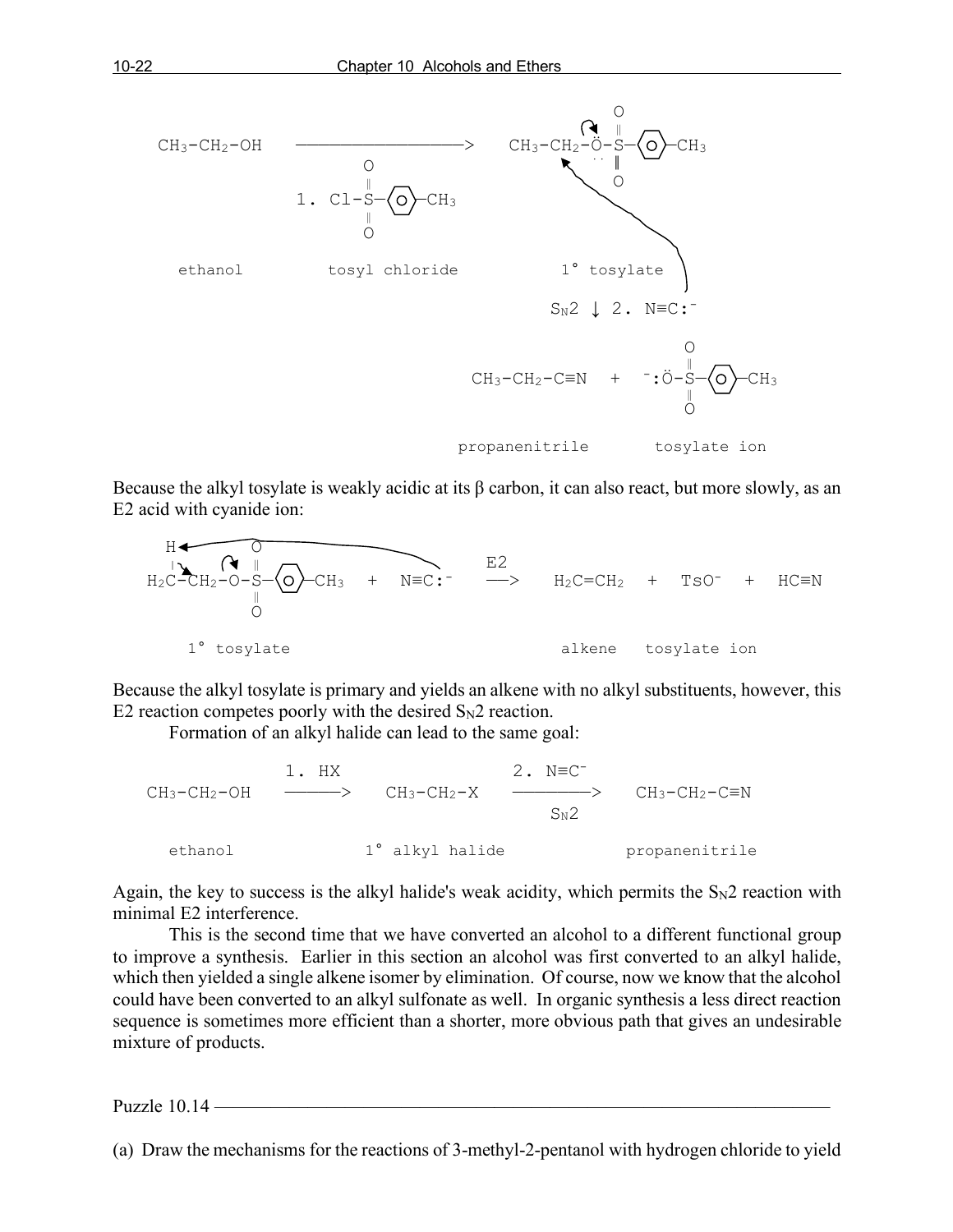$$CH_3\text{-}CH_2\text{-}OH \xrightarrow{\text{1. } Cl\text{-}SO_2\text{-}C_6H_4\text{-}CH_3} CH_3\text{-}CH_2\text{-}\ddot{O}\text{-}SO_2\text{-}C_6H_4\text{-}CH_3$$

ethanol &nbsp;&nbsp;&nbsp; tosyl chloride &nbsp;&nbsp;&nbsp; 1° tosylate

$$\xrightarrow[S_N2]{\text{2. } N{\equiv}C:^-} CH_3\text{-}CH_2\text{-}C{\equiv}N \; + \; ^-\!:\ddot{O}\text{-}SO_2\text{-}C_6H_4\text{-}CH_3$$

propanenitrile &nbsp;&nbsp;&nbsp; tosylate ion

Because the alkyl tosylate is weakly acidic at its β carbon, it can also react, but more slowly, as an E2 acid with cyanide ion:

$$H\text{-}H_2C\text{-}CH_2\text{-}O\text{-}SO_2\text{-}C_6H_4\text{-}CH_3 \; + \; N{\equiv}C:^- \xrightarrow{E2} H_2C{=}CH_2 \; + \; TsO^- \; + \; HC{\equiv}N$$

1° tosylate &nbsp;&nbsp;&nbsp; alkene &nbsp;&nbsp;&nbsp; tosylate ion

Because the alkyl tosylate is primary and yields an alkene with no alkyl substituents, however, this E2 reaction competes poorly with the desired $S_N2$ reaction.

Formation of an alkyl halide can lead to the same goal:

$$CH_3\text{-}CH_2\text{-}OH \xrightarrow{\text{1. HX}} CH_3\text{-}CH_2\text{-}X \xrightarrow[S_N2]{\text{2. } N{\equiv}C^-} CH_3\text{-}CH_2\text{-}C{\equiv}N$$

ethanol &nbsp;&nbsp;&nbsp; 1° alkyl halide &nbsp;&nbsp;&nbsp; propanenitrile

Again, the key to success is the alkyl halide's weak acidity, which permits the $S_N2$ reaction with minimal E2 interference.

This is the second time that we have converted an alcohol to a different functional group to improve a synthesis. Earlier in this section an alcohol was first converted to an alkyl halide, which then yielded a single alkene isomer by elimination. Of course, now we know that the alcohol could have been converted to an alkyl sulfonate as well. In organic synthesis a less direct reaction sequence is sometimes more efficient than a shorter, more obvious path that gives an undesirable mixture of products.

Puzzle 10.14

(a) Draw the mechanisms for the reactions of 3-methyl-2-pentanol with hydrogen chloride to yield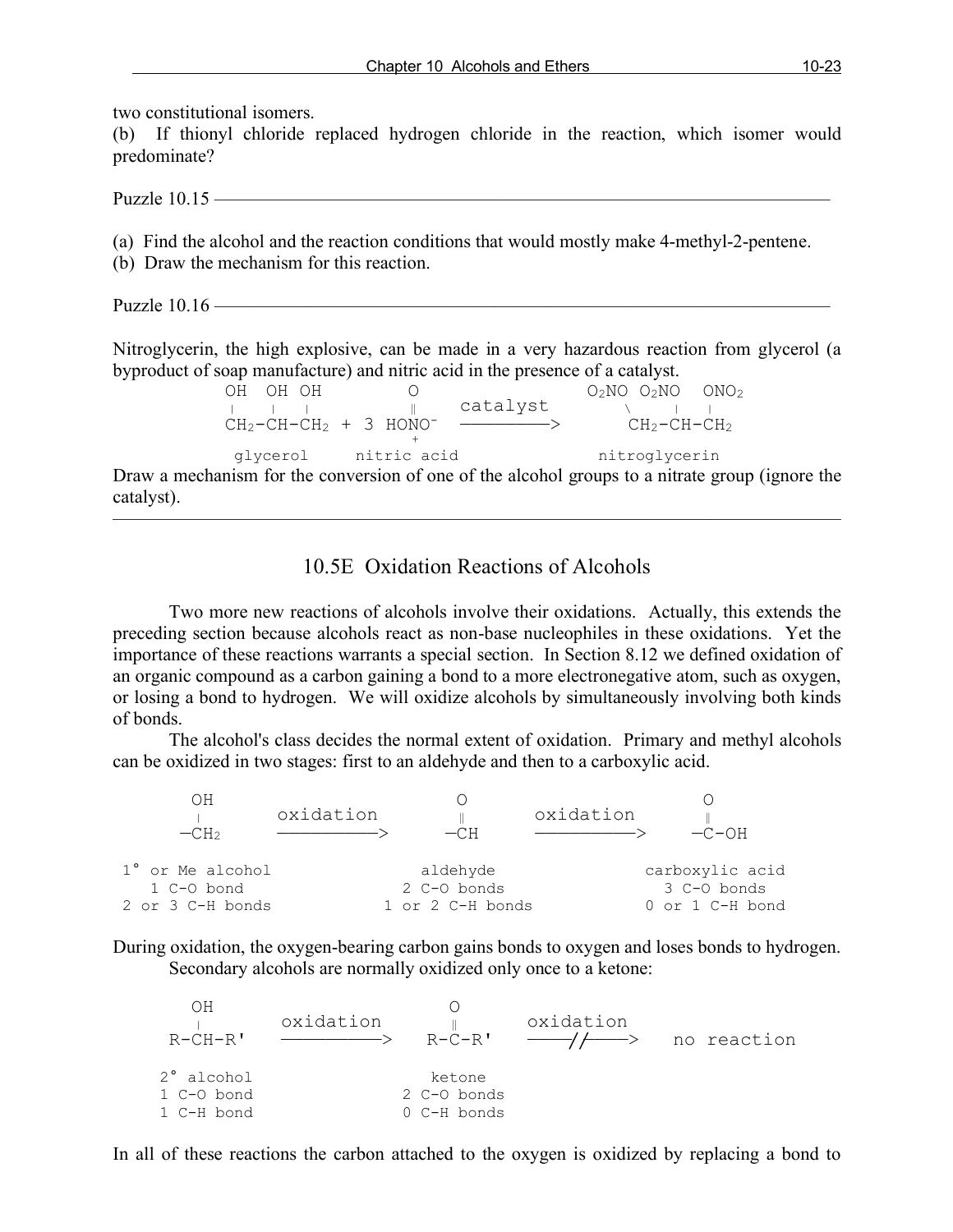two constitutional isomers.
(b) If thionyl chloride replaced hydrogen chloride in the reaction, which isomer would predominate?

Puzzle 10.15 ———————————————————————————————

(a) Find the alcohol and the reaction conditions that would mostly make 4-methyl-2-pentene.
(b) Draw the mechanism for this reaction.

Puzzle 10.16 ———————————————————————————————

Nitroglycerin, the high explosive, can be made in a very hazardous reaction from glycerol (a byproduct of soap manufacture) and nitric acid in the presence of a catalyst.

```
OH  OH OH          O                    O2NO O2NO   ONO2
|    |  |          ‖      catalyst          \    |   |
CH2-CH-CH2 + 3 HONO-   ————————>          CH2-CH-CH2
                   +
 glycerol     nitric acid               nitroglycerin
```

Draw a mechanism for the conversion of one of the alcohol groups to a nitrate group (ignore the catalyst).

---

## 10.5E Oxidation Reactions of Alcohols

Two more new reactions of alcohols involve their oxidations. Actually, this extends the preceding section because alcohols react as non-base nucleophiles in these oxidations. Yet the importance of these reactions warrants a special section. In Section 8.12 we defined oxidation of an organic compound as a carbon gaining a bond to a more electronegative atom, such as oxygen, or losing a bond to hydrogen. We will oxidize alcohols by simultaneously involving both kinds of bonds.

The alcohol's class decides the normal extent of oxidation. Primary and methyl alcohols can be oxidized in two stages: first to an aldehyde and then to a carboxylic acid.

```
    OH                          O                          O
    |       oxidation           ‖        oxidation          ‖
   —CH2    ———————————>        —CH      ———————————>     —C-OH

1° or Me alcohol             aldehyde                 carboxylic acid
   1 C-O bond               2 C-O bonds                 3 C-O bonds
2 or 3 C-H bonds          1 or 2 C-H bonds            0 or 1 C-H bond
```

During oxidation, the oxygen-bearing carbon gains bonds to oxygen and loses bonds to hydrogen.

Secondary alcohols are normally oxidized only once to a ketone:

```
    OH                          O
    |       oxidation           ‖       oxidation
 R-CH-R'   ———————————>      R-C-R'    ———//———>     no reaction

 2° alcohol                   ketone
 1 C-O bond                 2 C-O bonds
 1 C-H bond                 0 C-H bonds
```

In all of these reactions the carbon attached to the oxygen is oxidized by replacing a bond to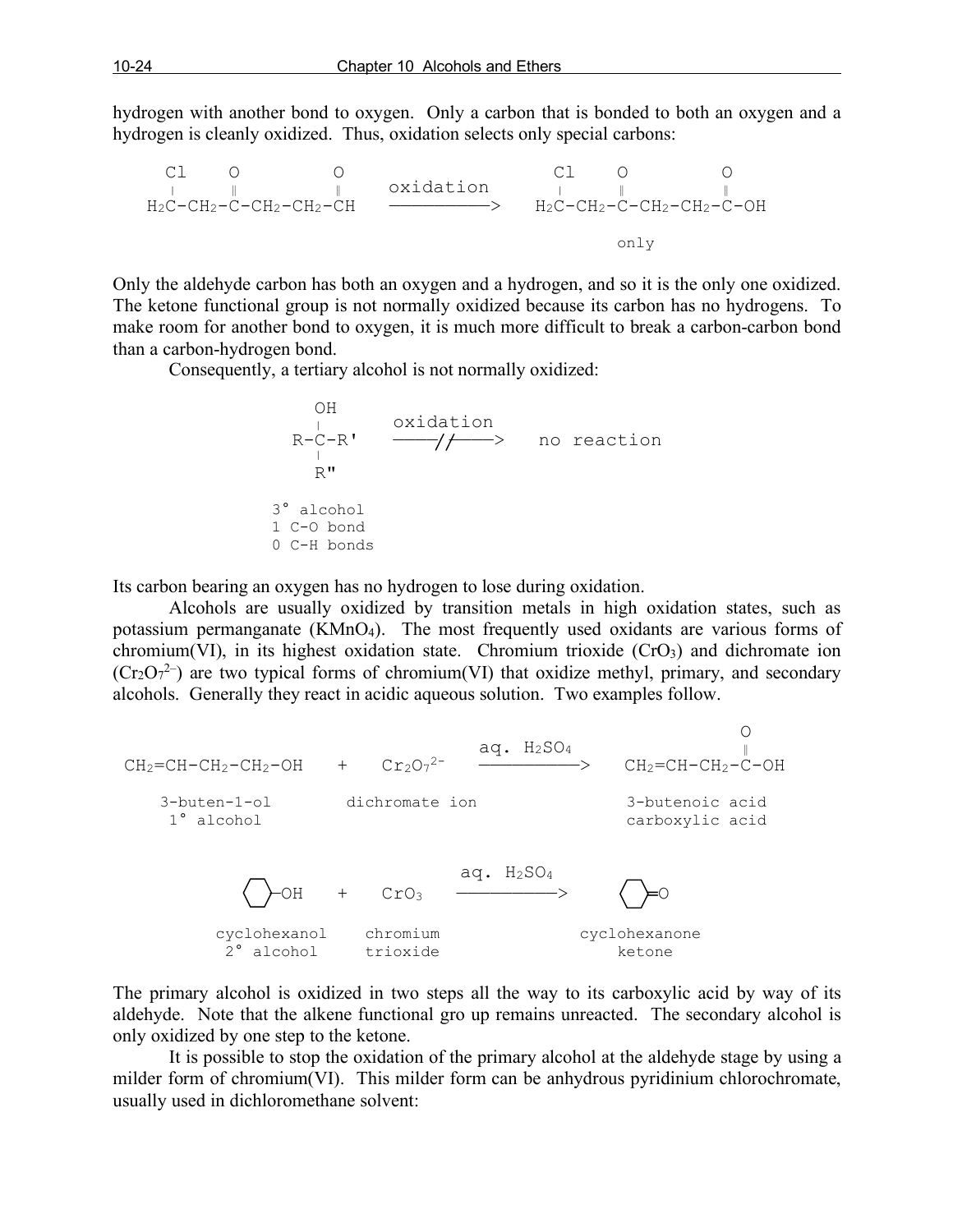hydrogen with another bond to oxygen. Only a carbon that is bonded to both an oxygen and a hydrogen is cleanly oxidized. Thus, oxidation selects only special carbons:

```
 Cl     O          O                          Cl     O          O
 |      ‖          ‖       oxidation          |      ‖          ‖
H2C-CH2-C-CH2-CH2-CH     ————————————>      H2C-CH2-C-CH2-CH2-C-OH

                                                           only
```

Only the aldehyde carbon has both an oxygen and a hydrogen, and so it is the only one oxidized. The ketone functional group is not normally oxidized because its carbon has no hydrogens. To make room for another bond to oxygen, it is much more difficult to break a carbon-carbon bond than a carbon-hydrogen bond.

Consequently, a tertiary alcohol is not normally oxidized:

```
     OH
     |      oxidation
  R-C-R'   ————//————>   no reaction
     |
     R"

3° alcohol
1 C-O bond
0 C-H bonds
```

Its carbon bearing an oxygen has no hydrogen to lose during oxidation.

Alcohols are usually oxidized by transition metals in high oxidation states, such as potassium permanganate ($KMnO_4$). The most frequently used oxidants are various forms of chromium(VI), in its highest oxidation state. Chromium trioxide ($CrO_3$) and dichromate ion ($Cr_2O_7^{2-}$) are two typical forms of chromium(VI) that oxidize methyl, primary, and secondary alcohols. Generally they react in acidic aqueous solution. Two examples follow.

```
                                                                   O
                                          aq. H2SO4                ‖
CH2=CH-CH2-CH2-OH    +    Cr2O7^2-     ——————————————>   CH2=CH-CH2-C-OH

  3-buten-1-ol          dichromate ion                   3-butenoic acid
  1° alcohol                                             carboxylic acid


                                    aq. H2SO4
   cyclohexyl-OH   +    CrO3     ——————————————>    cyclohexyl=O

   cyclohexanol       chromium                      cyclohexanone
   2° alcohol         trioxide                         ketone
```

The primary alcohol is oxidized in two steps all the way to its carboxylic acid by way of its aldehyde. Note that the alkene functional gro up remains unreacted. The secondary alcohol is only oxidized by one step to the ketone.

It is possible to stop the oxidation of the primary alcohol at the aldehyde stage by using a milder form of chromium(VI). This milder form can be anhydrous pyridinium chlorochromate, usually used in dichloromethane solvent: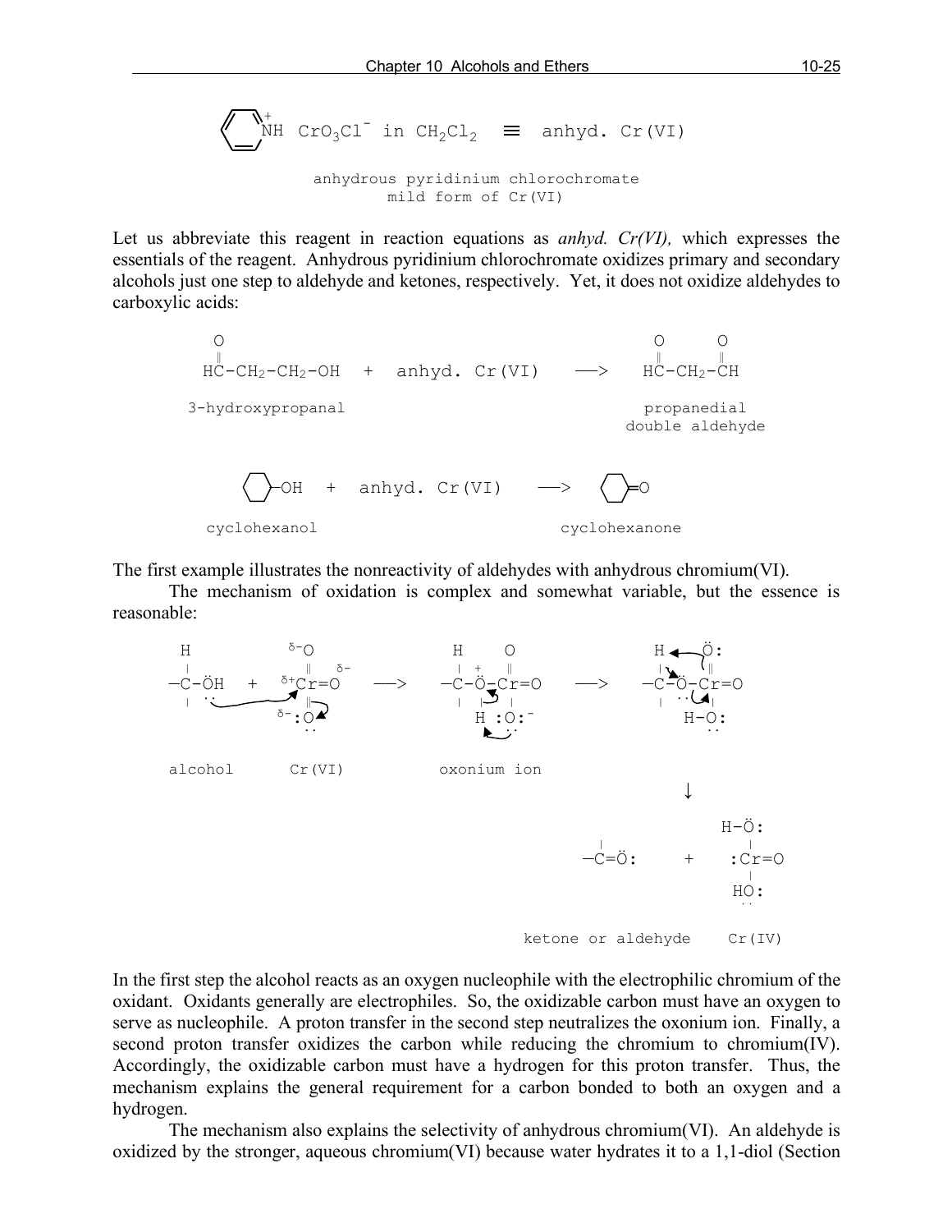$$\text{C}_5\text{H}_5\overset{+}{\text{N}}\text{H}\ \ \text{CrO}_3\text{Cl}^-\ \text{in}\ \text{CH}_2\text{Cl}_2 \ \equiv\ \text{anhyd. Cr(VI)}$$

anhydrous pyridinium chlorochromate
mild form of Cr(VI)

Let us abbreviate this reagent in reaction equations as *anhyd. Cr(VI),* which expresses the essentials of the reagent. Anhydrous pyridinium chlorochromate oxidizes primary and secondary alcohols just one step to aldehyde and ketones, respectively. Yet, it does not oxidize aldehydes to carboxylic acids:

$$\text{HC(=O)-CH}_2\text{-CH}_2\text{-OH} \ + \ \text{anhyd. Cr(VI)} \ \longrightarrow \ \text{HC(=O)-CH}_2\text{-CH(=O)}$$

3-hydroxypropanal → propanedial (double aldehyde)

$$\text{cyclohexanol} \ + \ \text{anhyd. Cr(VI)} \ \longrightarrow \ \text{cyclohexanone}$$

The first example illustrates the nonreactivity of aldehydes with anhydrous chromium(VI).

The mechanism of oxidation is complex and somewhat variable, but the essence is reasonable:

alcohol + Cr(VI) → oxonium ion → ketone or aldehyde + Cr(IV)

In the first step the alcohol reacts as an oxygen nucleophile with the electrophilic chromium of the oxidant. Oxidants generally are electrophiles. So, the oxidizable carbon must have an oxygen to serve as nucleophile. A proton transfer in the second step neutralizes the oxonium ion. Finally, a second proton transfer oxidizes the carbon while reducing the chromium to chromium(IV). Accordingly, the oxidizable carbon must have a hydrogen for this proton transfer. Thus, the mechanism explains the general requirement for a carbon bonded to both an oxygen and a hydrogen.

The mechanism also explains the selectivity of anhydrous chromium(VI). An aldehyde is oxidized by the stronger, aqueous chromium(VI) because water hydrates it to a 1,1-diol (Section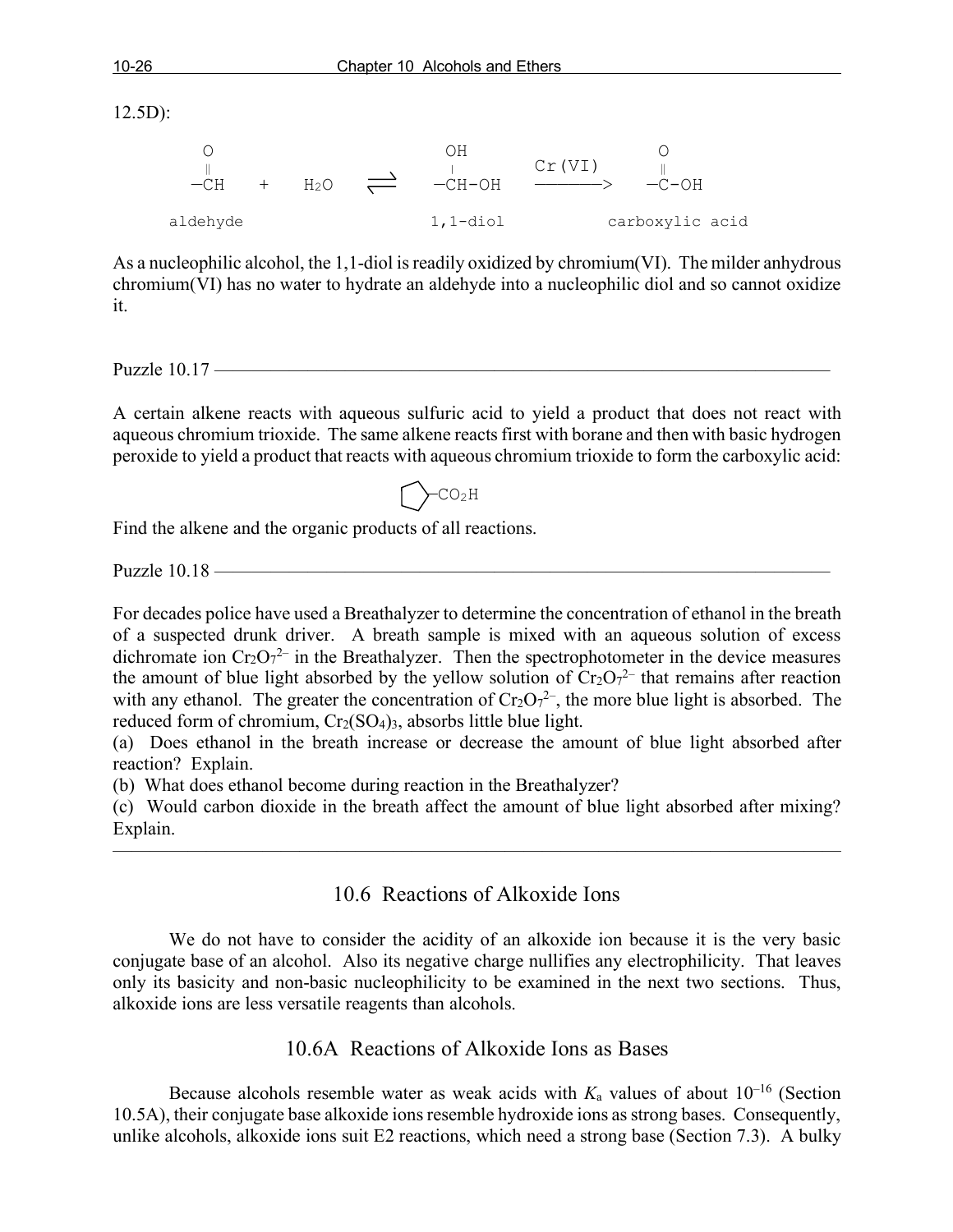12.5D):

```
   O                          OH                        O
   ‖                          |          Cr(VI)         ‖
 —CH    +    H2O    ⇌      —CH-OH    ———————>      —C-OH

aldehyde                   1,1-diol              carboxylic acid
```

As a nucleophilic alcohol, the 1,1-diol is readily oxidized by chromium(VI). The milder anhydrous chromium(VI) has no water to hydrate an aldehyde into a nucleophilic diol and so cannot oxidize it.

Puzzle 10.17 ———————————————————————————————————

A certain alkene reacts with aqueous sulfuric acid to yield a product that does not react with aqueous chromium trioxide. The same alkene reacts first with borane and then with basic hydrogen peroxide to yield a product that reacts with aqueous chromium trioxide to form the carboxylic acid:

```
⬠—CO2H
```

Find the alkene and the organic products of all reactions.

Puzzle 10.18 ———————————————————————————————————

For decades police have used a Breathalyzer to determine the concentration of ethanol in the breath of a suspected drunk driver. A breath sample is mixed with an aqueous solution of excess dichromate ion $Cr_2O_7^{2-}$ in the Breathalyzer. Then the spectrophotometer in the device measures the amount of blue light absorbed by the yellow solution of $Cr_2O_7^{2-}$ that remains after reaction with any ethanol. The greater the concentration of $Cr_2O_7^{2-}$, the more blue light is absorbed. The reduced form of chromium, $Cr_2(SO_4)_3$, absorbs little blue light.

(a) Does ethanol in the breath increase or decrease the amount of blue light absorbed after reaction? Explain.

(b) What does ethanol become during reaction in the Breathalyzer?

(c) Would carbon dioxide in the breath affect the amount of blue light absorbed after mixing? Explain.

---

## 10.6 Reactions of Alkoxide Ions

We do not have to consider the acidity of an alkoxide ion because it is the very basic conjugate base of an alcohol. Also its negative charge nullifies any electrophilicity. That leaves only its basicity and non-basic nucleophilicity to be examined in the next two sections. Thus, alkoxide ions are less versatile reagents than alcohols.

### 10.6A Reactions of Alkoxide Ions as Bases

Because alcohols resemble water as weak acids with $K_a$ values of about $10^{-16}$ (Section 10.5A), their conjugate base alkoxide ions resemble hydroxide ions as strong bases. Consequently, unlike alcohols, alkoxide ions suit E2 reactions, which need a strong base (Section 7.3). A bulky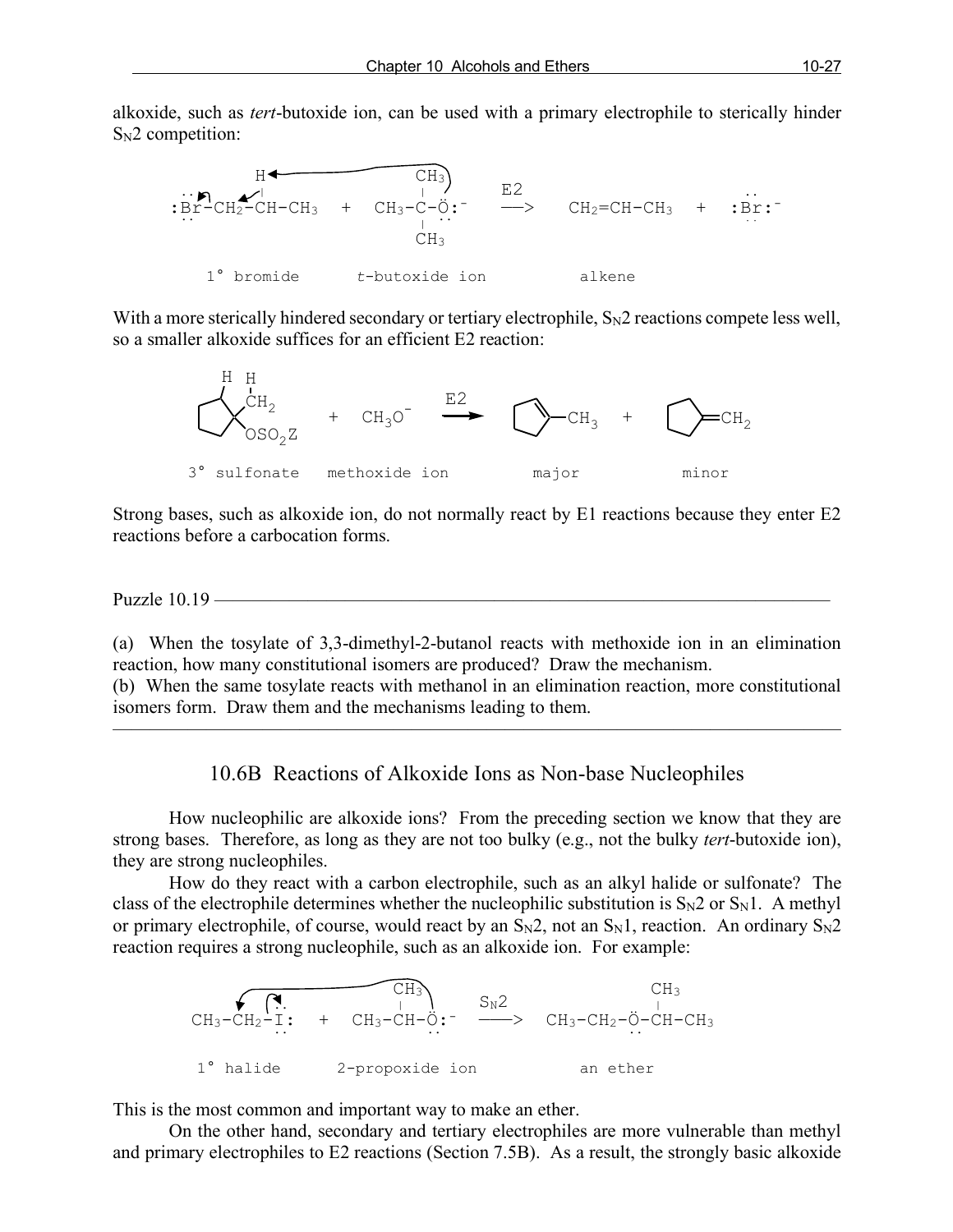alkoxide, such as *tert*-butoxide ion, can be used with a primary electrophile to sterically hinder $S_N2$ competition:

```
       H◄────────────────────CH3
  ..   |                      |          E2                        ..
 :Br-CH2-CH-CH3   +   CH3-C-Ö:⁻    ──>   CH2=CH-CH3   +   :Br:⁻
  ..                          |  ..                                ..
                             CH3

    1° bromide          t-butoxide ion           alkene
```

With a more sterically hindered secondary or tertiary electrophile, $S_N2$ reactions compete less well, so a smaller alkoxide suffices for an efficient E2 reaction:

```
   H  H
     CH2
  (cyclopentyl)        +   CH3O⁻    ──E2──►   (1-methylcyclopentene)-CH3   +   (methylenecyclopentane)=CH2
     OSO2Z

  3° sulfonate      methoxide ion              major                              minor
```

Strong bases, such as alkoxide ion, do not normally react by E1 reactions because they enter E2 reactions before a carbocation forms.

---

Puzzle 10.19

(a) When the tosylate of 3,3-dimethyl-2-butanol reacts with methoxide ion in an elimination reaction, how many constitutional isomers are produced? Draw the mechanism.
(b) When the same tosylate reacts with methanol in an elimination reaction, more constitutional isomers form. Draw them and the mechanisms leading to them.

---

## 10.6B Reactions of Alkoxide Ions as Non-base Nucleophiles

How nucleophilic are alkoxide ions? From the preceding section we know that they are strong bases. Therefore, as long as they are not too bulky (e.g., not the bulky *tert*-butoxide ion), they are strong nucleophiles.

How do they react with a carbon electrophile, such as an alkyl halide or sulfonate? The class of the electrophile determines whether the nucleophilic substitution is $S_N2$ or $S_N1$. A methyl or primary electrophile, of course, would react by an $S_N2$, not an $S_N1$, reaction. An ordinary $S_N2$ reaction requires a strong nucleophile, such as an alkoxide ion. For example:

```
                            CH3                              CH3
             ..              |          SN2                   |
 CH3-CH2-I:    +   CH3-CH-Ö:⁻    ──>   CH3-CH2-Ö-CH-CH3
          ..                 ..                    ..

   1° halide        2-propoxide ion            an ether
```

This is the most common and important way to make an ether.

On the other hand, secondary and tertiary electrophiles are more vulnerable than methyl and primary electrophiles to E2 reactions (Section 7.5B). As a result, the strongly basic alkoxide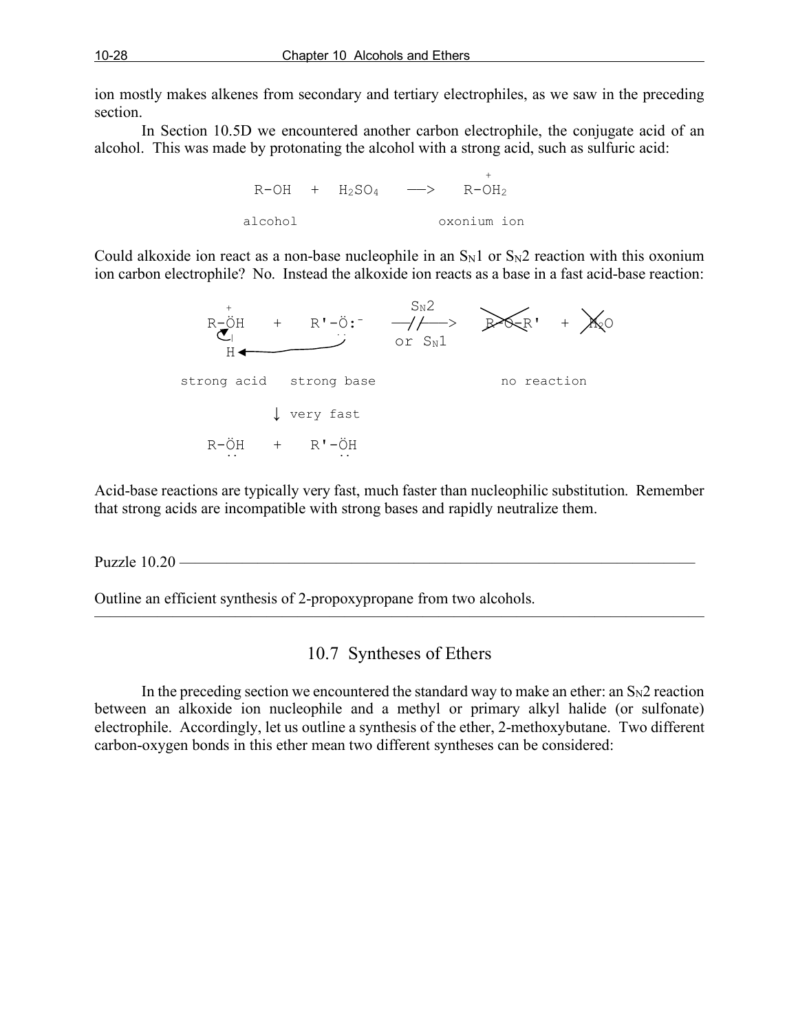ion mostly makes alkenes from secondary and tertiary electrophiles, as we saw in the preceding section.

In Section 10.5D we encountered another carbon electrophile, the conjugate acid of an alcohol. This was made by protonating the alcohol with a strong acid, such as sulfuric acid:

```
                                      +
   R-OH   +   H2SO4    —>     R-OH2

 alcohol                   oxonium ion
```

Could alkoxide ion react as a non-base nucleophile in an $S_N1$ or $S_N2$ reaction with this oxonium ion carbon electrophile? No. Instead the alkoxide ion reacts as a base in a fast acid-base reaction:

```
    +                          SN2
  R-ÖH    +    R'-Ö:-      —//—>     R-O-R'  +  H2O   (crossed out)
    |             ..        or SN1
    H <-----------'

strong acid   strong base                no reaction

           ↓ very fast

  R-ÖH    +    R'-ÖH
    ..             ..
```

Acid-base reactions are typically very fast, much faster than nucleophilic substitution. Remember that strong acids are incompatible with strong bases and rapidly neutralize them.

---

Puzzle 10.20

Outline an efficient synthesis of 2-propoxypropane from two alcohols.

---

## 10.7 Syntheses of Ethers

In the preceding section we encountered the standard way to make an ether: an $S_N2$ reaction between an alkoxide ion nucleophile and a methyl or primary alkyl halide (or sulfonate) electrophile. Accordingly, let us outline a synthesis of the ether, 2-methoxybutane. Two different carbon-oxygen bonds in this ether mean two different syntheses can be considered: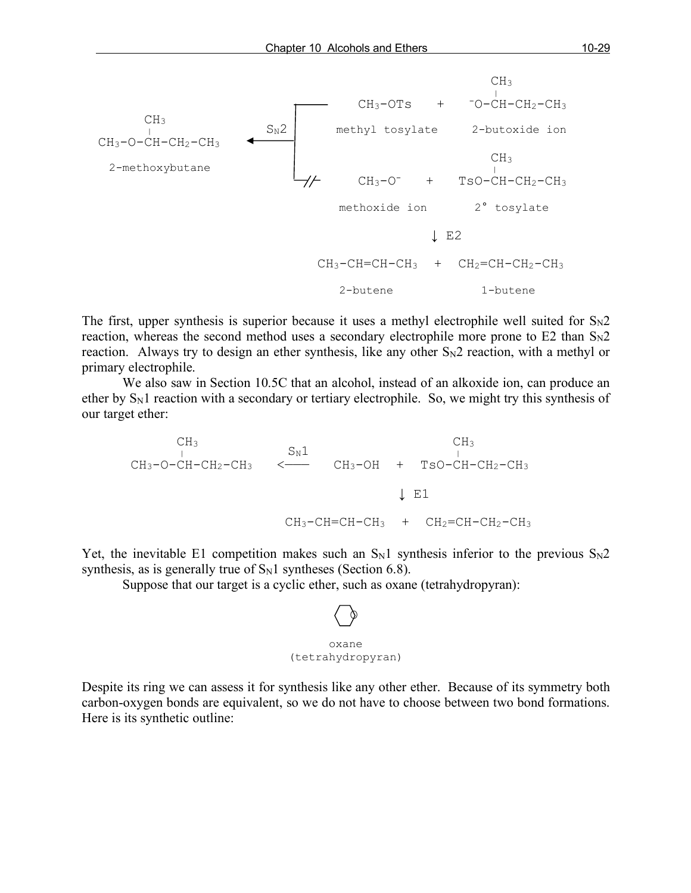```
                                                        CH3
                                                         |
                                    CH3-OTs    +    -O-CH-CH2-CH3
        CH3                  SN2
         |                         methyl tosylate     2-butoxide ion
CH3-O-CH-CH2-CH3   <--------
                                                        CH3
  2-methoxybutane                                        |
                             -//-     CH3-O-    +    TsO-CH-CH2-CH3

                                   methoxide ion        2° tosylate

                                                   ↓ E2

                              CH3-CH=CH-CH3   +   CH2=CH-CH2-CH3

                                 2-butene             1-butene
```

The first, upper synthesis is superior because it uses a methyl electrophile well suited for $S_N2$ reaction, whereas the second method uses a secondary electrophile more prone to E2 than $S_N2$ reaction. Always try to design an ether synthesis, like any other $S_N2$ reaction, with a methyl or primary electrophile.

We also saw in Section 10.5C that an alcohol, instead of an alkoxide ion, can produce an ether by $S_N1$ reaction with a secondary or tertiary electrophile. So, we might try this synthesis of our target ether:

```
        CH3                                              CH3
         |               SN1                              |
CH3-O-CH-CH2-CH3    <----    CH3-OH   +   TsO-CH-CH2-CH3

                                         ↓ E1

                         CH3-CH=CH-CH3   +   CH2=CH-CH2-CH3
```

Yet, the inevitable E1 competition makes such an $S_N1$ synthesis inferior to the previous $S_N2$ synthesis, as is generally true of $S_N1$ syntheses (Section 6.8).

Suppose that our target is a cyclic ether, such as oxane (tetrahydropyran):

oxane
(tetrahydropyran)

Despite its ring we can assess it for synthesis like any other ether. Because of its symmetry both carbon-oxygen bonds are equivalent, so we do not have to choose between two bond formations. Here is its synthetic outline: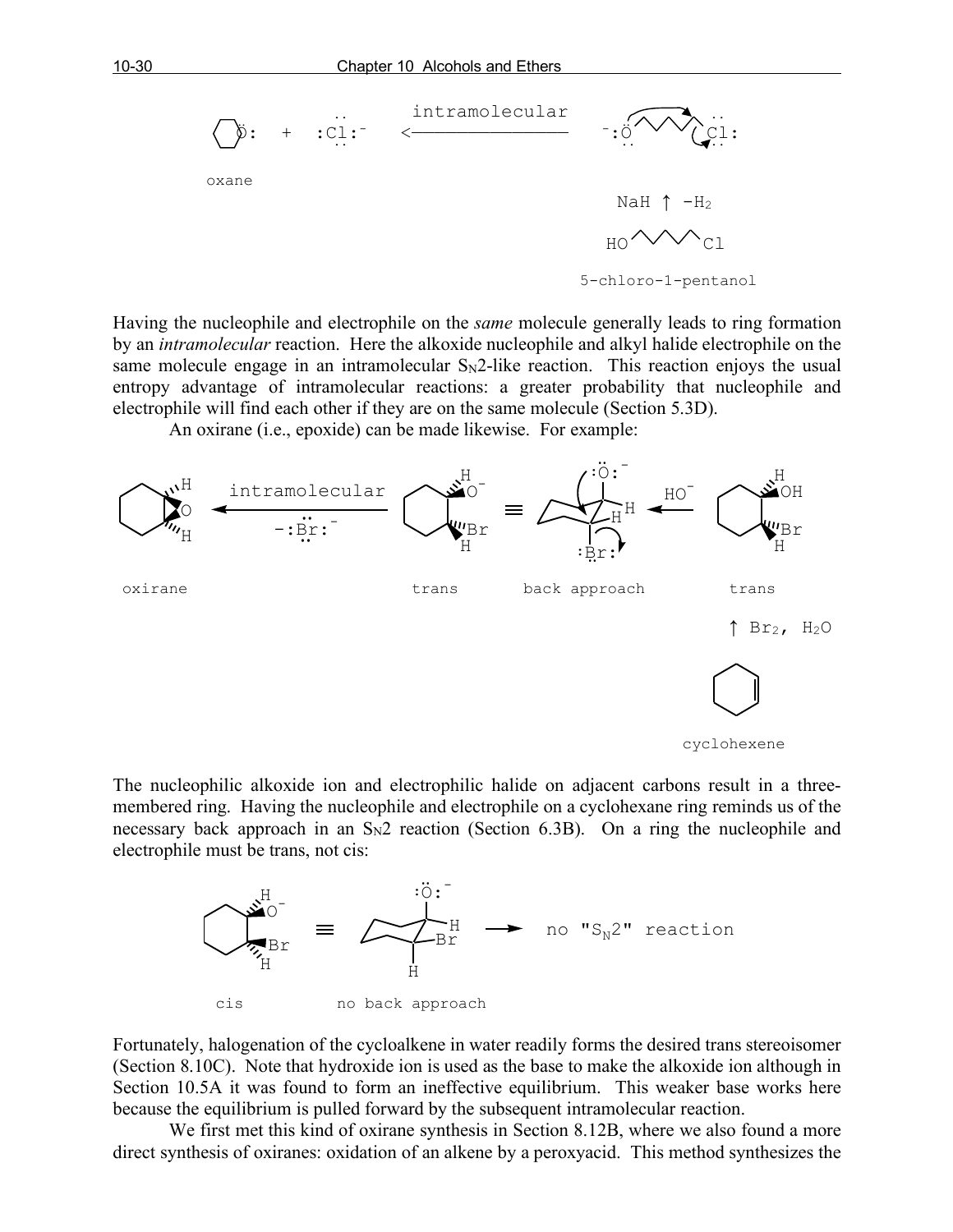oxane + :Cl:⁻ ← intramolecular — ⁻:O⁻ ... Cl:

NaH ↑ $-H_2$

HO⁀⁀⁀Cl

5-chloro-1-pentanol

Having the nucleophile and electrophile on the *same* molecule generally leads to ring formation by an *intramolecular* reaction. Here the alkoxide nucleophile and alkyl halide electrophile on the same molecule engage in an intramolecular $S_N2$-like reaction. This reaction enjoys the usual entropy advantage of intramolecular reactions: a greater probability that nucleophile and electrophile will find each other if they are on the same molecule (Section 5.3D).

An oxirane (i.e., epoxide) can be made likewise. For example:

oxirane ← intramolecular ($-$:Br:⁻) — trans ≡ back approach ← $HO^-$ — trans

↑ $Br_2$, $H_2O$

cyclohexene

The nucleophilic alkoxide ion and electrophilic halide on adjacent carbons result in a three-membered ring. Having the nucleophile and electrophile on a cyclohexane ring reminds us of the necessary back approach in an $S_N2$ reaction (Section 6.3B). On a ring the nucleophile and electrophile must be trans, not cis:

cis ≡ no back approach → no "$S_N2$" reaction

Fortunately, halogenation of the cycloalkene in water readily forms the desired trans stereoisomer (Section 8.10C). Note that hydroxide ion is used as the base to make the alkoxide ion although in Section 10.5A it was found to form an ineffective equilibrium. This weaker base works here because the equilibrium is pulled forward by the subsequent intramolecular reaction.

We first met this kind of oxirane synthesis in Section 8.12B, where we also found a more direct synthesis of oxiranes: oxidation of an alkene by a peroxyacid. This method synthesizes the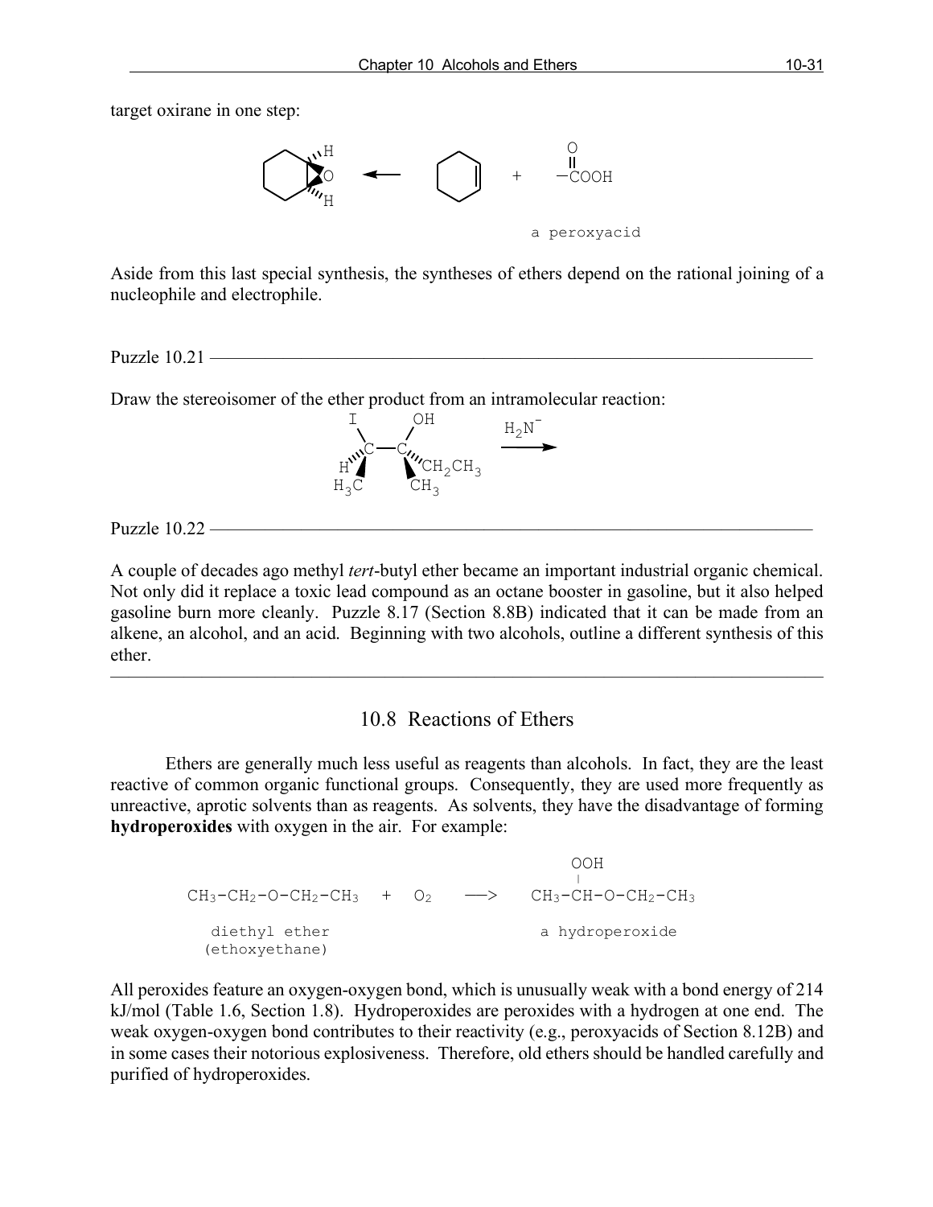target oxirane in one step:

a peroxyacid

Aside from this last special synthesis, the syntheses of ethers depend on the rational joining of a nucleophile and electrophile.

Puzzle 10.21 ———————————————————————————————————————

Draw the stereoisomer of the ether product from an intramolecular reaction:

Puzzle 10.22 ———————————————————————————————————————

A couple of decades ago methyl *tert*-butyl ether became an important industrial organic chemical. Not only did it replace a toxic lead compound as an octane booster in gasoline, but it also helped gasoline burn more cleanly. Puzzle 8.17 (Section 8.8B) indicated that it can be made from an alkene, an alcohol, and an acid. Beginning with two alcohols, outline a different synthesis of this ether.

---

## 10.8 Reactions of Ethers

Ethers are generally much less useful as reagents than alcohols. In fact, they are the least reactive of common organic functional groups. Consequently, they are used more frequently as unreactive, aprotic solvents than as reagents. As solvents, they have the disadvantage of forming **hydroperoxides** with oxygen in the air. For example:

$$CH_3\text{-}CH_2\text{-}O\text{-}CH_2\text{-}CH_3 \quad + \quad O_2 \quad \longrightarrow \quad CH_3\text{-}CH(OOH)\text{-}O\text{-}CH_2\text{-}CH_3$$

diethyl ether (ethoxyethane) — a hydroperoxide

All peroxides feature an oxygen-oxygen bond, which is unusually weak with a bond energy of 214 kJ/mol (Table 1.6, Section 1.8). Hydroperoxides are peroxides with a hydrogen at one end. The weak oxygen-oxygen bond contributes to their reactivity (e.g., peroxyacids of Section 8.12B) and in some cases their notorious explosiveness. Therefore, old ethers should be handled carefully and purified of hydroperoxides.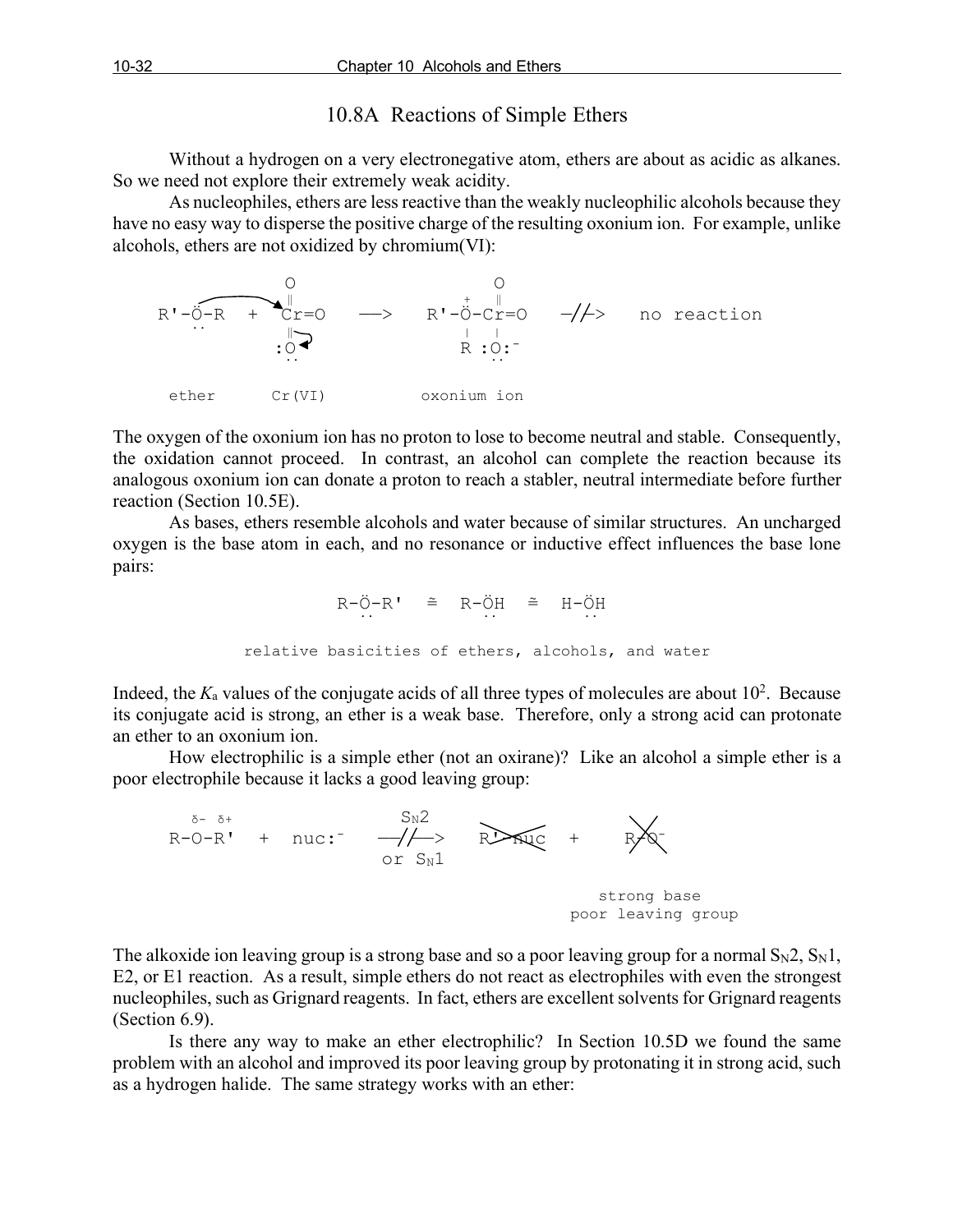## 10.8A Reactions of Simple Ethers

Without a hydrogen on a very electronegative atom, ethers are about as acidic as alkanes. So we need not explore their extremely weak acidity.

As nucleophiles, ethers are less reactive than the weakly nucleophilic alcohols because they have no easy way to disperse the positive charge of the resulting oxonium ion. For example, unlike alcohols, ethers are not oxidized by chromium(VI):

```
                 O                     O
                 ‖                  +  ‖
R'-Ö-R   +   Cr=O    ——>   R'-Ö-Cr=O    —//—>   no reaction
   ··            ‖                 |  |
                :O                 R :O:⁻
                 ··                    ··

  ether       Cr(VI)            oxonium ion
```

The oxygen of the oxonium ion has no proton to lose to become neutral and stable. Consequently, the oxidation cannot proceed. In contrast, an alcohol can complete the reaction because its analogous oxonium ion can donate a proton to reach a stabler, neutral intermediate before further reaction (Section 10.5E).

As bases, ethers resemble alcohols and water because of similar structures. An uncharged oxygen is the base atom in each, and no resonance or inductive effect influences the base lone pairs:

```
R-Ö-R'   ≅   R-ÖH   ≅   H-ÖH
  ··           ··          ··

relative basicities of ethers, alcohols, and water
```

Indeed, the $K_a$ values of the conjugate acids of all three types of molecules are about $10^2$. Because its conjugate acid is strong, an ether is a weak base. Therefore, only a strong acid can protonate an ether to an oxonium ion.

How electrophilic is a simple ether (not an oxirane)? Like an alcohol a simple ether is a poor electrophile because it lacks a good leaving group:

```
 δ- δ+              SN2
R-O-R'  +  nuc:⁻   —//—>   R'-nuc  +  R-O⁻      (products crossed out)
                   or SN1

                                       strong base
                                    poor leaving group
```

The alkoxide ion leaving group is a strong base and so a poor leaving group for a normal $S_N2$, $S_N1$, E2, or E1 reaction. As a result, simple ethers do not react as electrophiles with even the strongest nucleophiles, such as Grignard reagents. In fact, ethers are excellent solvents for Grignard reagents (Section 6.9).

Is there any way to make an ether electrophilic? In Section 10.5D we found the same problem with an alcohol and improved its poor leaving group by protonating it in strong acid, such as a hydrogen halide. The same strategy works with an ether: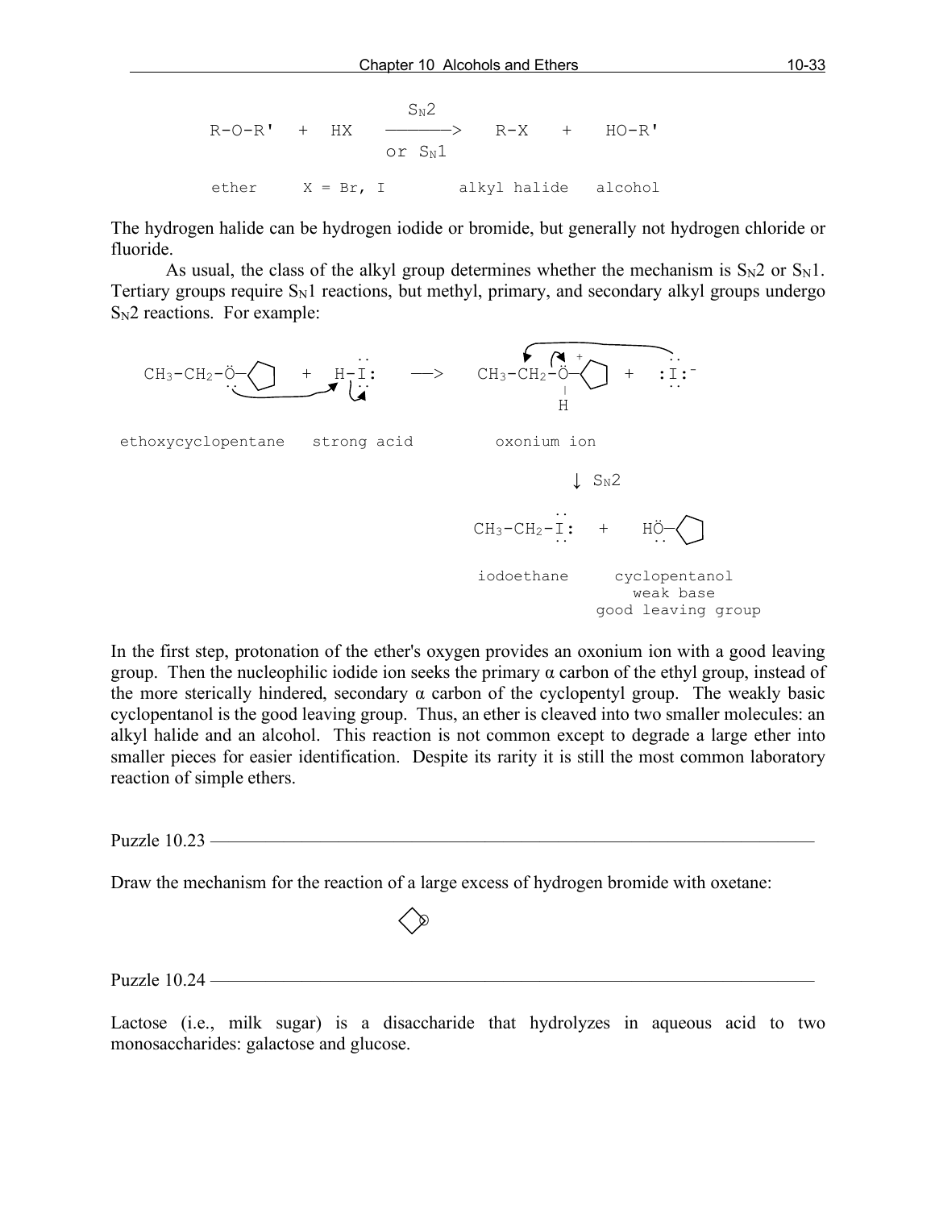$$R\text{-}O\text{-}R' \; + \; HX \xrightarrow[\text{or } S_N1]{S_N2} R\text{-}X \; + \; HO\text{-}R'$$

ether X = Br, I alkyl halide alcohol

The hydrogen halide can be hydrogen iodide or bromide, but generally not hydrogen chloride or fluoride.

As usual, the class of the alkyl group determines whether the mechanism is $S_N2$ or $S_N1$. Tertiary groups require $S_N1$ reactions, but methyl, primary, and secondary alkyl groups undergo $S_N2$ reactions. For example:

$CH_3\text{-}CH_2\text{-}\ddot{O}\text{-}C_5H_9$ + $H\text{-}\ddot{I}:$ ⟶ $CH_3\text{-}CH_2\text{-}\overset{+}{\ddot{O}}(H)\text{-}C_5H_9$ + $:\ddot{I}:^-$

ethoxycyclopentane strong acid oxonium ion

↓ $S_N2$

$CH_3\text{-}CH_2\text{-}\ddot{I}:$ + $H\ddot{O}\text{-}C_5H_9$

iodoethane cyclopentanol
weak base
good leaving group

In the first step, protonation of the ether's oxygen provides an oxonium ion with a good leaving group. Then the nucleophilic iodide ion seeks the primary α carbon of the ethyl group, instead of the more sterically hindered, secondary α carbon of the cyclopentyl group. The weakly basic cyclopentanol is the good leaving group. Thus, an ether is cleaved into two smaller molecules: an alkyl halide and an alcohol. This reaction is not common except to degrade a large ether into smaller pieces for easier identification. Despite its rarity it is still the most common laboratory reaction of simple ethers.

Puzzle 10.23

Draw the mechanism for the reaction of a large excess of hydrogen bromide with oxetane:

Puzzle 10.24

Lactose (i.e., milk sugar) is a disaccharide that hydrolyzes in aqueous acid to two monosaccharides: galactose and glucose.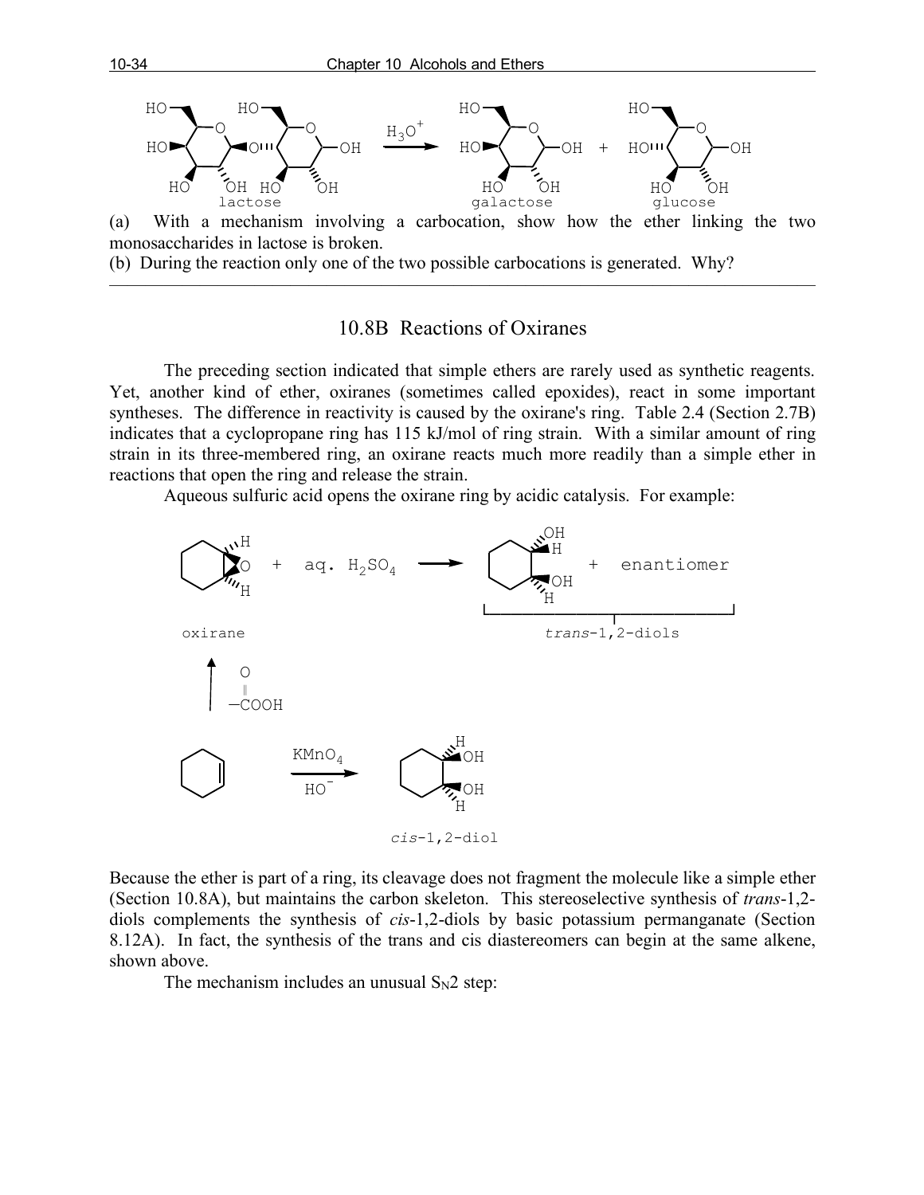(a) With a mechanism involving a carbocation, show how the ether linking the two monosaccharides in lactose is broken.

(b) During the reaction only one of the two possible carbocations is generated. Why?

---

## 10.8B Reactions of Oxiranes

The preceding section indicated that simple ethers are rarely used as synthetic reagents. Yet, another kind of ether, oxiranes (sometimes called epoxides), react in some important syntheses. The difference in reactivity is caused by the oxirane's ring. Table 2.4 (Section 2.7B) indicates that a cyclopropane ring has 115 kJ/mol of ring strain. With a similar amount of ring strain in its three-membered ring, an oxirane reacts much more readily than a simple ether in reactions that open the ring and release the strain.

Aqueous sulfuric acid opens the oxirane ring by acidic catalysis. For example:

oxirane + aq. $H_2SO_4$ → trans-1,2-diols (+ enantiomer)

cyclohexene → (RCO₃H) → oxirane

cyclohexene → ($KMnO_4$, $HO^-$) → *cis*-1,2-diol

Because the ether is part of a ring, its cleavage does not fragment the molecule like a simple ether (Section 10.8A), but maintains the carbon skeleton. This stereoselective synthesis of *trans*-1,2-diols complements the synthesis of *cis*-1,2-diols by basic potassium permanganate (Section 8.12A). In fact, the synthesis of the trans and cis diastereomers can begin at the same alkene, shown above.

The mechanism includes an unusual $S_N2$ step: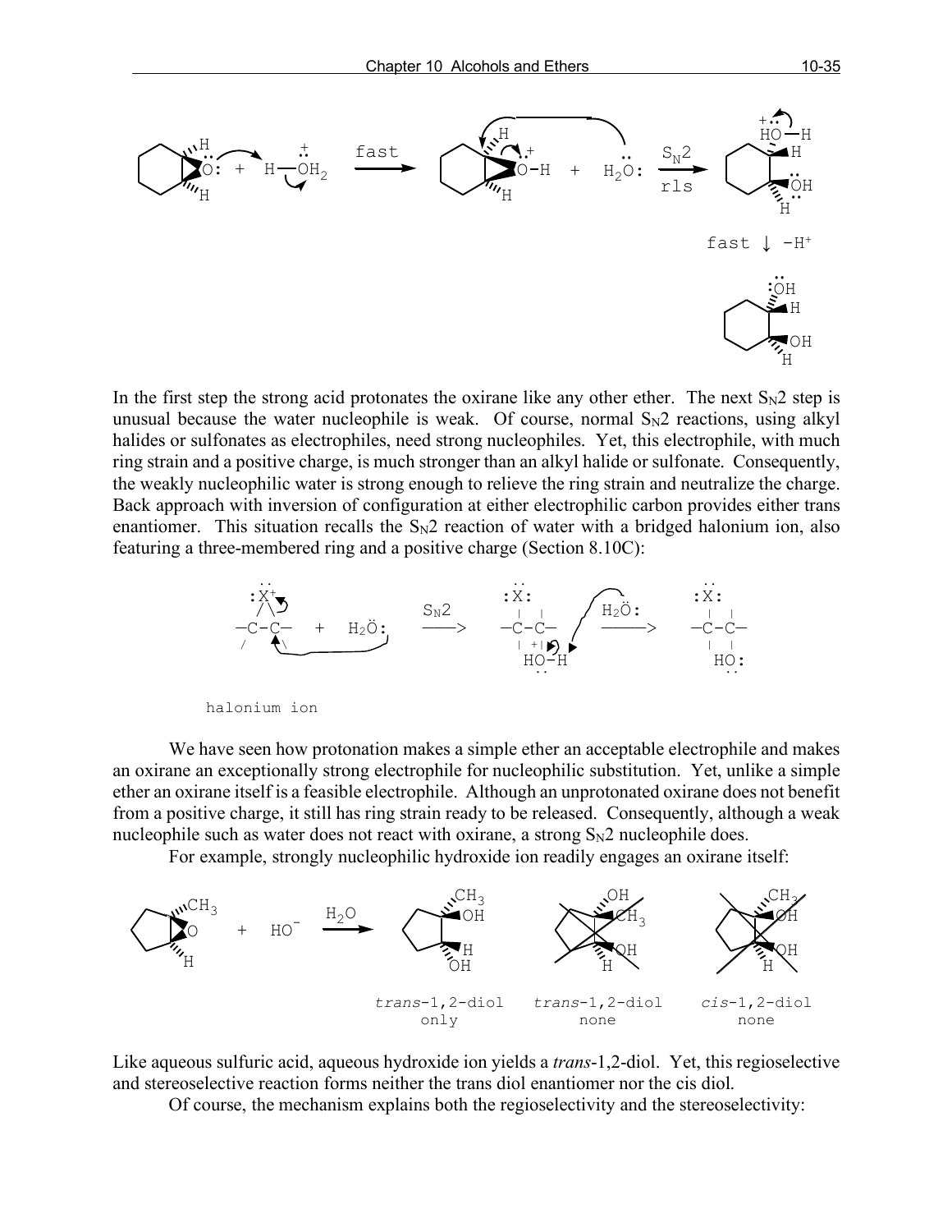fast

$S_N2$

rls

fast ↓ $-H^+$

In the first step the strong acid protonates the oxirane like any other ether. The next $S_N2$ step is unusual because the water nucleophile is weak. Of course, normal $S_N2$ reactions, using alkyl halides or sulfonates as electrophiles, need strong nucleophiles. Yet, this electrophile, with much ring strain and a positive charge, is much stronger than an alkyl halide or sulfonate. Consequently, the weakly nucleophilic water is strong enough to relieve the ring strain and neutralize the charge. Back approach with inversion of configuration at either electrophilic carbon provides either trans enantiomer. This situation recalls the $S_N2$ reaction of water with a bridged halonium ion, also featuring a three-membered ring and a positive charge (Section 8.10C):

halonium ion

We have seen how protonation makes a simple ether an acceptable electrophile and makes an oxirane an exceptionally strong electrophile for nucleophilic substitution. Yet, unlike a simple ether an oxirane itself is a feasible electrophile. Although an unprotonated oxirane does not benefit from a positive charge, it still has ring strain ready to be released. Consequently, although a weak nucleophile such as water does not react with oxirane, a strong $S_N2$ nucleophile does.

For example, strongly nucleophilic hydroxide ion readily engages an oxirane itself:

*trans*-1,2-diol only &nbsp;&nbsp; *trans*-1,2-diol none &nbsp;&nbsp; *cis*-1,2-diol none

Like aqueous sulfuric acid, aqueous hydroxide ion yields a *trans*-1,2-diol. Yet, this regioselective and stereoselective reaction forms neither the trans diol enantiomer nor the cis diol.

Of course, the mechanism explains both the regioselectivity and the stereoselectivity: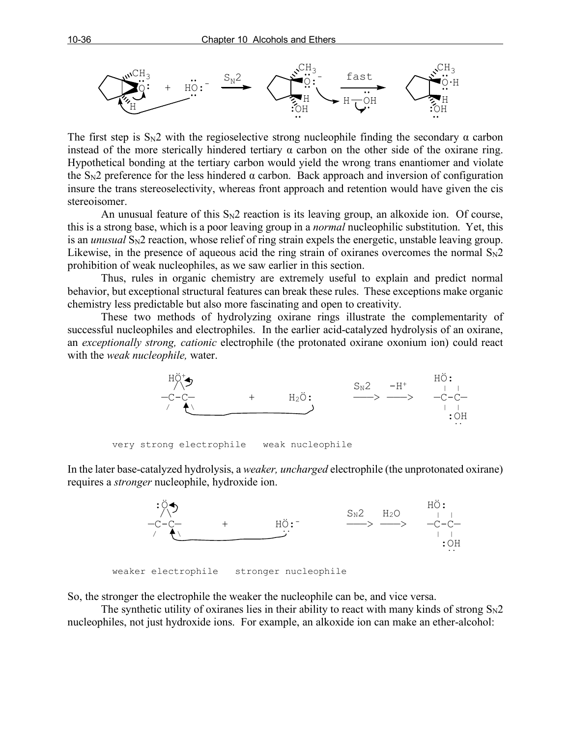The first step is $S_N2$ with the regioselective strong nucleophile finding the secondary α carbon instead of the more sterically hindered tertiary α carbon on the other side of the oxirane ring. Hypothetical bonding at the tertiary carbon would yield the wrong trans enantiomer and violate the $S_N2$ preference for the less hindered α carbon. Back approach and inversion of configuration insure the trans stereoselectivity, whereas front approach and retention would have given the cis stereoisomer.

An unusual feature of this $S_N2$ reaction is its leaving group, an alkoxide ion. Of course, this is a strong base, which is a poor leaving group in a *normal* nucleophilic substitution. Yet, this is an *unusual* $S_N2$ reaction, whose relief of ring strain expels the energetic, unstable leaving group. Likewise, in the presence of aqueous acid the ring strain of oxiranes overcomes the normal $S_N2$ prohibition of weak nucleophiles, as we saw earlier in this section.

Thus, rules in organic chemistry are extremely useful to explain and predict normal behavior, but exceptional structural features can break these rules. These exceptions make organic chemistry less predictable but also more fascinating and open to creativity.

These two methods of hydrolyzing oxirane rings illustrate the complementarity of successful nucleophiles and electrophiles. In the earlier acid-catalyzed hydrolysis of an oxirane, an *exceptionally strong, cationic* electrophile (the protonated oxirane oxonium ion) could react with the *weak nucleophile,* water.

very strong electrophile   weak nucleophile

In the later base-catalyzed hydrolysis, a *weaker, uncharged* electrophile (the unprotonated oxirane) requires a *stronger* nucleophile, hydroxide ion.

weaker electrophile   stronger nucleophile

So, the stronger the electrophile the weaker the nucleophile can be, and vice versa.

The synthetic utility of oxiranes lies in their ability to react with many kinds of strong $S_N2$ nucleophiles, not just hydroxide ions. For example, an alkoxide ion can make an ether-alcohol: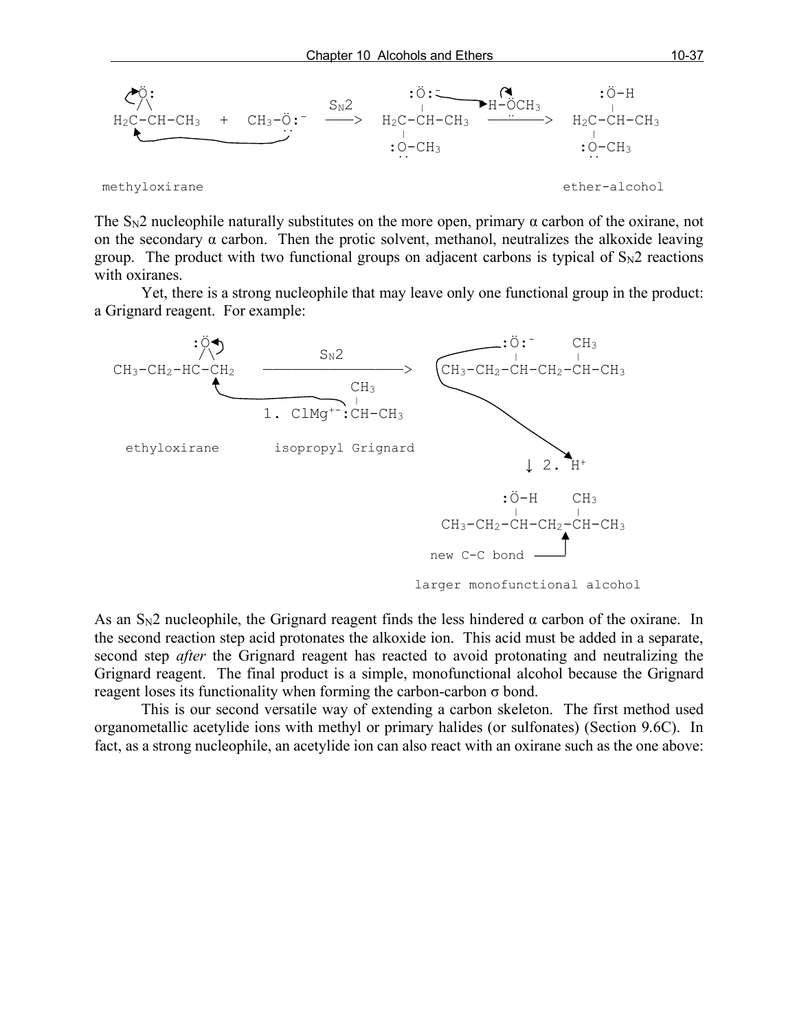```
   Ö:                          :Ö:⁻          H-ÖCH3         :Ö-H
  /\              SN2           |                            |
H2C-CH-CH3  +  CH3-Ö:⁻  ——>  H2C-CH-CH3   ————————>   H2C-CH-CH3
                                |                            |
                              :O-CH3                       :O-CH3

methyloxirane                                          ether-alcohol
```

The $S_N2$ nucleophile naturally substitutes on the more open, primary α carbon of the oxirane, not on the secondary α carbon. Then the protic solvent, methanol, neutralizes the alkoxide leaving group. The product with two functional groups on adjacent carbons is typical of $S_N2$ reactions with oxiranes.

Yet, there is a strong nucleophile that may leave only one functional group in the product: a Grignard reagent. For example:

```
          :Ö                                   :Ö:⁻    CH3
          /\            SN2                     |       |
CH3-CH2-HC-CH2   ——————————————>   CH3-CH2-CH-CH2-CH-CH3
                        CH3
                         |
              1. ClMg⁺⁻:CH-CH3

ethyloxirane       isopropyl Grignard
                                                   ↓ 2. H⁺

                                               :Ö-H    CH3
                                                |       |
                                       CH3-CH2-CH-CH2-CH-CH3
                                           new C-C bond ———↑

                                       larger monofunctional alcohol
```

As an $S_N2$ nucleophile, the Grignard reagent finds the less hindered α carbon of the oxirane. In the second reaction step acid protonates the alkoxide ion. This acid must be added in a separate, second step *after* the Grignard reagent has reacted to avoid protonating and neutralizing the Grignard reagent. The final product is a simple, monofunctional alcohol because the Grignard reagent loses its functionality when forming the carbon-carbon σ bond.

This is our second versatile way of extending a carbon skeleton. The first method used organometallic acetylide ions with methyl or primary halides (or sulfonates) (Section 9.6C). In fact, as a strong nucleophile, an acetylide ion can also react with an oxirane such as the one above: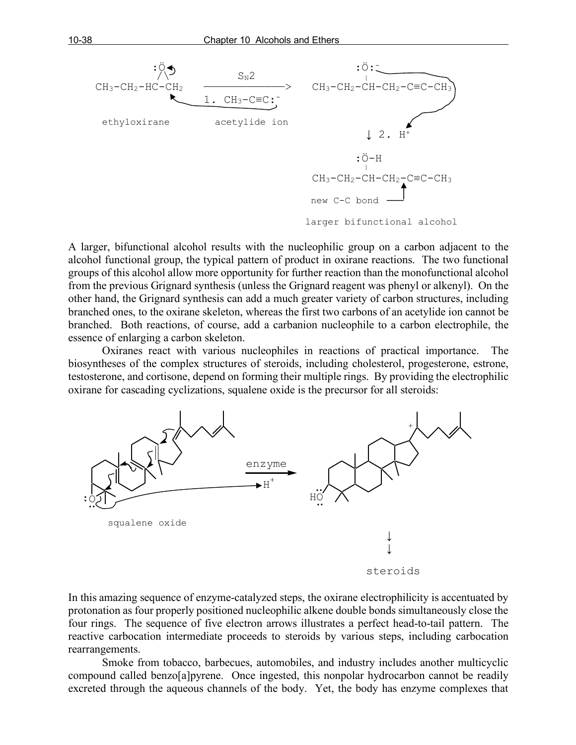A larger, bifunctional alcohol results with the nucleophilic group on a carbon adjacent to the alcohol functional group, the typical pattern of product in oxirane reactions. The two functional groups of this alcohol allow more opportunity for further reaction than the monofunctional alcohol from the previous Grignard synthesis (unless the Grignard reagent was phenyl or alkenyl). On the other hand, the Grignard synthesis can add a much greater variety of carbon structures, including branched ones, to the oxirane skeleton, whereas the first two carbons of an acetylide ion cannot be branched. Both reactions, of course, add a carbanion nucleophile to a carbon electrophile, the essence of enlarging a carbon skeleton.

Oxiranes react with various nucleophiles in reactions of practical importance. The biosyntheses of the complex structures of steroids, including cholesterol, progesterone, estrone, testosterone, and cortisone, depend on forming their multiple rings. By providing the electrophilic oxirane for cascading cyclizations, squalene oxide is the precursor for all steroids:

In this amazing sequence of enzyme-catalyzed steps, the oxirane electrophilicity is accentuated by protonation as four properly positioned nucleophilic alkene double bonds simultaneously close the four rings. The sequence of five electron arrows illustrates a perfect head-to-tail pattern. The reactive carbocation intermediate proceeds to steroids by various steps, including carbocation rearrangements.

Smoke from tobacco, barbecues, automobiles, and industry includes another multicyclic compound called benzo[a]pyrene. Once ingested, this nonpolar hydrocarbon cannot be readily excreted through the aqueous channels of the body. Yet, the body has enzyme complexes that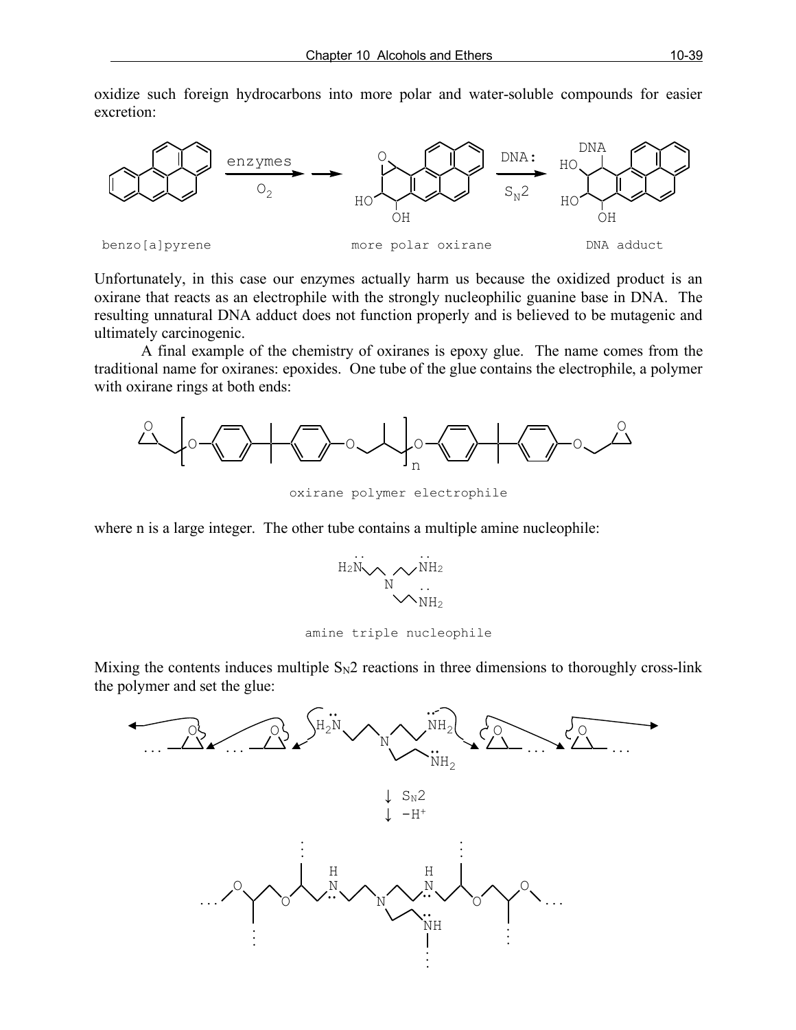oxidize such foreign hydrocarbons into more polar and water-soluble compounds for easier excretion:

benzo[a]pyrene — enzymes, $O_2$ → more polar oxirane — DNA: $S_N2$ → DNA adduct

Unfortunately, in this case our enzymes actually harm us because the oxidized product is an oxirane that reacts as an electrophile with the strongly nucleophilic guanine base in DNA. The resulting unnatural DNA adduct does not function properly and is believed to be mutagenic and ultimately carcinogenic.

A final example of the chemistry of oxiranes is epoxy glue. The name comes from the traditional name for oxiranes: epoxides. One tube of the glue contains the electrophile, a polymer with oxirane rings at both ends:

oxirane polymer electrophile

where n is a large integer. The other tube contains a multiple amine nucleophile:

amine triple nucleophile

Mixing the contents induces multiple $S_N2$ reactions in three dimensions to thoroughly cross-link the polymer and set the glue:

↓ $S_N2$
↓ $-H^+$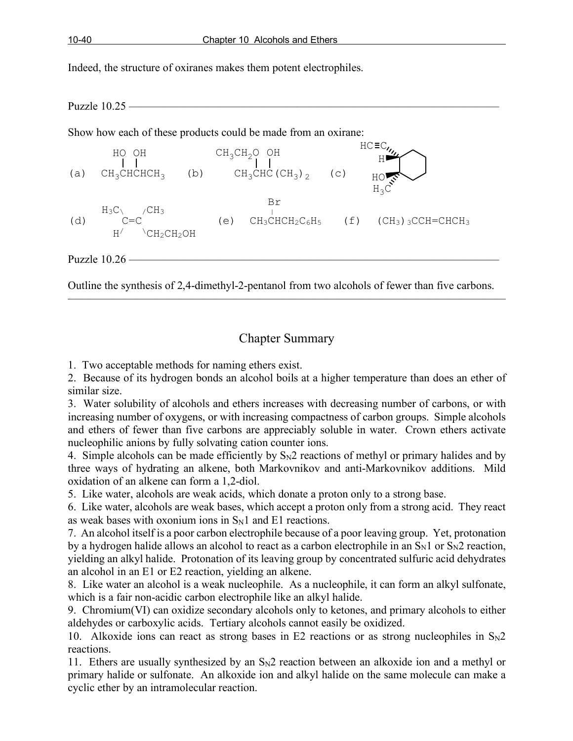Indeed, the structure of oxiranes makes them potent electrophiles.

Puzzle 10.25 ——————————————————————————————————————

Show how each of these products could be made from an oxirane:

(a)
```
  HO OH
   |  |
CH3CHCHCH3
```

(b)
```
CH3CH2O OH
      |  |
  CH3CHC(CH3)2
```

(c) cyclohexane ring bearing, on adjacent carbons, HC≡C and H (one carbon) and HO and $H_3C$ (adjacent carbon)

(d)
```
H3C\    /CH3
    C=C
 H/    \CH2CH2OH
```

(e)
```
    Br
    |
CH3CHCH2C6H5
```

(f) $(CH_3)_3CCH{=}CHCH_3$

Puzzle 10.26 ——————————————————————————————————————

Outline the synthesis of 2,4-dimethyl-2-pentanol from two alcohols of fewer than five carbons.

---

## Chapter Summary

1. Two acceptable methods for naming ethers exist.
2. Because of its hydrogen bonds an alcohol boils at a higher temperature than does an ether of similar size.
3. Water solubility of alcohols and ethers increases with decreasing number of carbons, or with increasing number of oxygens, or with increasing compactness of carbon groups. Simple alcohols and ethers of fewer than five carbons are appreciably soluble in water. Crown ethers activate nucleophilic anions by fully solvating cation counter ions.
4. Simple alcohols can be made efficiently by $S_N2$ reactions of methyl or primary halides and by three ways of hydrating an alkene, both Markovnikov and anti-Markovnikov additions. Mild oxidation of an alkene can form a 1,2-diol.
5. Like water, alcohols are weak acids, which donate a proton only to a strong base.
6. Like water, alcohols are weak bases, which accept a proton only from a strong acid. They react as weak bases with oxonium ions in $S_N1$ and E1 reactions.
7. An alcohol itself is a poor carbon electrophile because of a poor leaving group. Yet, protonation by a hydrogen halide allows an alcohol to react as a carbon electrophile in an $S_N1$ or $S_N2$ reaction, yielding an alkyl halide. Protonation of its leaving group by concentrated sulfuric acid dehydrates an alcohol in an E1 or E2 reaction, yielding an alkene.
8. Like water an alcohol is a weak nucleophile. As a nucleophile, it can form an alkyl sulfonate, which is a fair non-acidic carbon electrophile like an alkyl halide.
9. Chromium(VI) can oxidize secondary alcohols only to ketones, and primary alcohols to either aldehydes or carboxylic acids. Tertiary alcohols cannot easily be oxidized.
10. Alkoxide ions can react as strong bases in E2 reactions or as strong nucleophiles in $S_N2$ reactions.
11. Ethers are usually synthesized by an $S_N2$ reaction between an alkoxide ion and a methyl or primary halide or sulfonate. An alkoxide ion and alkyl halide on the same molecule can make a cyclic ether by an intramolecular reaction.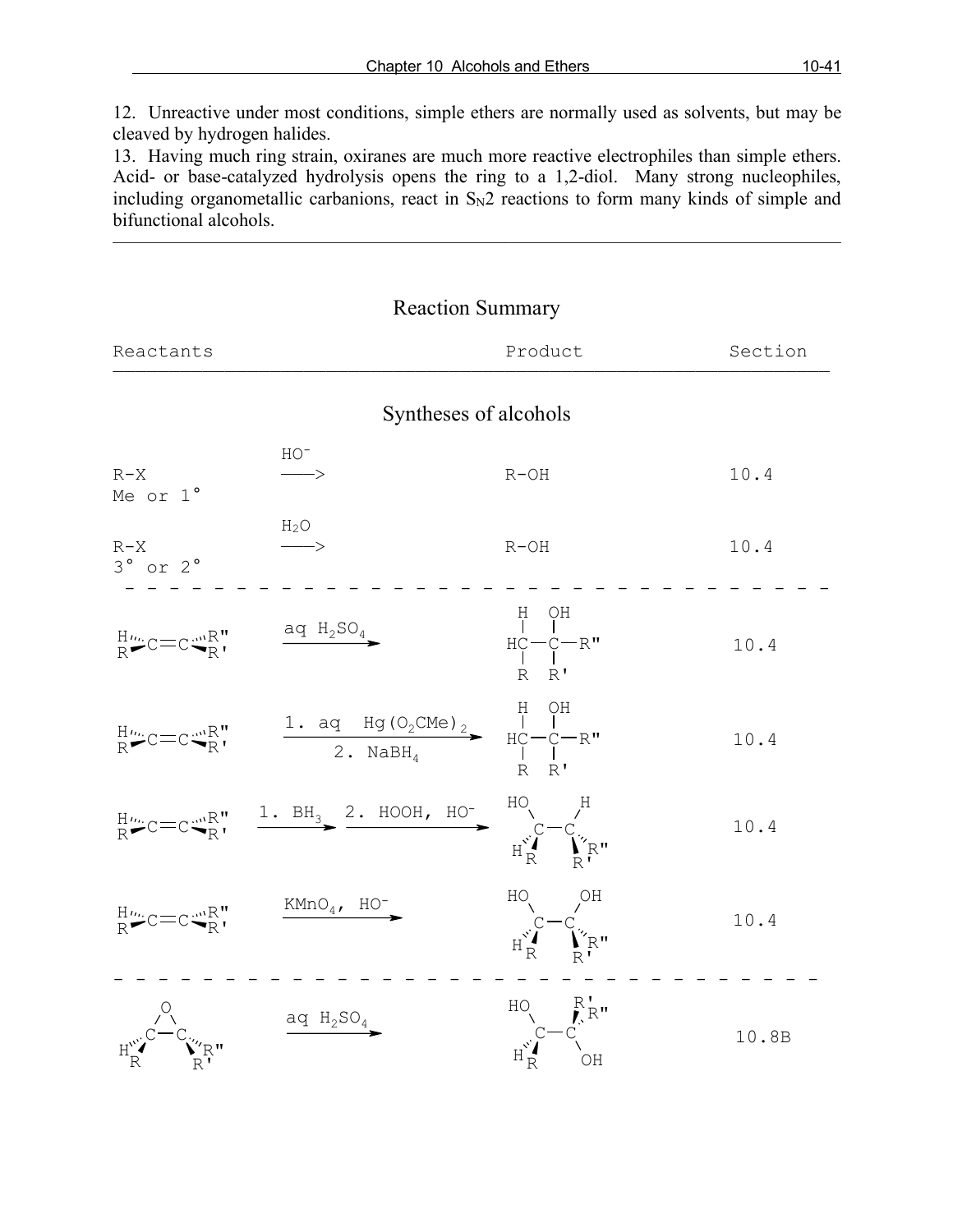12. Unreactive under most conditions, simple ethers are normally used as solvents, but may be cleaved by hydrogen halides.
13. Having much ring strain, oxiranes are much more reactive electrophiles than simple ethers. Acid- or base-catalyzed hydrolysis opens the ring to a 1,2-diol. Many strong nucleophiles, including organometallic carbanions, react in $S_N2$ reactions to form many kinds of simple and bifunctional alcohols.

---

## Reaction Summary

| Reactants | | Product | Section |
|---|---|---|---|

### Syntheses of alcohols

| Reactants | Reagents | Product | Section |
|---|---|---|---|
| R-X (Me or 1°) | $HO^-$ | R-OH | 10.4 |
| R-X (3° or 2°) | $H_2O$ | R-OH | 10.4 |
| H(R)C=C(R")(R') | aq $H_2SO_4$ | H(R)HC–C(OH)(R')–R" | 10.4 |
| H(R)C=C(R")(R') | 1. aq $Hg(O_2CMe)_2$ 2. $NaBH_4$ | H(R)HC–C(OH)(R')–R" | 10.4 |
| H(R)C=C(R")(R') | 1. $BH_3$ 2. HOOH, $HO^-$ | HO(H)(R)C–C(H)(R")(R') | 10.4 |
| H(R)C=C(R")(R') | $KMnO_4$, $HO^-$ | HO(H)(R)C–C(OH)(R")(R') | 10.4 |
| Epoxide: H(R)C(–O–)C(R")(R') | aq $H_2SO_4$ | HO(H)(R)C–C(OH)(R')(R") | 10.8B |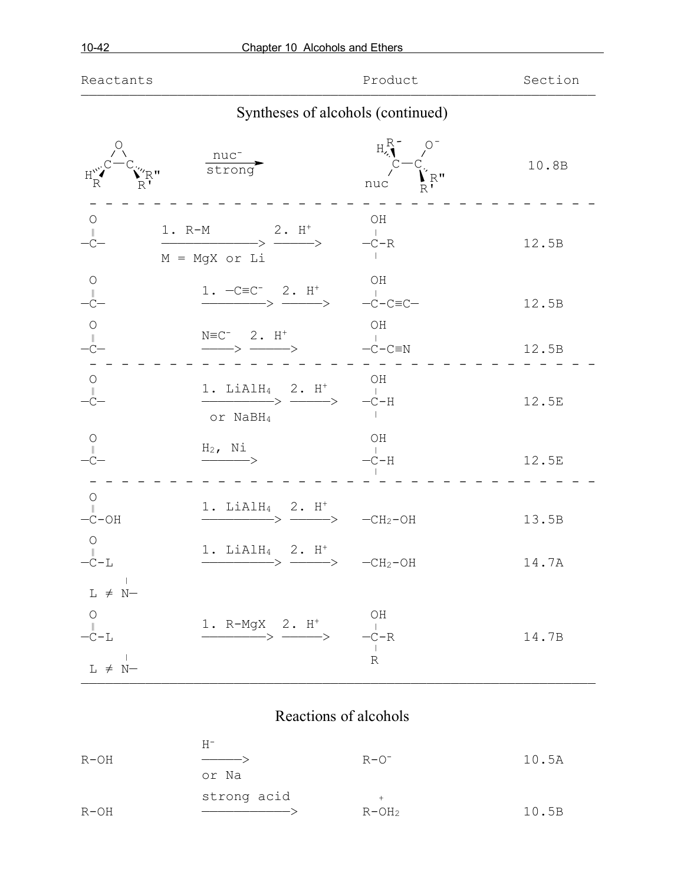| Reactants | | Product | Section |
|---|---|---|---|
| **Syntheses of alcohols (continued)** | | | |
| Epoxide: C(H)(R)–C(R')(R") with O bridge | $\xrightarrow[\text{strong}]{\text{nuc}^-}$ | $\text{nuc}$–C(H)(R)–C(R')(R")–$O^-$ | 10.8B |
| $-\overset{O}{\overset{\|}{C}}-$ | 1. R-M → 2. $H^+$ → ($M$ = MgX or Li) | $-\overset{OH}{\overset{\|}{C}}-R$ | 12.5B |
| $-\overset{O}{\overset{\|}{C}}-$ | 1. $-C{\equiv}C^-$ → 2. $H^+$ → | $-\overset{OH}{\overset{\|}{C}}-C{\equiv}C-$ | 12.5B |
| $-\overset{O}{\overset{\|}{C}}-$ | $N{\equiv}C^-$ → 2. $H^+$ → | $-\overset{OH}{\overset{\|}{C}}-C{\equiv}N$ | 12.5B |
| $-\overset{O}{\overset{\|}{C}}-$ | 1. $LiAlH_4$ or $NaBH_4$ → 2. $H^+$ → | $-\overset{OH}{\overset{\|}{C}}-H$ | 12.5E |
| $-\overset{O}{\overset{\|}{C}}-$ | $H_2$, Ni → | $-\overset{OH}{\overset{\|}{C}}-H$ | 12.5E |
| $-\overset{O}{\overset{\|}{C}}-OH$ | 1. $LiAlH_4$ → 2. $H^+$ → | $-CH_2-OH$ | 13.5B |
| $-\overset{O}{\overset{\|}{C}}-L$ ($L \neq$ N–) | 1. $LiAlH_4$ → 2. $H^+$ → | $-CH_2-OH$ | 14.7A |
| $-\overset{O}{\overset{\|}{C}}-L$ ($L \neq$ N–) | 1. R-MgX → 2. $H^+$ → | $-\overset{OH}{\overset{\|}{C}}-R$ (with second R) | 14.7B |

## Reactions of alcohols

| Reactants | | Product | Section |
|---|---|---|---|
| R-OH | $H^-$ or Na → | $R-O^-$ | 10.5A |
| R-OH | strong acid → | $R-OH_2^+$ | 10.5B |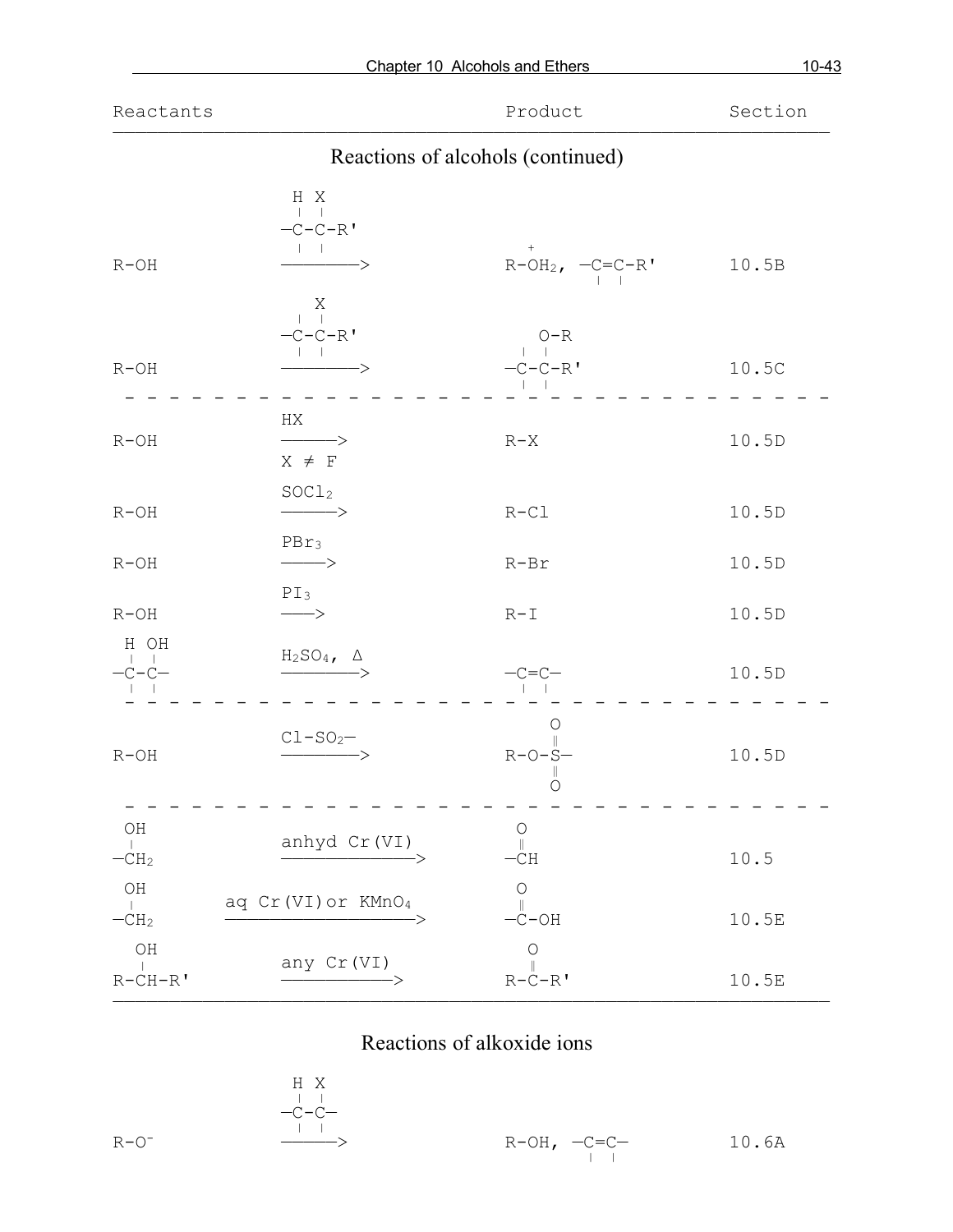| Reactants | | Product | Section |
|---|---|---|---|

## Reactions of alcohols (continued)

| Reactants | Reagent | Product | Section |
|---|---|---|---|
| R-OH | H-C-C(X)-R' (i.e., —C(H)—C(X)—R') | $R-\overset{+}{O}H_2$, —C=C-R' | 10.5B |
| R-OH | —C-C(X)-R' | —C-C(O-R)-R' | 10.5C |
| R-OH | HX, X ≠ F | R-X | 10.5D |
| R-OH | $SOCl_2$ | R-Cl | 10.5D |
| R-OH | $PBr_3$ | R-Br | 10.5D |
| R-OH | $PI_3$ | R-I | 10.5D |
| —C(H)-C(OH)— | $H_2SO_4$, Δ | —C=C— | 10.5D |
| R-OH | Cl-$SO_2$— | R-O-S(=O)(=O)— | 10.5D |
| —$CH_2$-OH | anhyd Cr(VI) | —CH=O | 10.5 |
| —$CH_2$-OH | aq Cr(VI) or $KMnO_4$ | —C(=O)-OH | 10.5E |
| R-CH(OH)-R' | any Cr(VI) | R-C(=O)-R' | 10.5E |

## Reactions of alkoxide ions

| Reactants | Reagent | Product | Section |
|---|---|---|---|
| $R-O^-$ | —C(H)-C(X)— | R-OH, —C=C— | 10.6A |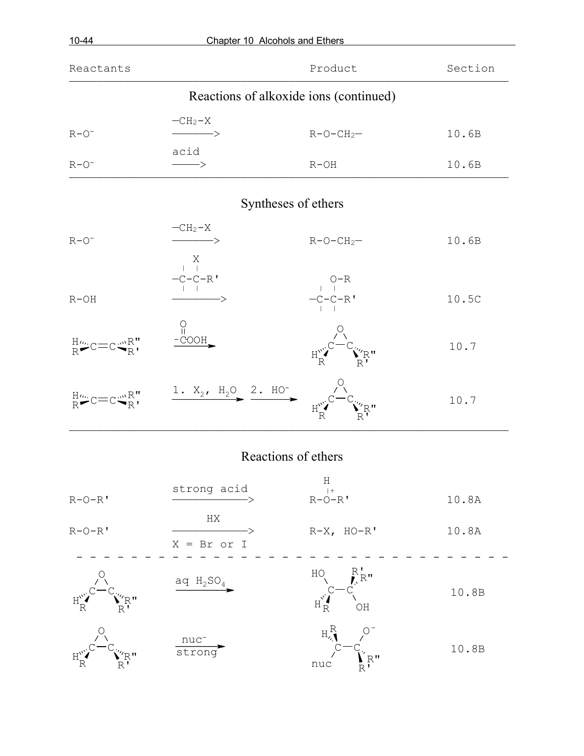| Reactants | | Product | Section |
|---|---|---|---|
| **Reactions of alkoxide ions (continued)** | | | |
| R-O⁻ | —CH₂-X ——> | R-O-CH₂— | 10.6B |
| R-O⁻ | acid ——> | R-OH | 10.6B |
| **Syntheses of ethers** | | | |
| R-O⁻ | —CH₂-X ——> | R-O-CH₂— | 10.6B |
| R-OH | —C(X)-C-R' ——> | —C(O-R)-C-R' | 10.5C |
| H(R)C=C(R")(R') | -C(=O)OOH ——> | epoxide: H(R)C(O)C(R")(R') | 10.7 |
| H(R)C=C(R")(R') | 1. $X_2$, $H_2O$ 2. HO⁻ ——> | epoxide: H(R)C(O)C(R")(R') | 10.7 |
| **Reactions of ethers** | | | |
| R-O-R' | strong acid ——> | R-O⁺(H)-R' | 10.8A |
| R-O-R' | HX ——> X = Br or I | R-X, HO-R' | 10.8A |
| epoxide: H(R)C(O)C(R")(R') | aq $H_2SO_4$ ——> | HO(H)(R)C—C(R')(R")OH | 10.8B |
| epoxide: H(R)C(O)C(R")(R') | nuc⁻ strong ——> | nuc(H)(R)C—C(R")(R')O⁻ | 10.8B |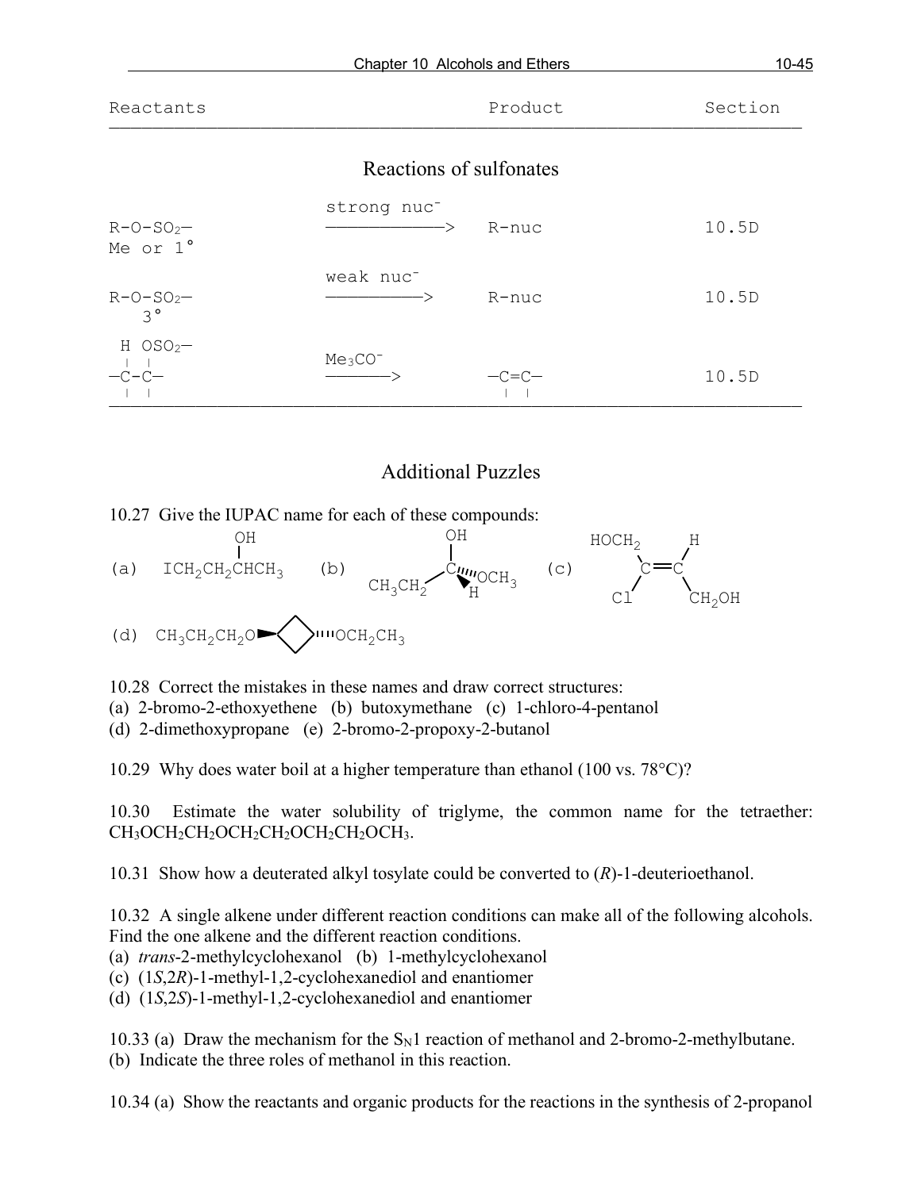| Reactants | | Product | Section |
|---|---|---|---|

## Reactions of sulfonates

| Reactants | Reagent | Product | Section |
|---|---|---|---|
| R-O-$SO_2$— Me or 1° | strong nuc$^-$ ———> | R-nuc | 10.5D |
| R-O-$SO_2$— 3° | weak nuc$^-$ ———> | R-nuc | 10.5D |
| H $OSO_2$— / —C-C— | $Me_3CO^-$ ———> | —C=C— | 10.5D |

## Additional Puzzles

10.27 Give the IUPAC name for each of these compounds:

(a) $ICH_2CH_2CH(OH)CH_3$ (b) $CH_3CH_2$–C(OH)(H)–$OCH_3$ (c) $HOCH_2$(Cl)C=C(H)$CH_2OH$

(d) $CH_3CH_2CH_2O$–(cyclobutane)–$OCH_2CH_3$

10.28 Correct the mistakes in these names and draw correct structures:
(a) 2-bromo-2-ethoxyethene (b) butoxymethane (c) 1-chloro-4-pentanol
(d) 2-dimethoxypropane (e) 2-bromo-2-propoxy-2-butanol

10.29 Why does water boil at a higher temperature than ethanol (100 vs. 78°C)?

10.30 Estimate the water solubility of triglyme, the common name for the tetraether: $CH_3OCH_2CH_2OCH_2CH_2OCH_2CH_2OCH_3$.

10.31 Show how a deuterated alkyl tosylate could be converted to (*R*)-1-deuterioethanol.

10.32 A single alkene under different reaction conditions can make all of the following alcohols. Find the one alkene and the different reaction conditions.
(a) *trans*-2-methylcyclohexanol (b) 1-methylcyclohexanol
(c) (1*S*,2*R*)-1-methyl-1,2-cyclohexanediol and enantiomer
(d) (1*S*,2*S*)-1-methyl-1,2-cyclohexanediol and enantiomer

10.33 (a) Draw the mechanism for the $S_N1$ reaction of methanol and 2-bromo-2-methylbutane.
(b) Indicate the three roles of methanol in this reaction.

10.34 (a) Show the reactants and organic products for the reactions in the synthesis of 2-propanol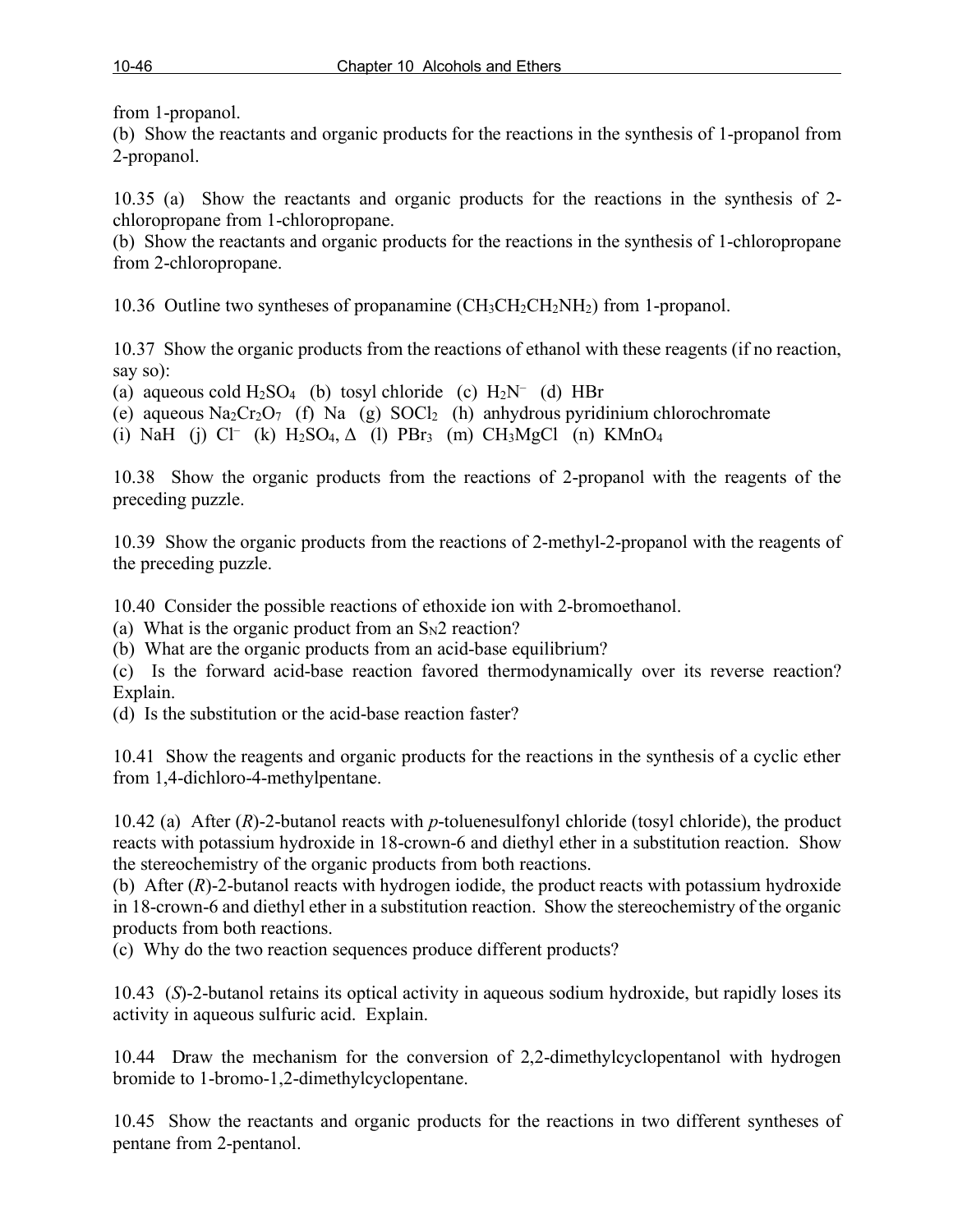from 1-propanol.
(b) Show the reactants and organic products for the reactions in the synthesis of 1-propanol from 2-propanol.

10.35 (a) Show the reactants and organic products for the reactions in the synthesis of 2-chloropropane from 1-chloropropane.
(b) Show the reactants and organic products for the reactions in the synthesis of 1-chloropropane from 2-chloropropane.

10.36 Outline two syntheses of propanamine ($CH_3CH_2CH_2NH_2$) from 1-propanol.

10.37 Show the organic products from the reactions of ethanol with these reagents (if no reaction, say so):
(a) aqueous cold $H_2SO_4$ (b) tosyl chloride (c) $H_2N^-$ (d) HBr
(e) aqueous $Na_2Cr_2O_7$ (f) Na (g) $SOCl_2$ (h) anhydrous pyridinium chlorochromate
(i) NaH (j) $Cl^-$ (k) $H_2SO_4$, $\Delta$ (l) $PBr_3$ (m) $CH_3MgCl$ (n) $KMnO_4$

10.38 Show the organic products from the reactions of 2-propanol with the reagents of the preceding puzzle.

10.39 Show the organic products from the reactions of 2-methyl-2-propanol with the reagents of the preceding puzzle.

10.40 Consider the possible reactions of ethoxide ion with 2-bromoethanol.
(a) What is the organic product from an $S_N2$ reaction?
(b) What are the organic products from an acid-base equilibrium?
(c) Is the forward acid-base reaction favored thermodynamically over its reverse reaction? Explain.
(d) Is the substitution or the acid-base reaction faster?

10.41 Show the reagents and organic products for the reactions in the synthesis of a cyclic ether from 1,4-dichloro-4-methylpentane.

10.42 (a) After (*R*)-2-butanol reacts with *p*-toluenesulfonyl chloride (tosyl chloride), the product reacts with potassium hydroxide in 18-crown-6 and diethyl ether in a substitution reaction. Show the stereochemistry of the organic products from both reactions.
(b) After (*R*)-2-butanol reacts with hydrogen iodide, the product reacts with potassium hydroxide in 18-crown-6 and diethyl ether in a substitution reaction. Show the stereochemistry of the organic products from both reactions.
(c) Why do the two reaction sequences produce different products?

10.43 (*S*)-2-butanol retains its optical activity in aqueous sodium hydroxide, but rapidly loses its activity in aqueous sulfuric acid. Explain.

10.44 Draw the mechanism for the conversion of 2,2-dimethylcyclopentanol with hydrogen bromide to 1-bromo-1,2-dimethylcyclopentane.

10.45 Show the reactants and organic products for the reactions in two different syntheses of pentane from 2-pentanol.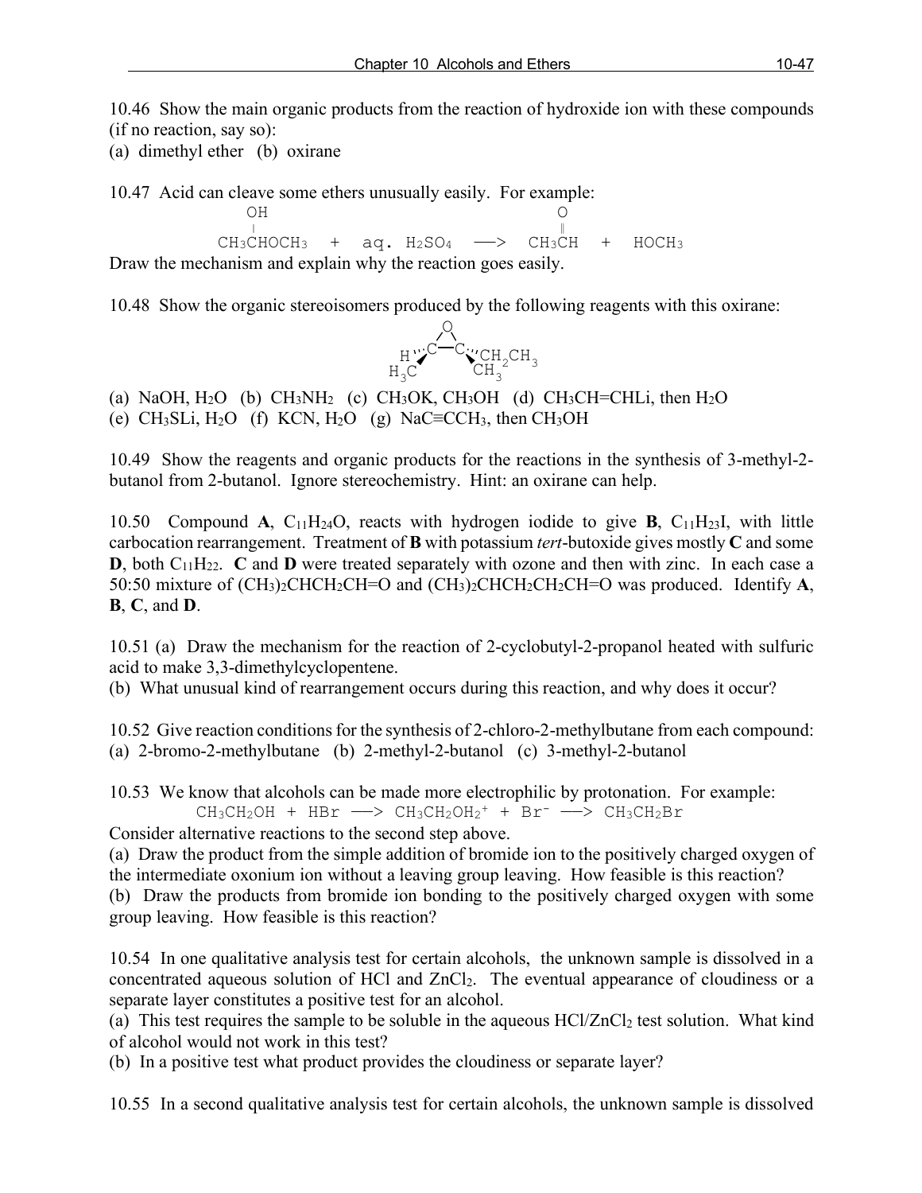10.46 Show the main organic products from the reaction of hydroxide ion with these compounds (if no reaction, say so):

(a) dimethyl ether (b) oxirane

10.47 Acid can cleave some ethers unusually easily. For example:

```
         OH                                  O
         |                                   ‖
      CH3CHOCH3   +   aq. H2SO4   —>   CH3CH   +   HOCH3
```

Draw the mechanism and explain why the reaction goes easily.

10.48 Show the organic stereoisomers produced by the following reagents with this oxirane:

```
          O
         / \
    H''C———C''CH2CH3
   H3C        CH3
```

(a) NaOH, $H_2O$ (b) $CH_3NH_2$ (c) $CH_3OK$, $CH_3OH$ (d) $CH_3CH{=}CHLi$, then $H_2O$
(e) $CH_3SLi$, $H_2O$ (f) KCN, $H_2O$ (g) $NaC{\equiv}CCH_3$, then $CH_3OH$

10.49 Show the reagents and organic products for the reactions in the synthesis of 3-methyl-2-butanol from 2-butanol. Ignore stereochemistry. Hint: an oxirane can help.

10.50 Compound **A**, $C_{11}H_{24}O$, reacts with hydrogen iodide to give **B**, $C_{11}H_{23}I$, with little carbocation rearrangement. Treatment of **B** with potassium *tert*-butoxide gives mostly **C** and some **D**, both $C_{11}H_{22}$. **C** and **D** were treated separately with ozone and then with zinc. In each case a 50:50 mixture of $(CH_3)_2CHCH_2CH{=}O$ and $(CH_3)_2CHCH_2CH_2CH{=}O$ was produced. Identify **A**, **B**, **C**, and **D**.

10.51 (a) Draw the mechanism for the reaction of 2-cyclobutyl-2-propanol heated with sulfuric acid to make 3,3-dimethylcyclopentene.

(b) What unusual kind of rearrangement occurs during this reaction, and why does it occur?

10.52 Give reaction conditions for the synthesis of 2-chloro-2-methylbutane from each compound:

(a) 2-bromo-2-methylbutane (b) 2-methyl-2-butanol (c) 3-methyl-2-butanol

10.53 We know that alcohols can be made more electrophilic by protonation. For example:

$$CH_3CH_2OH + HBr \longrightarrow CH_3CH_2OH_2^+ + Br^- \longrightarrow CH_3CH_2Br$$

Consider alternative reactions to the second step above.

(a) Draw the product from the simple addition of bromide ion to the positively charged oxygen of the intermediate oxonium ion without a leaving group leaving. How feasible is this reaction?

(b) Draw the products from bromide ion bonding to the positively charged oxygen with some group leaving. How feasible is this reaction?

10.54 In one qualitative analysis test for certain alcohols, the unknown sample is dissolved in a concentrated aqueous solution of HCl and $ZnCl_2$. The eventual appearance of cloudiness or a separate layer constitutes a positive test for an alcohol.

(a) This test requires the sample to be soluble in the aqueous HCl/$ZnCl_2$ test solution. What kind of alcohol would not work in this test?

(b) In a positive test what product provides the cloudiness or separate layer?

10.55 In a second qualitative analysis test for certain alcohols, the unknown sample is dissolved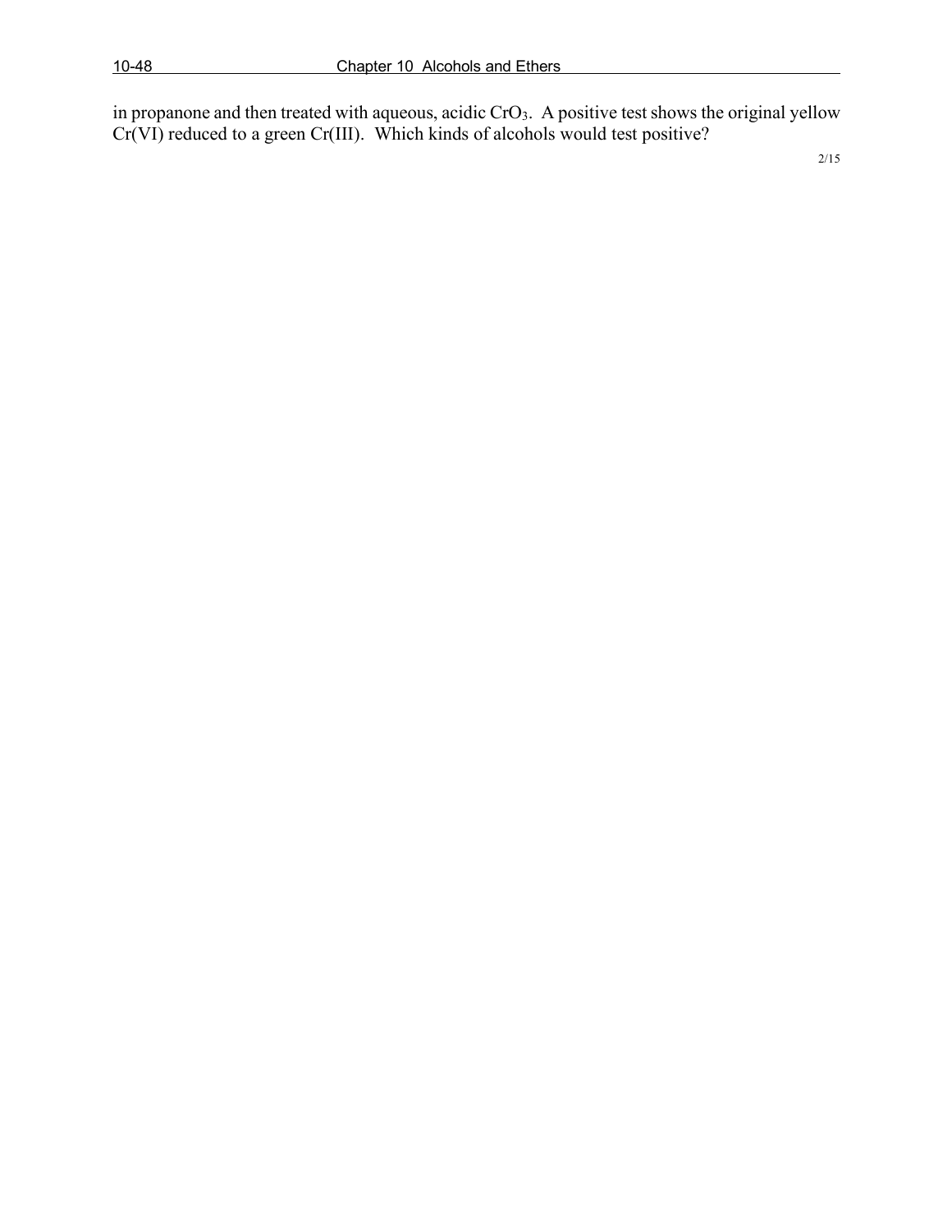in propanone and then treated with aqueous, acidic $CrO_3$. A positive test shows the original yellow Cr(VI) reduced to a green Cr(III). Which kinds of alcohols would test positive?

2/15